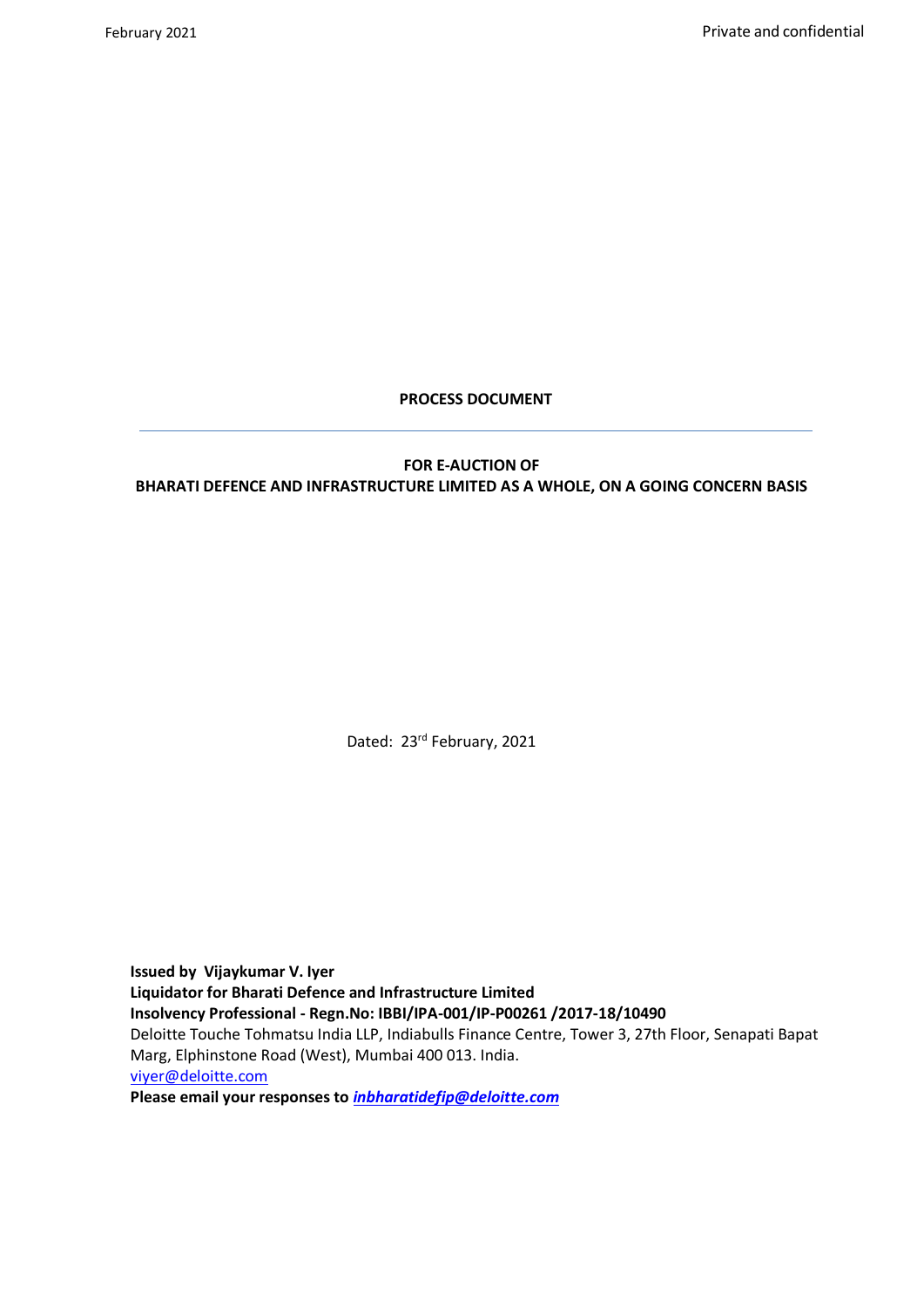# PROCESS DOCUMENT

---

## FOR E-AUCTION OF BHARATI DEFENCE AND INFRASTRUCTURE LIMITED AS A WHOLE, ON A GOING CONCERN BASIS

Dated: 23rd February, 2021

**Issued by Vijaykumar V. Iyer**
**Liquidator for Bharati Defence and Infrastructure Limited**
**Insolvency Professional - Regn.No: IBBI/IPA-001/IP-P00261 /2017-18/10490**
Deloitte Touche Tohmatsu India LLP, Indiabulls Finance Centre, Tower 3, 27th Floor, Senapati Bapat Marg, Elphinstone Road (West), Mumbai 400 013. India.
viyer@deloitte.com
**Please email your responses to *inbharatidefip@deloitte.com***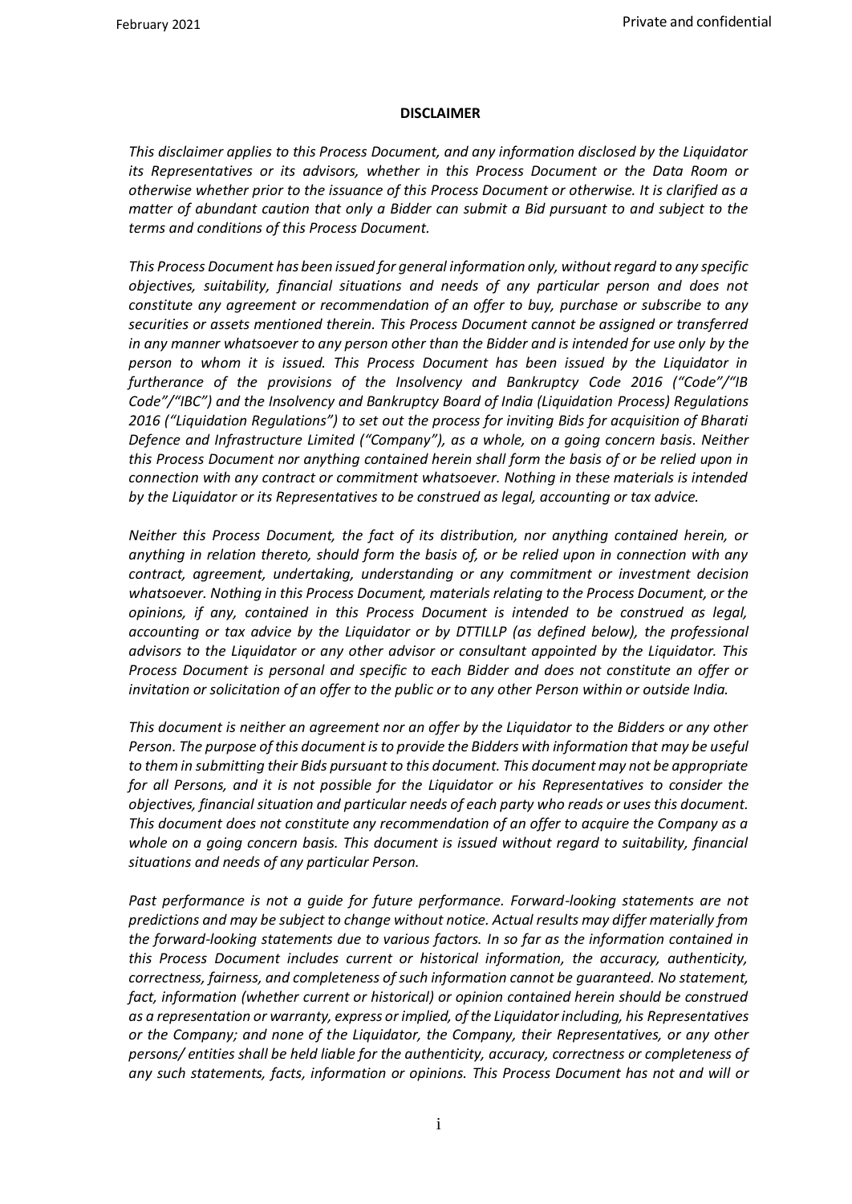**DISCLAIMER**

*This disclaimer applies to this Process Document, and any information disclosed by the Liquidator its Representatives or its advisors, whether in this Process Document or the Data Room or otherwise whether prior to the issuance of this Process Document or otherwise. It is clarified as a matter of abundant caution that only a Bidder can submit a Bid pursuant to and subject to the terms and conditions of this Process Document.*

*This Process Document has been issued for general information only, without regard to any specific objectives, suitability, financial situations and needs of any particular person and does not constitute any agreement or recommendation of an offer to buy, purchase or subscribe to any securities or assets mentioned therein. This Process Document cannot be assigned or transferred in any manner whatsoever to any person other than the Bidder and is intended for use only by the person to whom it is issued. This Process Document has been issued by the Liquidator in furtherance of the provisions of the Insolvency and Bankruptcy Code 2016 ("Code"/"IB Code"/"IBC") and the Insolvency and Bankruptcy Board of India (Liquidation Process) Regulations 2016 ("Liquidation Regulations") to set out the process for inviting Bids for acquisition of Bharati Defence and Infrastructure Limited ("Company"), as a whole, on a going concern basis. Neither this Process Document nor anything contained herein shall form the basis of or be relied upon in connection with any contract or commitment whatsoever. Nothing in these materials is intended by the Liquidator or its Representatives to be construed as legal, accounting or tax advice.*

*Neither this Process Document, the fact of its distribution, nor anything contained herein, or anything in relation thereto, should form the basis of, or be relied upon in connection with any contract, agreement, undertaking, understanding or any commitment or investment decision whatsoever. Nothing in this Process Document, materials relating to the Process Document, or the opinions, if any, contained in this Process Document is intended to be construed as legal, accounting or tax advice by the Liquidator or by DTTILLP (as defined below), the professional advisors to the Liquidator or any other advisor or consultant appointed by the Liquidator. This Process Document is personal and specific to each Bidder and does not constitute an offer or invitation or solicitation of an offer to the public or to any other Person within or outside India.*

*This document is neither an agreement nor an offer by the Liquidator to the Bidders or any other Person. The purpose of this document is to provide the Bidders with information that may be useful to them in submitting their Bids pursuant to this document. This document may not be appropriate for all Persons, and it is not possible for the Liquidator or his Representatives to consider the objectives, financial situation and particular needs of each party who reads or uses this document. This document does not constitute any recommendation of an offer to acquire the Company as a whole on a going concern basis. This document is issued without regard to suitability, financial situations and needs of any particular Person.*

*Past performance is not a guide for future performance. Forward-looking statements are not predictions and may be subject to change without notice. Actual results may differ materially from the forward-looking statements due to various factors. In so far as the information contained in this Process Document includes current or historical information, the accuracy, authenticity, correctness, fairness, and completeness of such information cannot be guaranteed. No statement, fact, information (whether current or historical) or opinion contained herein should be construed as a representation or warranty, express or implied, of the Liquidator including, his Representatives or the Company; and none of the Liquidator, the Company, their Representatives, or any other persons/ entities shall be held liable for the authenticity, accuracy, correctness or completeness of any such statements, facts, information or opinions. This Process Document has not and will or*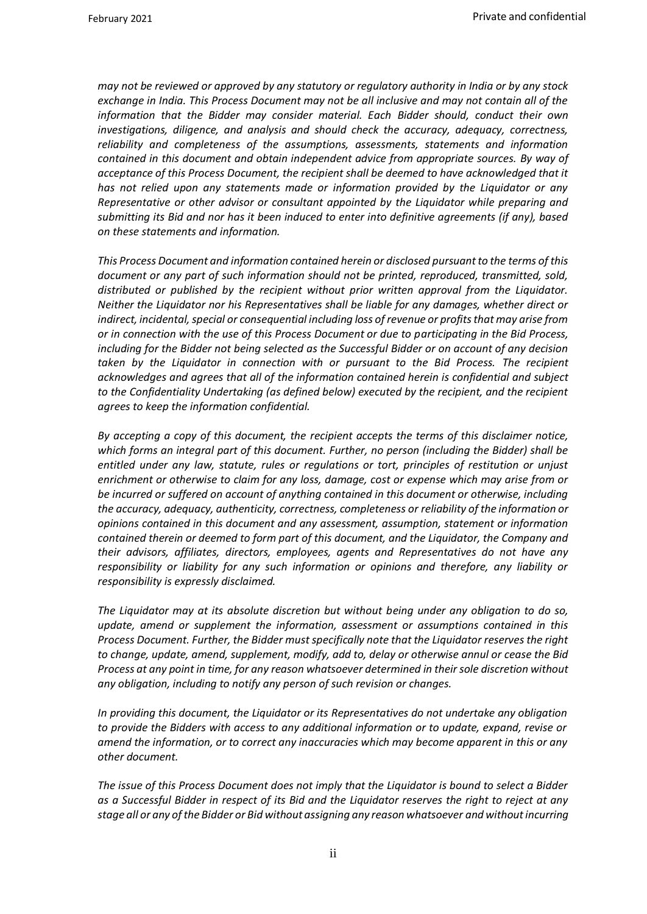*may not be reviewed or approved by any statutory or regulatory authority in India or by any stock exchange in India. This Process Document may not be all inclusive and may not contain all of the information that the Bidder may consider material. Each Bidder should, conduct their own investigations, diligence, and analysis and should check the accuracy, adequacy, correctness, reliability and completeness of the assumptions, assessments, statements and information contained in this document and obtain independent advice from appropriate sources. By way of acceptance of this Process Document, the recipient shall be deemed to have acknowledged that it has not relied upon any statements made or information provided by the Liquidator or any Representative or other advisor or consultant appointed by the Liquidator while preparing and submitting its Bid and nor has it been induced to enter into definitive agreements (if any), based on these statements and information.*

*This Process Document and information contained herein or disclosed pursuant to the terms of this document or any part of such information should not be printed, reproduced, transmitted, sold, distributed or published by the recipient without prior written approval from the Liquidator. Neither the Liquidator nor his Representatives shall be liable for any damages, whether direct or indirect, incidental, special or consequential including loss of revenue or profits that may arise from or in connection with the use of this Process Document or due to participating in the Bid Process, including for the Bidder not being selected as the Successful Bidder or on account of any decision taken by the Liquidator in connection with or pursuant to the Bid Process. The recipient acknowledges and agrees that all of the information contained herein is confidential and subject to the Confidentiality Undertaking (as defined below) executed by the recipient, and the recipient agrees to keep the information confidential.*

*By accepting a copy of this document, the recipient accepts the terms of this disclaimer notice, which forms an integral part of this document. Further, no person (including the Bidder) shall be entitled under any law, statute, rules or regulations or tort, principles of restitution or unjust enrichment or otherwise to claim for any loss, damage, cost or expense which may arise from or be incurred or suffered on account of anything contained in this document or otherwise, including the accuracy, adequacy, authenticity, correctness, completeness or reliability of the information or opinions contained in this document and any assessment, assumption, statement or information contained therein or deemed to form part of this document, and the Liquidator, the Company and their advisors, affiliates, directors, employees, agents and Representatives do not have any responsibility or liability for any such information or opinions and therefore, any liability or responsibility is expressly disclaimed.*

*The Liquidator may at its absolute discretion but without being under any obligation to do so, update, amend or supplement the information, assessment or assumptions contained in this Process Document. Further, the Bidder must specifically note that the Liquidator reserves the right to change, update, amend, supplement, modify, add to, delay or otherwise annul or cease the Bid Process at any point in time, for any reason whatsoever determined in their sole discretion without any obligation, including to notify any person of such revision or changes.*

*In providing this document, the Liquidator or its Representatives do not undertake any obligation to provide the Bidders with access to any additional information or to update, expand, revise or amend the information, or to correct any inaccuracies which may become apparent in this or any other document.*

*The issue of this Process Document does not imply that the Liquidator is bound to select a Bidder as a Successful Bidder in respect of its Bid and the Liquidator reserves the right to reject at any stage all or any of the Bidder or Bid without assigning any reason whatsoever and without incurring*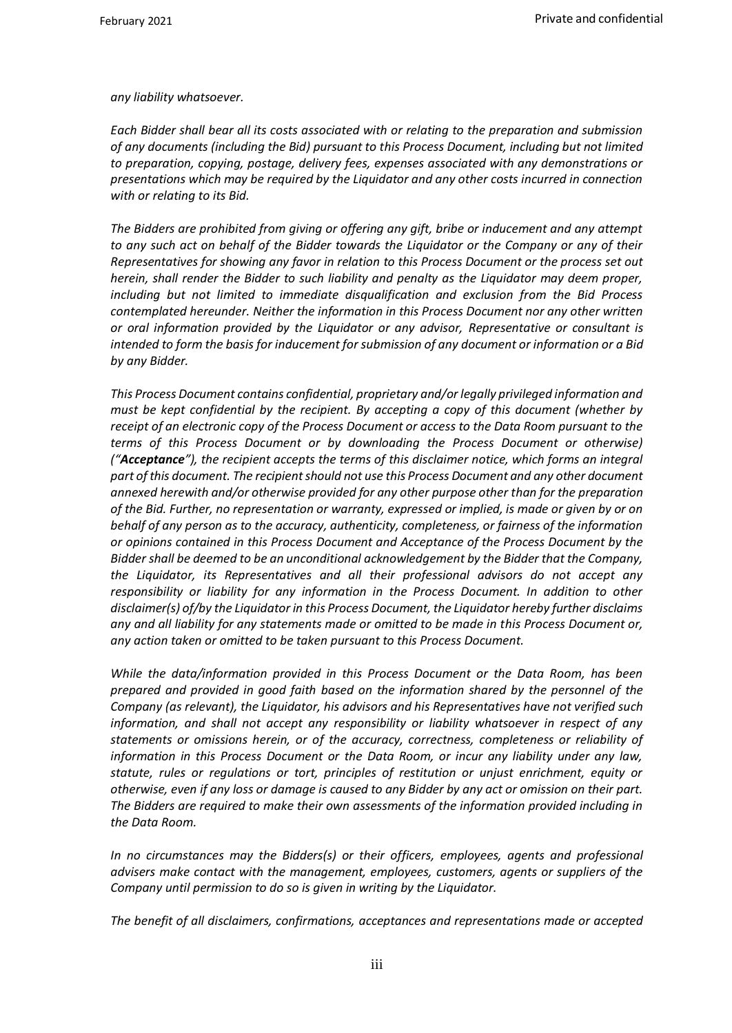*any liability whatsoever.*

*Each Bidder shall bear all its costs associated with or relating to the preparation and submission of any documents (including the Bid) pursuant to this Process Document, including but not limited to preparation, copying, postage, delivery fees, expenses associated with any demonstrations or presentations which may be required by the Liquidator and any other costs incurred in connection with or relating to its Bid.*

*The Bidders are prohibited from giving or offering any gift, bribe or inducement and any attempt to any such act on behalf of the Bidder towards the Liquidator or the Company or any of their Representatives for showing any favor in relation to this Process Document or the process set out herein, shall render the Bidder to such liability and penalty as the Liquidator may deem proper, including but not limited to immediate disqualification and exclusion from the Bid Process contemplated hereunder. Neither the information in this Process Document nor any other written or oral information provided by the Liquidator or any advisor, Representative or consultant is intended to form the basis for inducement for submission of any document or information or a Bid by any Bidder.*

*This Process Document contains confidential, proprietary and/or legally privileged information and must be kept confidential by the recipient. By accepting a copy of this document (whether by receipt of an electronic copy of the Process Document or access to the Data Room pursuant to the terms of this Process Document or by downloading the Process Document or otherwise) ("**Acceptance**"), the recipient accepts the terms of this disclaimer notice, which forms an integral part of this document. The recipient should not use this Process Document and any other document annexed herewith and/or otherwise provided for any other purpose other than for the preparation of the Bid. Further, no representation or warranty, expressed or implied, is made or given by or on behalf of any person as to the accuracy, authenticity, completeness, or fairness of the information or opinions contained in this Process Document and Acceptance of the Process Document by the Bidder shall be deemed to be an unconditional acknowledgement by the Bidder that the Company, the Liquidator, its Representatives and all their professional advisors do not accept any responsibility or liability for any information in the Process Document. In addition to other disclaimer(s) of/by the Liquidator in this Process Document, the Liquidator hereby further disclaims any and all liability for any statements made or omitted to be made in this Process Document or, any action taken or omitted to be taken pursuant to this Process Document.*

*While the data/information provided in this Process Document or the Data Room, has been prepared and provided in good faith based on the information shared by the personnel of the Company (as relevant), the Liquidator, his advisors and his Representatives have not verified such information, and shall not accept any responsibility or liability whatsoever in respect of any statements or omissions herein, or of the accuracy, correctness, completeness or reliability of information in this Process Document or the Data Room, or incur any liability under any law, statute, rules or regulations or tort, principles of restitution or unjust enrichment, equity or otherwise, even if any loss or damage is caused to any Bidder by any act or omission on their part. The Bidders are required to make their own assessments of the information provided including in the Data Room.*

*In no circumstances may the Bidders(s) or their officers, employees, agents and professional advisers make contact with the management, employees, customers, agents or suppliers of the Company until permission to do so is given in writing by the Liquidator.*

*The benefit of all disclaimers, confirmations, acceptances and representations made or accepted*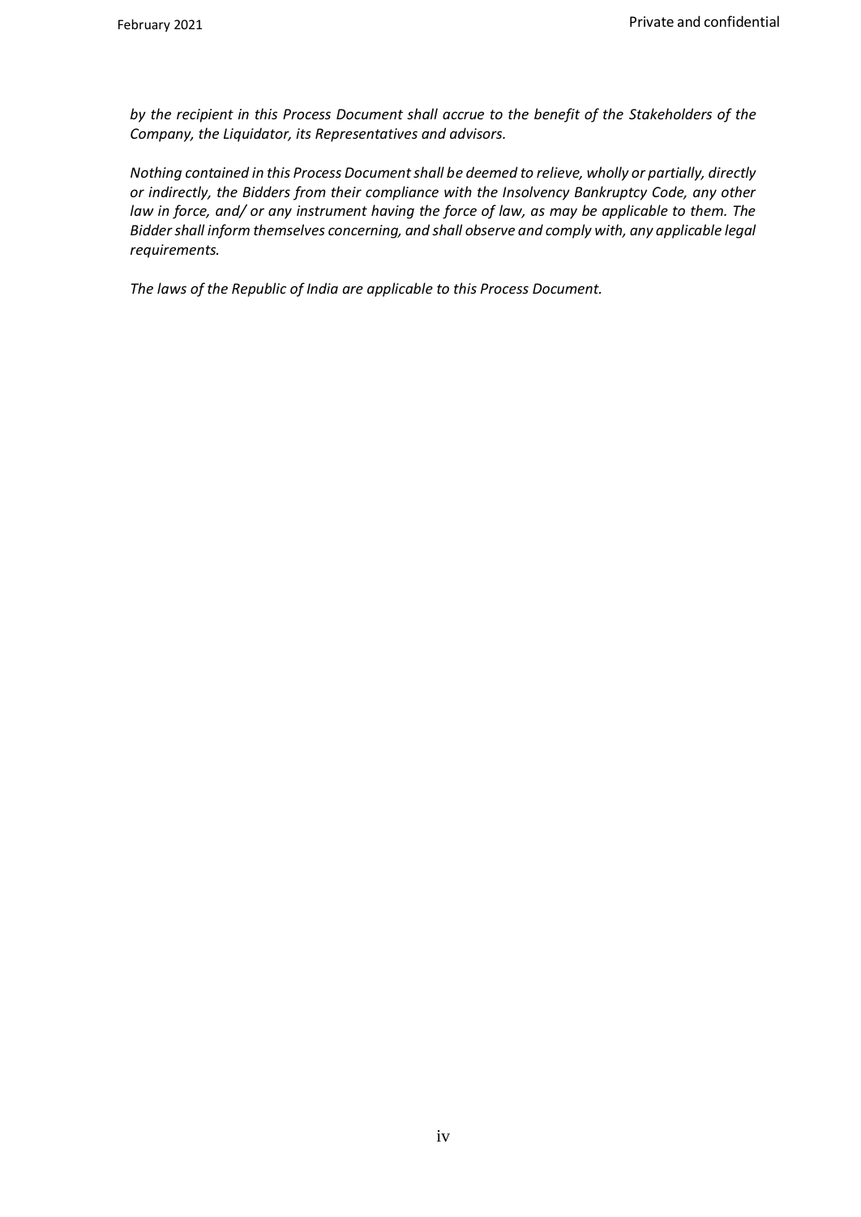*by the recipient in this Process Document shall accrue to the benefit of the Stakeholders of the Company, the Liquidator, its Representatives and advisors.*

*Nothing contained in this Process Document shall be deemed to relieve, wholly or partially, directly or indirectly, the Bidders from their compliance with the Insolvency Bankruptcy Code, any other law in force, and/ or any instrument having the force of law, as may be applicable to them. The Bidder shall inform themselves concerning, and shall observe and comply with, any applicable legal requirements.*

*The laws of the Republic of India are applicable to this Process Document.*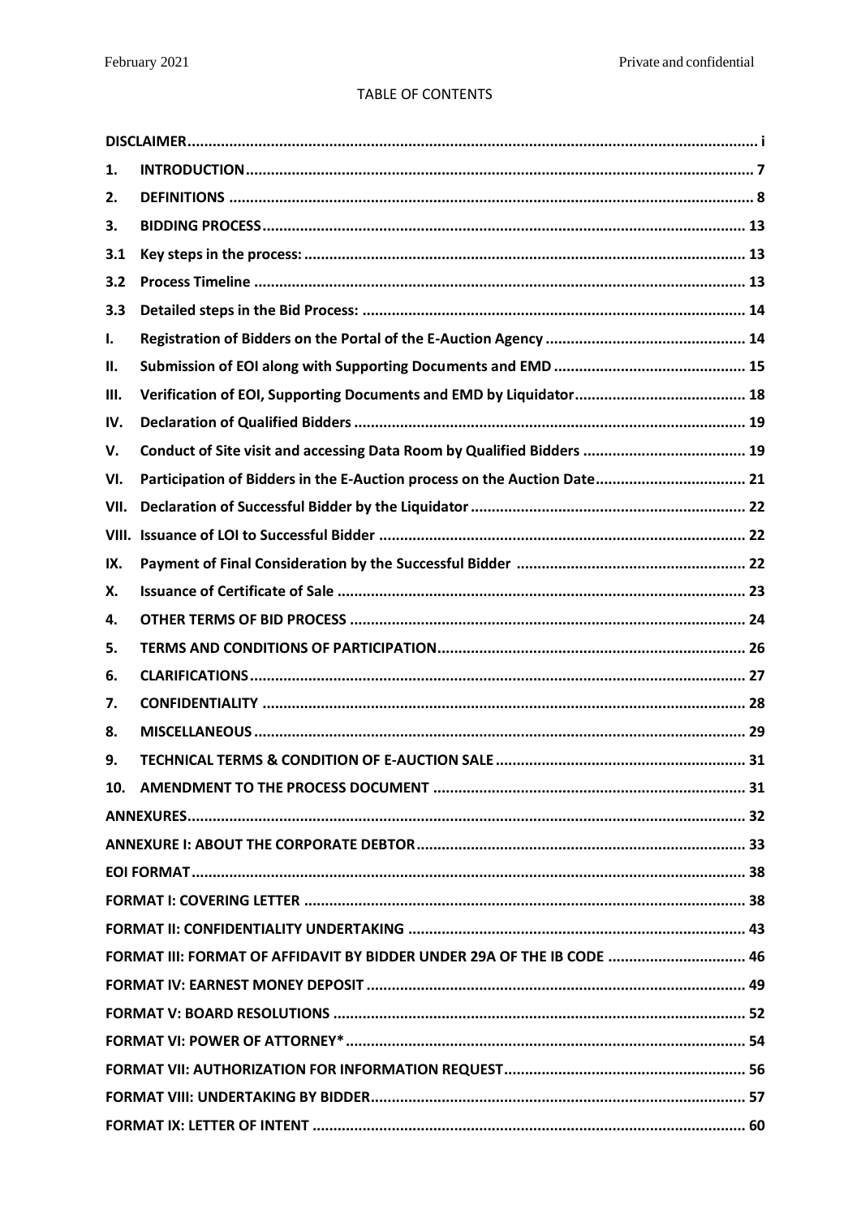TABLE OF CONTENTS

| | | |
|---|---|---|
| **DISCLAIMER** | | i |
| 1. | INTRODUCTION | 7 |
| 2. | DEFINITIONS | 8 |
| 3. | BIDDING PROCESS | 13 |
| 3.1 | Key steps in the process: | 13 |
| 3.2 | Process Timeline | 13 |
| 3.3 | Detailed steps in the Bid Process: | 14 |
| I. | Registration of Bidders on the Portal of the E-Auction Agency | 14 |
| II. | Submission of EOI along with Supporting Documents and EMD | 15 |
| III. | Verification of EOI, Supporting Documents and EMD by Liquidator | 18 |
| IV. | Declaration of Qualified Bidders | 19 |
| V. | Conduct of Site visit and accessing Data Room by Qualified Bidders | 19 |
| VI. | Participation of Bidders in the E-Auction process on the Auction Date | 21 |
| VII. | Declaration of Successful Bidder by the Liquidator | 22 |
| VIII. | Issuance of LOI to Successful Bidder | 22 |
| IX. | Payment of Final Consideration by the Successful Bidder | 22 |
| X. | Issuance of Certificate of Sale | 23 |
| 4. | OTHER TERMS OF BID PROCESS | 24 |
| 5. | TERMS AND CONDITIONS OF PARTICIPATION | 26 |
| 6. | CLARIFICATIONS | 27 |
| 7. | CONFIDENTIALITY | 28 |
| 8. | MISCELLANEOUS | 29 |
| 9. | TECHNICAL TERMS & CONDITION OF E-AUCTION SALE | 31 |
| 10. | AMENDMENT TO THE PROCESS DOCUMENT | 31 |
| **ANNEXURES** | | 32 |
| **ANNEXURE I: ABOUT THE CORPORATE DEBTOR** | | 33 |
| **EOI FORMAT** | | 38 |
| **FORMAT I: COVERING LETTER** | | 38 |
| **FORMAT II: CONFIDENTIALITY UNDERTAKING** | | 43 |
| **FORMAT III: FORMAT OF AFFIDAVIT BY BIDDER UNDER 29A OF THE IB CODE** | | 46 |
| **FORMAT IV: EARNEST MONEY DEPOSIT** | | 49 |
| **FORMAT V: BOARD RESOLUTIONS** | | 52 |
| **FORMAT VI: POWER OF ATTORNEY*** | | 54 |
| **FORMAT VII: AUTHORIZATION FOR INFORMATION REQUEST** | | 56 |
| **FORMAT VIII: UNDERTAKING BY BIDDER** | | 57 |
| **FORMAT IX: LETTER OF INTENT** | | 60 |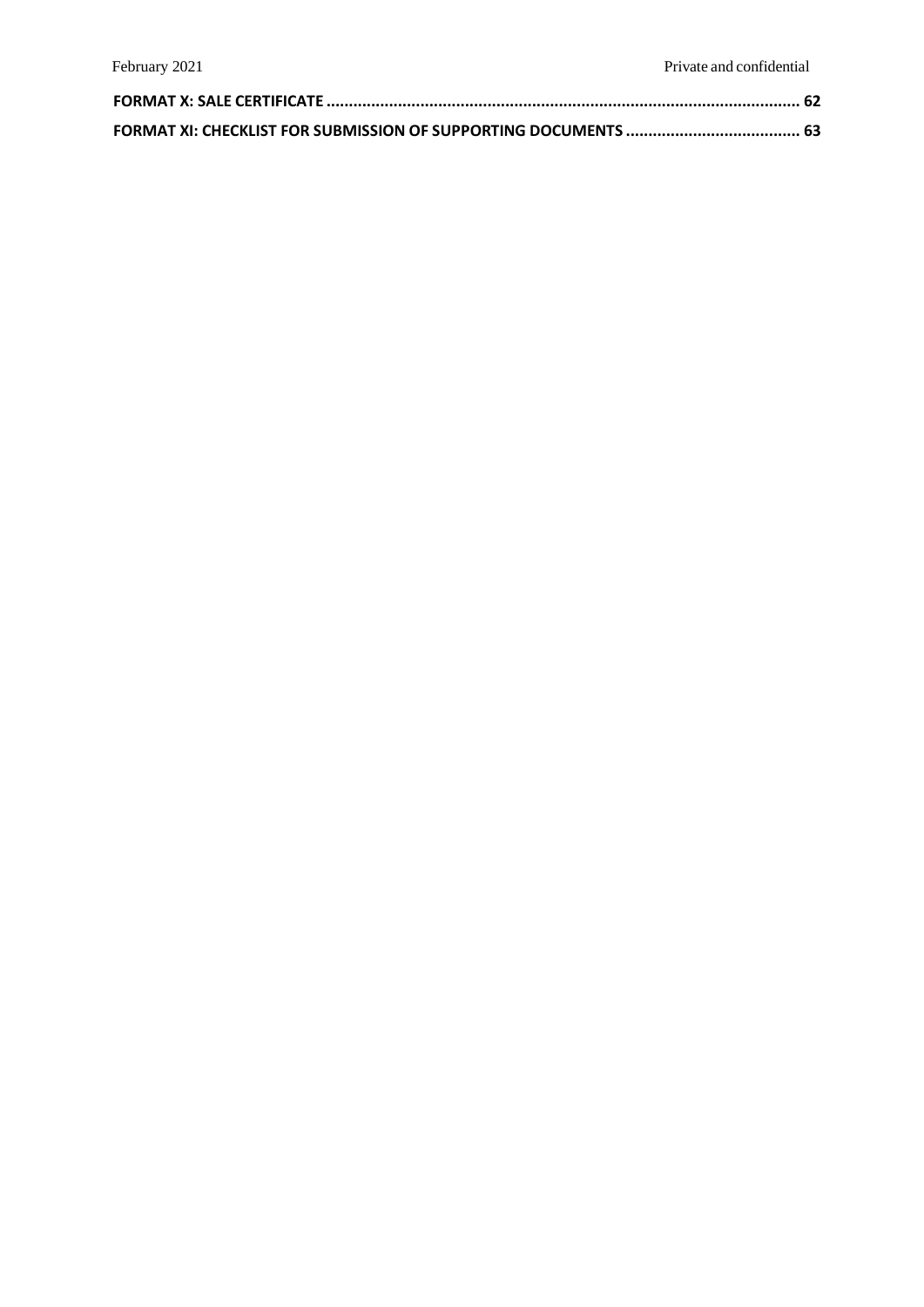**FORMAT X: SALE CERTIFICATE ........................................................................................................ 62**

**FORMAT XI: CHECKLIST FOR SUBMISSION OF SUPPORTING DOCUMENTS ....................................... 63**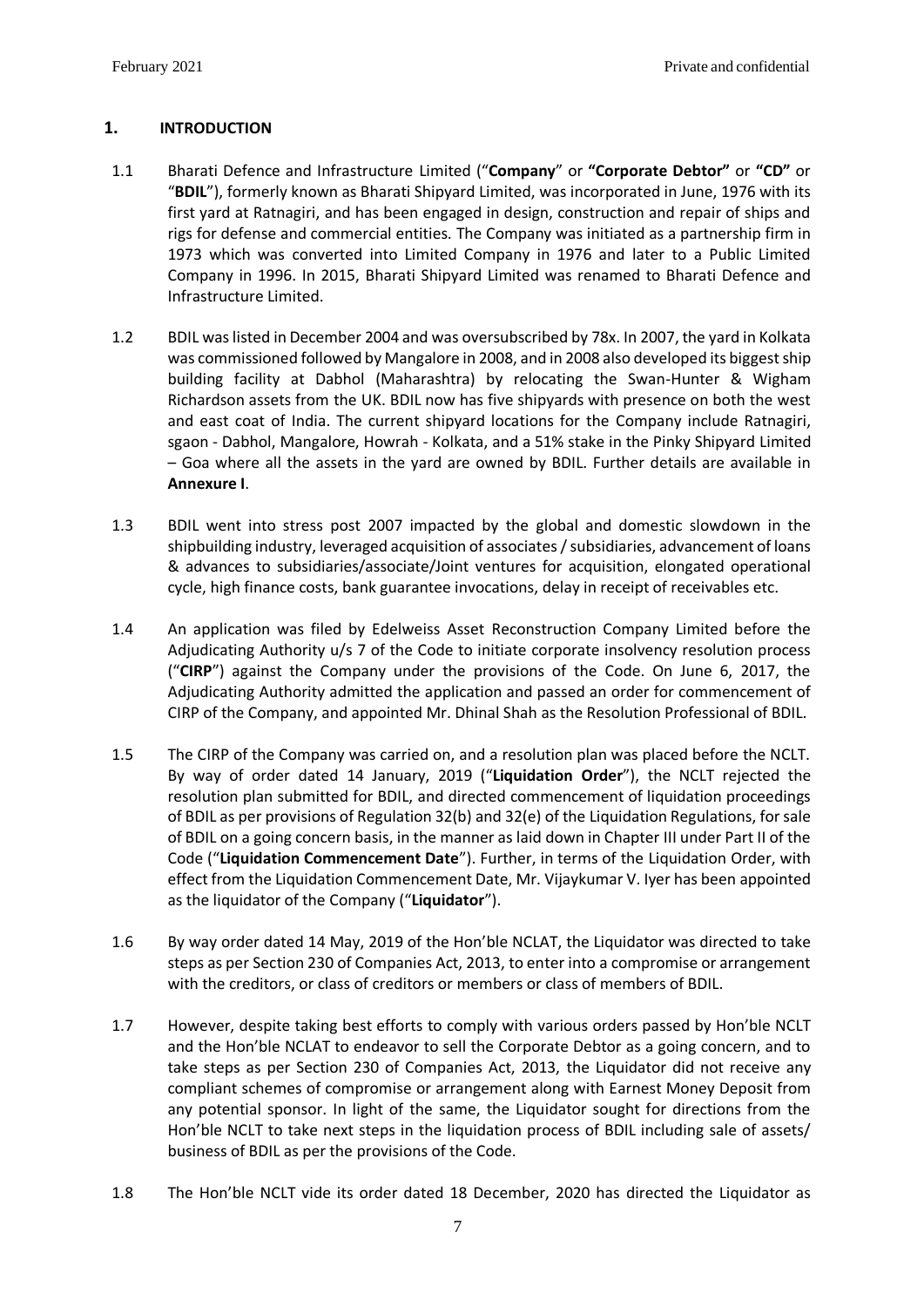## 1. INTRODUCTION

1.1 Bharati Defence and Infrastructure Limited ("**Company**" or **"Corporate Debtor"** or **"CD"** or "**BDIL**"), formerly known as Bharati Shipyard Limited, was incorporated in June, 1976 with its first yard at Ratnagiri, and has been engaged in design, construction and repair of ships and rigs for defense and commercial entities. The Company was initiated as a partnership firm in 1973 which was converted into Limited Company in 1976 and later to a Public Limited Company in 1996. In 2015, Bharati Shipyard Limited was renamed to Bharati Defence and Infrastructure Limited.

1.2 BDIL was listed in December 2004 and was oversubscribed by 78x. In 2007, the yard in Kolkata was commissioned followed by Mangalore in 2008, and in 2008 also developed its biggest ship building facility at Dabhol (Maharashtra) by relocating the Swan-Hunter & Wigham Richardson assets from the UK. BDIL now has five shipyards with presence on both the west and east coat of India. The current shipyard locations for the Company include Ratnagiri, sgaon - Dabhol, Mangalore, Howrah - Kolkata, and a 51% stake in the Pinky Shipyard Limited – Goa where all the assets in the yard are owned by BDIL. Further details are available in **Annexure I**.

1.3 BDIL went into stress post 2007 impacted by the global and domestic slowdown in the shipbuilding industry, leveraged acquisition of associates / subsidiaries, advancement of loans & advances to subsidiaries/associate/Joint ventures for acquisition, elongated operational cycle, high finance costs, bank guarantee invocations, delay in receipt of receivables etc.

1.4 An application was filed by Edelweiss Asset Reconstruction Company Limited before the Adjudicating Authority u/s 7 of the Code to initiate corporate insolvency resolution process ("**CIRP**") against the Company under the provisions of the Code. On June 6, 2017, the Adjudicating Authority admitted the application and passed an order for commencement of CIRP of the Company, and appointed Mr. Dhinal Shah as the Resolution Professional of BDIL.

1.5 The CIRP of the Company was carried on, and a resolution plan was placed before the NCLT. By way of order dated 14 January, 2019 ("**Liquidation Order**"), the NCLT rejected the resolution plan submitted for BDIL, and directed commencement of liquidation proceedings of BDIL as per provisions of Regulation 32(b) and 32(e) of the Liquidation Regulations, for sale of BDIL on a going concern basis, in the manner as laid down in Chapter III under Part II of the Code ("**Liquidation Commencement Date**"). Further, in terms of the Liquidation Order, with effect from the Liquidation Commencement Date, Mr. Vijaykumar V. Iyer has been appointed as the liquidator of the Company ("**Liquidator**").

1.6 By way order dated 14 May, 2019 of the Hon'ble NCLAT, the Liquidator was directed to take steps as per Section 230 of Companies Act, 2013, to enter into a compromise or arrangement with the creditors, or class of creditors or members or class of members of BDIL.

1.7 However, despite taking best efforts to comply with various orders passed by Hon'ble NCLT and the Hon'ble NCLAT to endeavor to sell the Corporate Debtor as a going concern, and to take steps as per Section 230 of Companies Act, 2013, the Liquidator did not receive any compliant schemes of compromise or arrangement along with Earnest Money Deposit from any potential sponsor. In light of the same, the Liquidator sought for directions from the Hon'ble NCLT to take next steps in the liquidation process of BDIL including sale of assets/ business of BDIL as per the provisions of the Code.

1.8 The Hon'ble NCLT vide its order dated 18 December, 2020 has directed the Liquidator as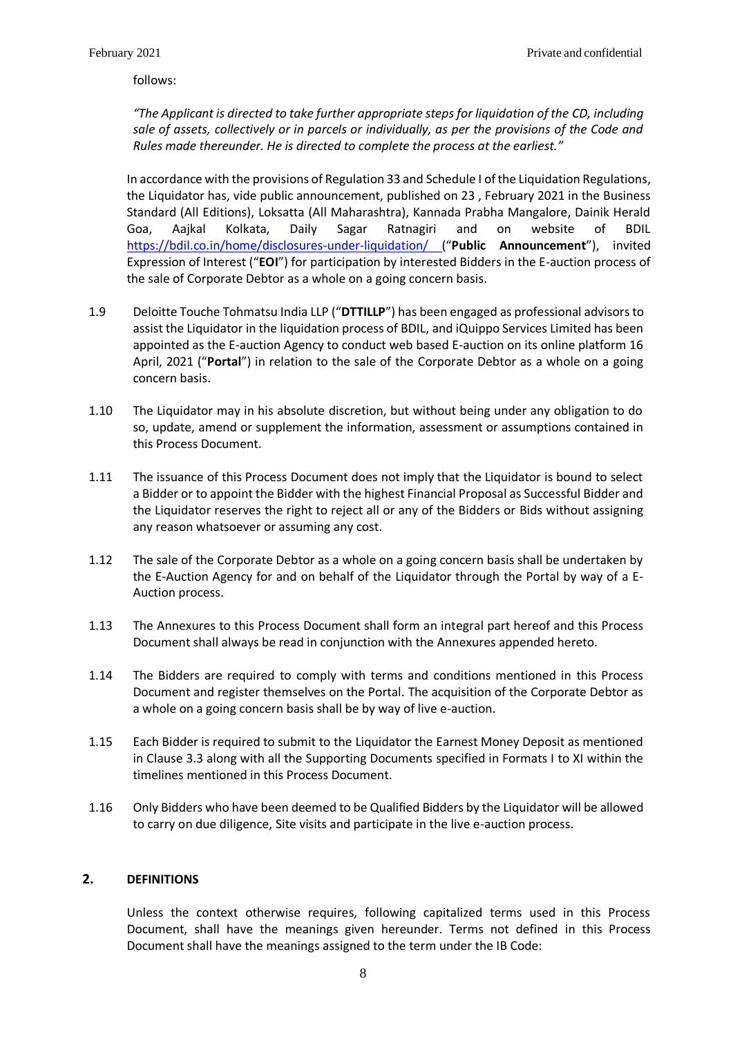follows:

*"The Applicant is directed to take further appropriate steps for liquidation of the CD, including sale of assets, collectively or in parcels or individually, as per the provisions of the Code and Rules made thereunder. He is directed to complete the process at the earliest."*

In accordance with the provisions of Regulation 33 and Schedule I of the Liquidation Regulations, the Liquidator has, vide public announcement, published on 23 , February 2021 in the Business Standard (All Editions), Loksatta (All Maharashtra), Kannada Prabha Mangalore, Dainik Herald Goa, Aajkal Kolkata, Daily Sagar Ratnagiri and on website of BDIL https://bdil.co.in/home/disclosures-under-liquidation/ ("**Public Announcement**"), invited Expression of Interest ("**EOI**") for participation by interested Bidders in the E-auction process of the sale of Corporate Debtor as a whole on a going concern basis.

1.9 Deloitte Touche Tohmatsu India LLP ("**DTTILLP**") has been engaged as professional advisors to assist the Liquidator in the liquidation process of BDIL, and iQuippo Services Limited has been appointed as the E-auction Agency to conduct web based E-auction on its online platform 16 April, 2021 ("**Portal**") in relation to the sale of the Corporate Debtor as a whole on a going concern basis.

1.10 The Liquidator may in his absolute discretion, but without being under any obligation to do so, update, amend or supplement the information, assessment or assumptions contained in this Process Document.

1.11 The issuance of this Process Document does not imply that the Liquidator is bound to select a Bidder or to appoint the Bidder with the highest Financial Proposal as Successful Bidder and the Liquidator reserves the right to reject all or any of the Bidders or Bids without assigning any reason whatsoever or assuming any cost.

1.12 The sale of the Corporate Debtor as a whole on a going concern basis shall be undertaken by the E-Auction Agency for and on behalf of the Liquidator through the Portal by way of a E-Auction process.

1.13 The Annexures to this Process Document shall form an integral part hereof and this Process Document shall always be read in conjunction with the Annexures appended hereto.

1.14 The Bidders are required to comply with terms and conditions mentioned in this Process Document and register themselves on the Portal. The acquisition of the Corporate Debtor as a whole on a going concern basis shall be by way of live e-auction.

1.15 Each Bidder is required to submit to the Liquidator the Earnest Money Deposit as mentioned in Clause 3.3 along with all the Supporting Documents specified in Formats I to XI within the timelines mentioned in this Process Document.

1.16 Only Bidders who have been deemed to be Qualified Bidders by the Liquidator will be allowed to carry on due diligence, Site visits and participate in the live e-auction process.

## 2. DEFINITIONS

Unless the context otherwise requires, following capitalized terms used in this Process Document, shall have the meanings given hereunder. Terms not defined in this Process Document shall have the meanings assigned to the term under the IB Code: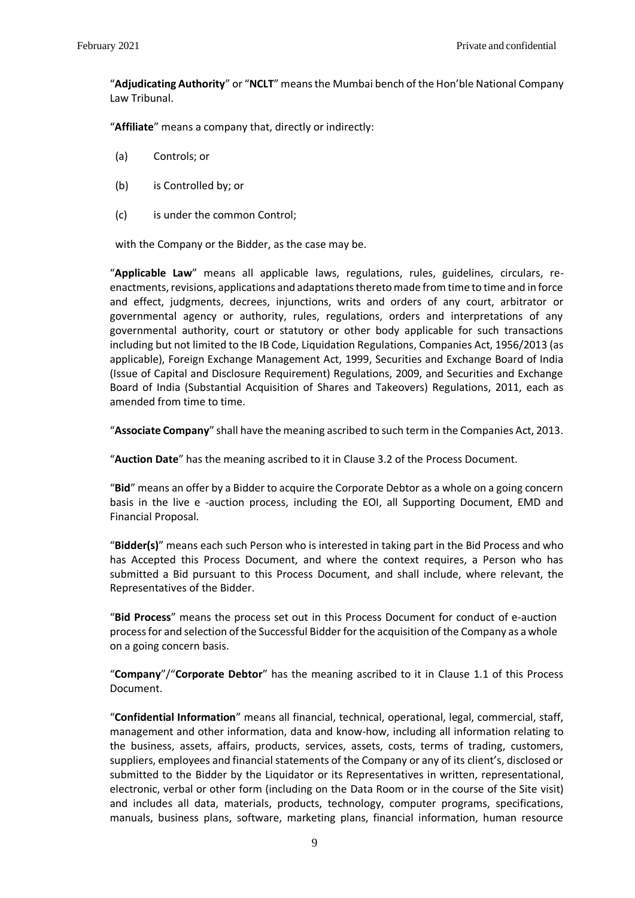"**Adjudicating Authority**" or "**NCLT**" means the Mumbai bench of the Hon'ble National Company Law Tribunal.

"**Affiliate**" means a company that, directly or indirectly:

(a) Controls; or

(b) is Controlled by; or

(c) is under the common Control;

with the Company or the Bidder, as the case may be.

"**Applicable Law**" means all applicable laws, regulations, rules, guidelines, circulars, re-enactments, revisions, applications and adaptations thereto made from time to time and in force and effect, judgments, decrees, injunctions, writs and orders of any court, arbitrator or governmental agency or authority, rules, regulations, orders and interpretations of any governmental authority, court or statutory or other body applicable for such transactions including but not limited to the IB Code, Liquidation Regulations, Companies Act, 1956/2013 (as applicable), Foreign Exchange Management Act, 1999, Securities and Exchange Board of India (Issue of Capital and Disclosure Requirement) Regulations, 2009, and Securities and Exchange Board of India (Substantial Acquisition of Shares and Takeovers) Regulations, 2011, each as amended from time to time.

"**Associate Company**" shall have the meaning ascribed to such term in the Companies Act, 2013.

"**Auction Date**" has the meaning ascribed to it in Clause 3.2 of the Process Document.

"**Bid**" means an offer by a Bidder to acquire the Corporate Debtor as a whole on a going concern basis in the live e -auction process, including the EOI, all Supporting Document, EMD and Financial Proposal.

"**Bidder(s)**" means each such Person who is interested in taking part in the Bid Process and who has Accepted this Process Document, and where the context requires, a Person who has submitted a Bid pursuant to this Process Document, and shall include, where relevant, the Representatives of the Bidder.

"**Bid Process**" means the process set out in this Process Document for conduct of e-auction process for and selection of the Successful Bidder for the acquisition of the Company as a whole on a going concern basis.

"**Company**"/"**Corporate Debtor**" has the meaning ascribed to it in Clause 1.1 of this Process Document.

"**Confidential Information**" means all financial, technical, operational, legal, commercial, staff, management and other information, data and know-how, including all information relating to the business, assets, affairs, products, services, assets, costs, terms of trading, customers, suppliers, employees and financial statements of the Company or any of its client's, disclosed or submitted to the Bidder by the Liquidator or its Representatives in written, representational, electronic, verbal or other form (including on the Data Room or in the course of the Site visit) and includes all data, materials, products, technology, computer programs, specifications, manuals, business plans, software, marketing plans, financial information, human resource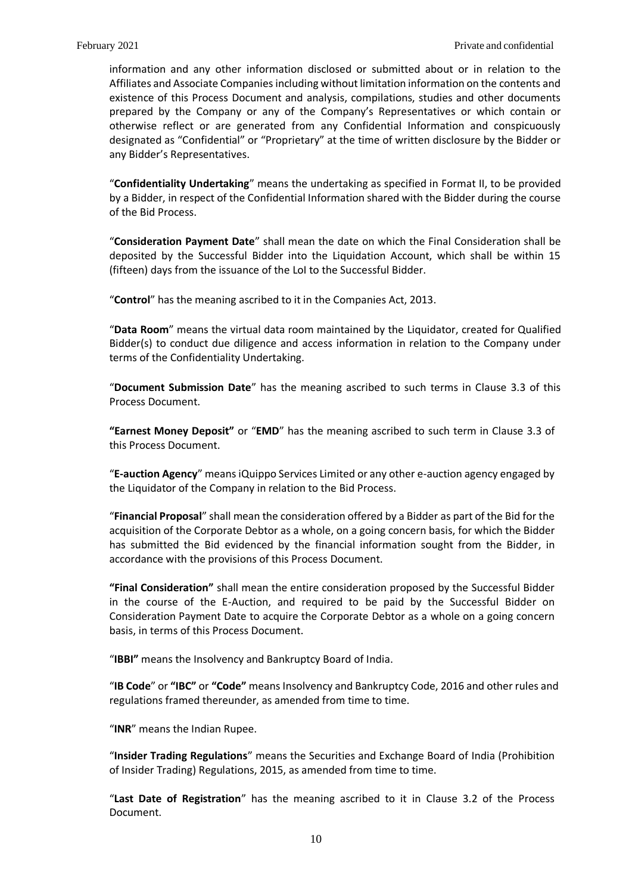information and any other information disclosed or submitted about or in relation to the Affiliates and Associate Companies including without limitation information on the contents and existence of this Process Document and analysis, compilations, studies and other documents prepared by the Company or any of the Company's Representatives or which contain or otherwise reflect or are generated from any Confidential Information and conspicuously designated as "Confidential" or "Proprietary" at the time of written disclosure by the Bidder or any Bidder's Representatives.

"**Confidentiality Undertaking**" means the undertaking as specified in Format II, to be provided by a Bidder, in respect of the Confidential Information shared with the Bidder during the course of the Bid Process.

"**Consideration Payment Date**" shall mean the date on which the Final Consideration shall be deposited by the Successful Bidder into the Liquidation Account, which shall be within 15 (fifteen) days from the issuance of the LoI to the Successful Bidder.

"**Control**" has the meaning ascribed to it in the Companies Act, 2013.

"**Data Room**" means the virtual data room maintained by the Liquidator, created for Qualified Bidder(s) to conduct due diligence and access information in relation to the Company under terms of the Confidentiality Undertaking.

"**Document Submission Date**" has the meaning ascribed to such terms in Clause 3.3 of this Process Document.

**"Earnest Money Deposit"** or "**EMD**" has the meaning ascribed to such term in Clause 3.3 of this Process Document.

"**E-auction Agency**" means iQuippo Services Limited or any other e-auction agency engaged by the Liquidator of the Company in relation to the Bid Process.

"**Financial Proposal**" shall mean the consideration offered by a Bidder as part of the Bid for the acquisition of the Corporate Debtor as a whole, on a going concern basis, for which the Bidder has submitted the Bid evidenced by the financial information sought from the Bidder, in accordance with the provisions of this Process Document.

**"Final Consideration"** shall mean the entire consideration proposed by the Successful Bidder in the course of the E-Auction, and required to be paid by the Successful Bidder on Consideration Payment Date to acquire the Corporate Debtor as a whole on a going concern basis, in terms of this Process Document.

"**IBBI"** means the Insolvency and Bankruptcy Board of India.

"**IB Code**" or **"IBC"** or **"Code"** means Insolvency and Bankruptcy Code, 2016 and other rules and regulations framed thereunder, as amended from time to time.

"**INR**" means the Indian Rupee.

"**Insider Trading Regulations**" means the Securities and Exchange Board of India (Prohibition of Insider Trading) Regulations, 2015, as amended from time to time.

"**Last Date of Registration**" has the meaning ascribed to it in Clause 3.2 of the Process Document.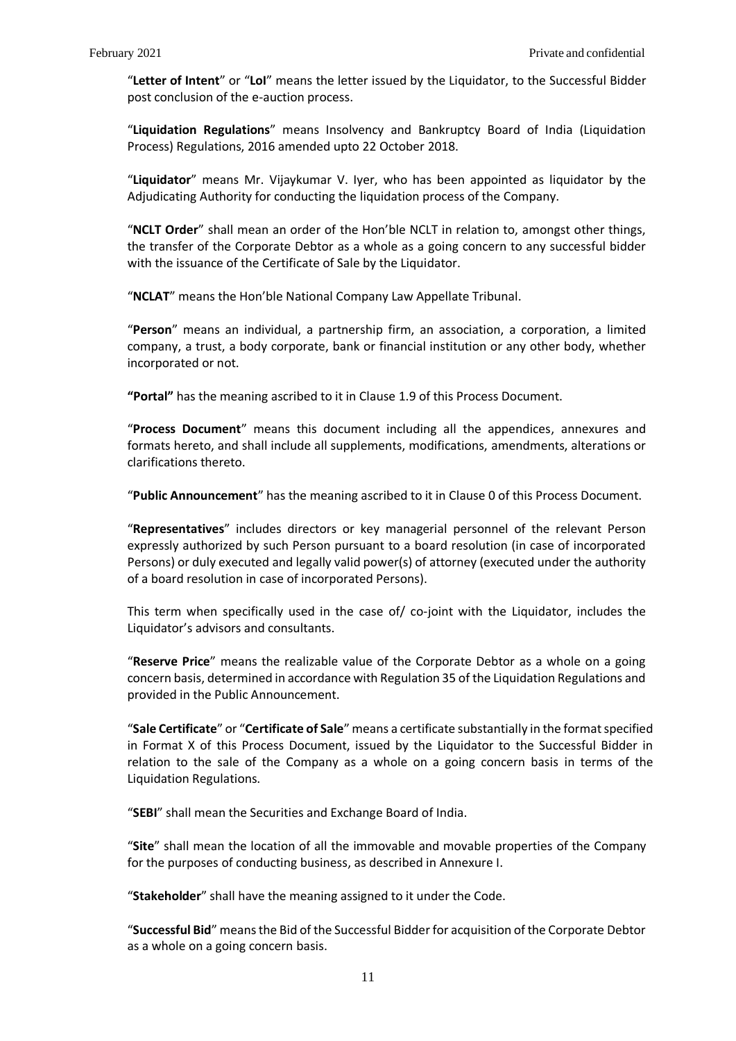"**Letter of Intent**" or "**LoI**" means the letter issued by the Liquidator, to the Successful Bidder post conclusion of the e-auction process.

"**Liquidation Regulations**" means Insolvency and Bankruptcy Board of India (Liquidation Process) Regulations, 2016 amended upto 22 October 2018.

"**Liquidator**" means Mr. Vijaykumar V. Iyer, who has been appointed as liquidator by the Adjudicating Authority for conducting the liquidation process of the Company.

"**NCLT Order**" shall mean an order of the Hon'ble NCLT in relation to, amongst other things, the transfer of the Corporate Debtor as a whole as a going concern to any successful bidder with the issuance of the Certificate of Sale by the Liquidator.

"**NCLAT**" means the Hon'ble National Company Law Appellate Tribunal.

"**Person**" means an individual, a partnership firm, an association, a corporation, a limited company, a trust, a body corporate, bank or financial institution or any other body, whether incorporated or not.

**"Portal"** has the meaning ascribed to it in Clause 1.9 of this Process Document.

"**Process Document**" means this document including all the appendices, annexures and formats hereto, and shall include all supplements, modifications, amendments, alterations or clarifications thereto.

"**Public Announcement**" has the meaning ascribed to it in Clause 0 of this Process Document.

"**Representatives**" includes directors or key managerial personnel of the relevant Person expressly authorized by such Person pursuant to a board resolution (in case of incorporated Persons) or duly executed and legally valid power(s) of attorney (executed under the authority of a board resolution in case of incorporated Persons).

This term when specifically used in the case of/ co-joint with the Liquidator, includes the Liquidator's advisors and consultants.

"**Reserve Price**" means the realizable value of the Corporate Debtor as a whole on a going concern basis, determined in accordance with Regulation 35 of the Liquidation Regulations and provided in the Public Announcement.

"**Sale Certificate**" or "**Certificate of Sale**" means a certificate substantially in the format specified in Format X of this Process Document, issued by the Liquidator to the Successful Bidder in relation to the sale of the Company as a whole on a going concern basis in terms of the Liquidation Regulations.

"**SEBI**" shall mean the Securities and Exchange Board of India.

"**Site**" shall mean the location of all the immovable and movable properties of the Company for the purposes of conducting business, as described in Annexure I.

"**Stakeholder**" shall have the meaning assigned to it under the Code.

"**Successful Bid**" means the Bid of the Successful Bidder for acquisition of the Corporate Debtor as a whole on a going concern basis.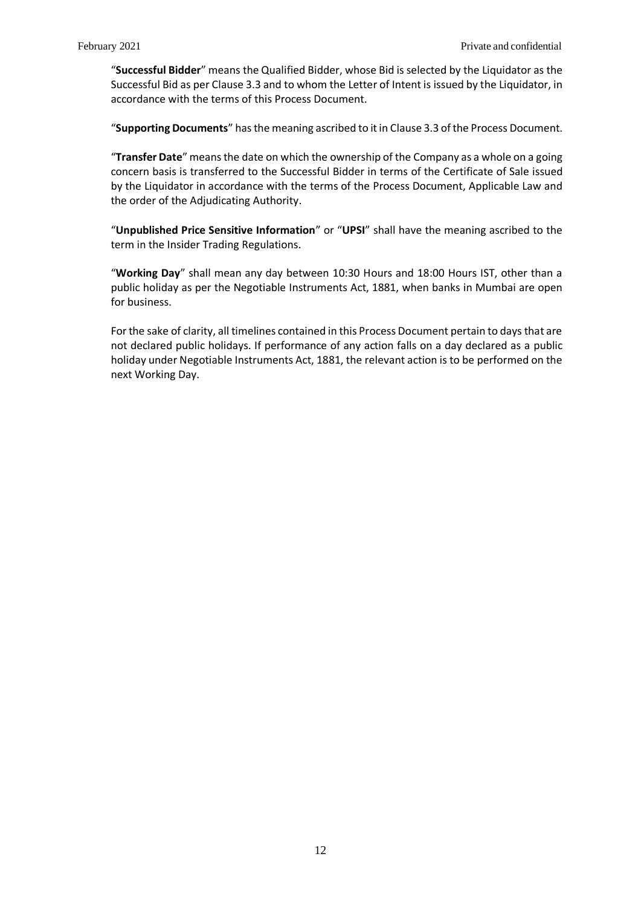"**Successful Bidder**" means the Qualified Bidder, whose Bid is selected by the Liquidator as the Successful Bid as per Clause 3.3 and to whom the Letter of Intent is issued by the Liquidator, in accordance with the terms of this Process Document.

"**Supporting Documents**" has the meaning ascribed to it in Clause 3.3 of the Process Document.

"**Transfer Date**" means the date on which the ownership of the Company as a whole on a going concern basis is transferred to the Successful Bidder in terms of the Certificate of Sale issued by the Liquidator in accordance with the terms of the Process Document, Applicable Law and the order of the Adjudicating Authority.

"**Unpublished Price Sensitive Information**" or "**UPSI**" shall have the meaning ascribed to the term in the Insider Trading Regulations.

"**Working Day**" shall mean any day between 10:30 Hours and 18:00 Hours IST, other than a public holiday as per the Negotiable Instruments Act, 1881, when banks in Mumbai are open for business.

For the sake of clarity, all timelines contained in this Process Document pertain to days that are not declared public holidays. If performance of any action falls on a day declared as a public holiday under Negotiable Instruments Act, 1881, the relevant action is to be performed on the next Working Day.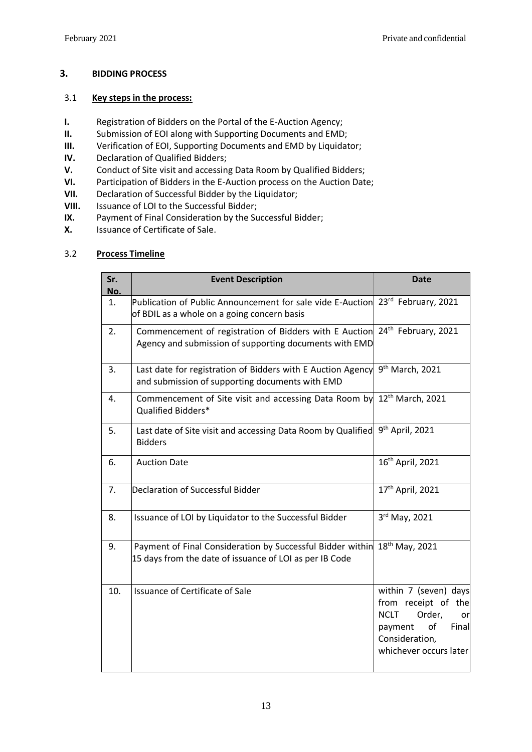## 3. BIDDING PROCESS

### 3.1 Key steps in the process:

- **I.** Registration of Bidders on the Portal of the E-Auction Agency;
- **II.** Submission of EOI along with Supporting Documents and EMD;
- **III.** Verification of EOI, Supporting Documents and EMD by Liquidator;
- **IV.** Declaration of Qualified Bidders;
- **V.** Conduct of Site visit and accessing Data Room by Qualified Bidders;
- **VI.** Participation of Bidders in the E-Auction process on the Auction Date;
- **VII.** Declaration of Successful Bidder by the Liquidator;
- **VIII.** Issuance of LOI to the Successful Bidder;
- **IX.** Payment of Final Consideration by the Successful Bidder;
- **X.** Issuance of Certificate of Sale.

### 3.2 Process Timeline

| Sr. No. | Event Description | Date |
|---|---|---|
| 1. | Publication of Public Announcement for sale vide E-Auction of BDIL as a whole on a going concern basis | 23rd February, 2021 |
| 2. | Commencement of registration of Bidders with E Auction Agency and submission of supporting documents with EMD | 24th February, 2021 |
| 3. | Last date for registration of Bidders with E Auction Agency and submission of supporting documents with EMD | 9th March, 2021 |
| 4. | Commencement of Site visit and accessing Data Room by Qualified Bidders* | 12th March, 2021 |
| 5. | Last date of Site visit and accessing Data Room by Qualified Bidders | 9th April, 2021 |
| 6. | Auction Date | 16th April, 2021 |
| 7. | Declaration of Successful Bidder | 17th April, 2021 |
| 8. | Issuance of LOI by Liquidator to the Successful Bidder | 3rd May, 2021 |
| 9. | Payment of Final Consideration by Successful Bidder within 15 days from the date of issuance of LOI as per IB Code | 18th May, 2021 |
| 10. | Issuance of Certificate of Sale | within 7 (seven) days from receipt of the NCLT Order, or payment of Final Consideration, whichever occurs later |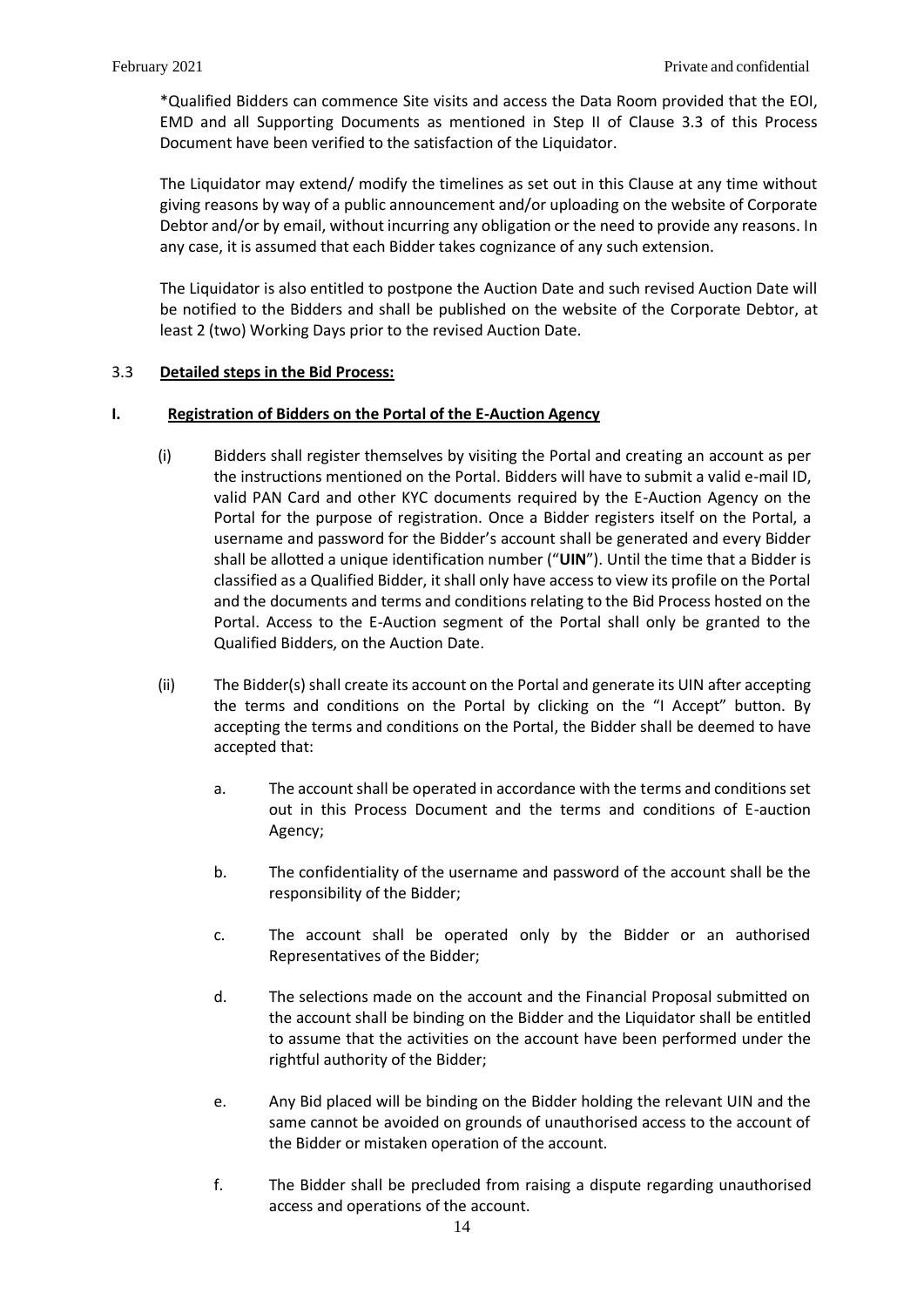*Qualified Bidders can commence Site visits and access the Data Room provided that the EOI, EMD and all Supporting Documents as mentioned in Step II of Clause 3.3 of this Process Document have been verified to the satisfaction of the Liquidator.

The Liquidator may extend/ modify the timelines as set out in this Clause at any time without giving reasons by way of a public announcement and/or uploading on the website of Corporate Debtor and/or by email, without incurring any obligation or the need to provide any reasons. In any case, it is assumed that each Bidder takes cognizance of any such extension.

The Liquidator is also entitled to postpone the Auction Date and such revised Auction Date will be notified to the Bidders and shall be published on the website of the Corporate Debtor, at least 2 (two) Working Days prior to the revised Auction Date.

3.3 **Detailed steps in the Bid Process:**

**I. Registration of Bidders on the Portal of the E-Auction Agency**

(i) Bidders shall register themselves by visiting the Portal and creating an account as per the instructions mentioned on the Portal. Bidders will have to submit a valid e-mail ID, valid PAN Card and other KYC documents required by the E-Auction Agency on the Portal for the purpose of registration. Once a Bidder registers itself on the Portal, a username and password for the Bidder's account shall be generated and every Bidder shall be allotted a unique identification number ("**UIN**"). Until the time that a Bidder is classified as a Qualified Bidder, it shall only have access to view its profile on the Portal and the documents and terms and conditions relating to the Bid Process hosted on the Portal. Access to the E-Auction segment of the Portal shall only be granted to the Qualified Bidders, on the Auction Date.

(ii) The Bidder(s) shall create its account on the Portal and generate its UIN after accepting the terms and conditions on the Portal by clicking on the "I Accept" button. By accepting the terms and conditions on the Portal, the Bidder shall be deemed to have accepted that:

a. The account shall be operated in accordance with the terms and conditions set out in this Process Document and the terms and conditions of E-auction Agency;

b. The confidentiality of the username and password of the account shall be the responsibility of the Bidder;

c. The account shall be operated only by the Bidder or an authorised Representatives of the Bidder;

d. The selections made on the account and the Financial Proposal submitted on the account shall be binding on the Bidder and the Liquidator shall be entitled to assume that the activities on the account have been performed under the rightful authority of the Bidder;

e. Any Bid placed will be binding on the Bidder holding the relevant UIN and the same cannot be avoided on grounds of unauthorised access to the account of the Bidder or mistaken operation of the account.

f. The Bidder shall be precluded from raising a dispute regarding unauthorised access and operations of the account.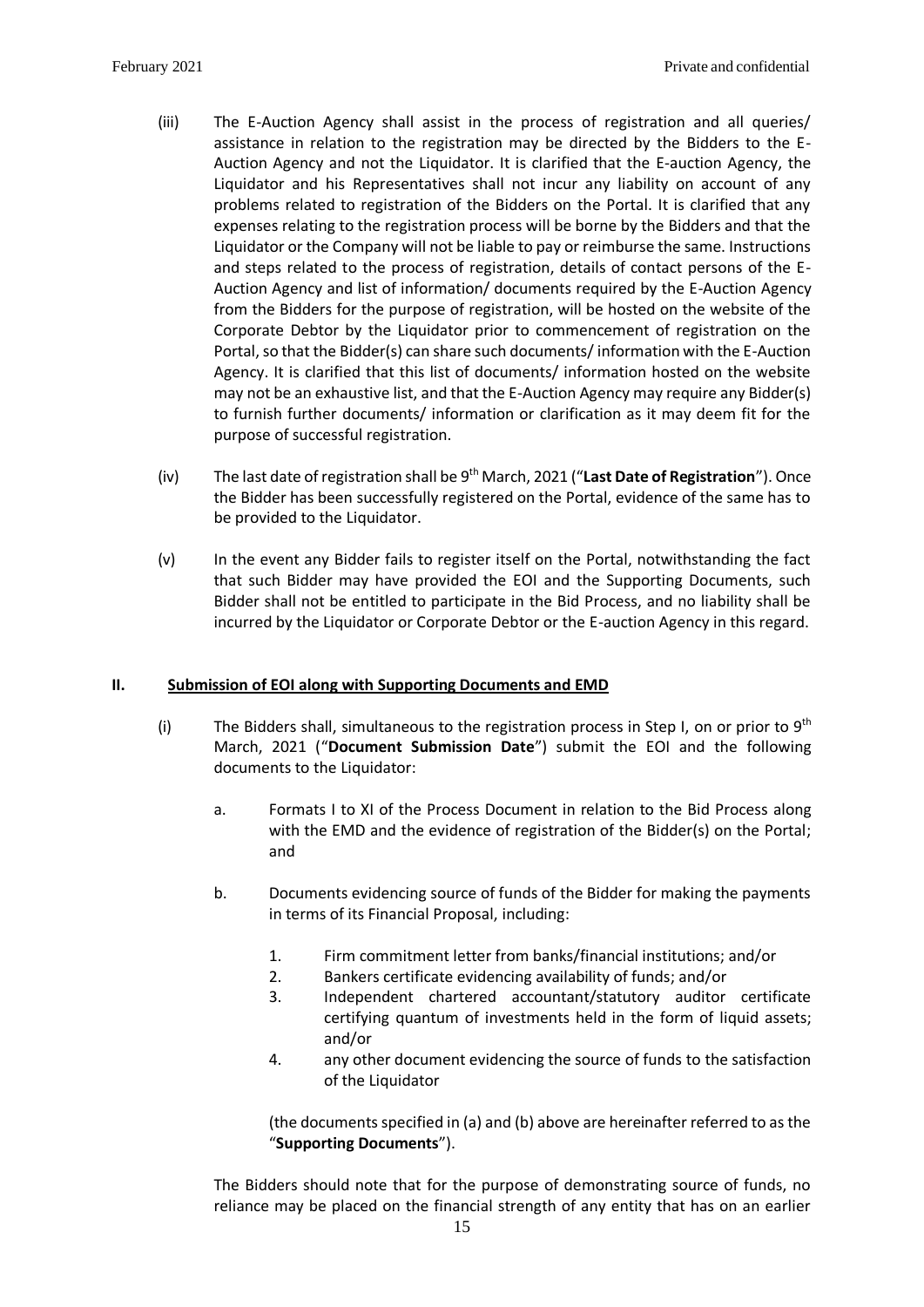(iii) The E-Auction Agency shall assist in the process of registration and all queries/ assistance in relation to the registration may be directed by the Bidders to the E-Auction Agency and not the Liquidator. It is clarified that the E-auction Agency, the Liquidator and his Representatives shall not incur any liability on account of any problems related to registration of the Bidders on the Portal. It is clarified that any expenses relating to the registration process will be borne by the Bidders and that the Liquidator or the Company will not be liable to pay or reimburse the same. Instructions and steps related to the process of registration, details of contact persons of the E-Auction Agency and list of information/ documents required by the E-Auction Agency from the Bidders for the purpose of registration, will be hosted on the website of the Corporate Debtor by the Liquidator prior to commencement of registration on the Portal, so that the Bidder(s) can share such documents/ information with the E-Auction Agency. It is clarified that this list of documents/ information hosted on the website may not be an exhaustive list, and that the E-Auction Agency may require any Bidder(s) to furnish further documents/ information or clarification as it may deem fit for the purpose of successful registration.

(iv) The last date of registration shall be 9th March, 2021 ("**Last Date of Registration**"). Once the Bidder has been successfully registered on the Portal, evidence of the same has to be provided to the Liquidator.

(v) In the event any Bidder fails to register itself on the Portal, notwithstanding the fact that such Bidder may have provided the EOI and the Supporting Documents, such Bidder shall not be entitled to participate in the Bid Process, and no liability shall be incurred by the Liquidator or Corporate Debtor or the E-auction Agency in this regard.

## II. Submission of EOI along with Supporting Documents and EMD

(i) The Bidders shall, simultaneous to the registration process in Step I, on or prior to 9th March, 2021 ("**Document Submission Date**") submit the EOI and the following documents to the Liquidator:

a. Formats I to XI of the Process Document in relation to the Bid Process along with the EMD and the evidence of registration of the Bidder(s) on the Portal; and

b. Documents evidencing source of funds of the Bidder for making the payments in terms of its Financial Proposal, including:

1. Firm commitment letter from banks/financial institutions; and/or
2. Bankers certificate evidencing availability of funds; and/or
3. Independent chartered accountant/statutory auditor certificate certifying quantum of investments held in the form of liquid assets; and/or
4. any other document evidencing the source of funds to the satisfaction of the Liquidator

(the documents specified in (a) and (b) above are hereinafter referred to as the "**Supporting Documents**").

The Bidders should note that for the purpose of demonstrating source of funds, no reliance may be placed on the financial strength of any entity that has on an earlier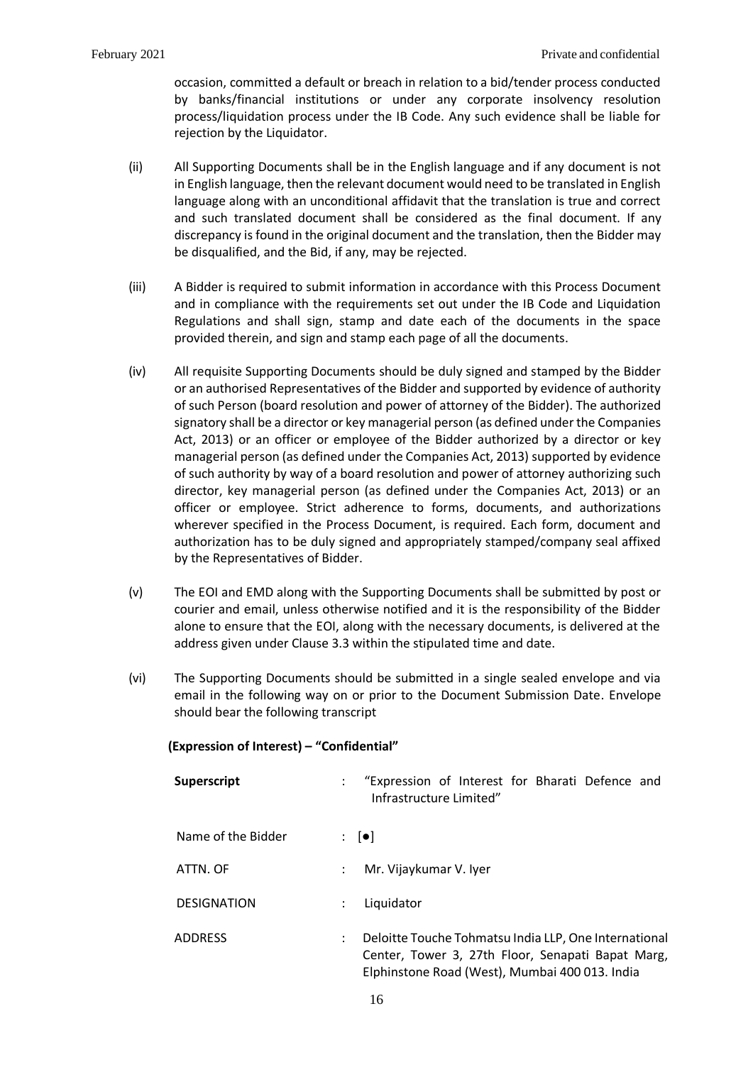occasion, committed a default or breach in relation to a bid/tender process conducted by banks/financial institutions or under any corporate insolvency resolution process/liquidation process under the IB Code. Any such evidence shall be liable for rejection by the Liquidator.

(ii) All Supporting Documents shall be in the English language and if any document is not in English language, then the relevant document would need to be translated in English language along with an unconditional affidavit that the translation is true and correct and such translated document shall be considered as the final document. If any discrepancy is found in the original document and the translation, then the Bidder may be disqualified, and the Bid, if any, may be rejected.

(iii) A Bidder is required to submit information in accordance with this Process Document and in compliance with the requirements set out under the IB Code and Liquidation Regulations and shall sign, stamp and date each of the documents in the space provided therein, and sign and stamp each page of all the documents.

(iv) All requisite Supporting Documents should be duly signed and stamped by the Bidder or an authorised Representatives of the Bidder and supported by evidence of authority of such Person (board resolution and power of attorney of the Bidder). The authorized signatory shall be a director or key managerial person (as defined under the Companies Act, 2013) or an officer or employee of the Bidder authorized by a director or key managerial person (as defined under the Companies Act, 2013) supported by evidence of such authority by way of a board resolution and power of attorney authorizing such director, key managerial person (as defined under the Companies Act, 2013) or an officer or employee. Strict adherence to forms, documents, and authorizations wherever specified in the Process Document, is required. Each form, document and authorization has to be duly signed and appropriately stamped/company seal affixed by the Representatives of Bidder.

(v) The EOI and EMD along with the Supporting Documents shall be submitted by post or courier and email, unless otherwise notified and it is the responsibility of the Bidder alone to ensure that the EOI, along with the necessary documents, is delivered at the address given under Clause 3.3 within the stipulated time and date.

(vi) The Supporting Documents should be submitted in a single sealed envelope and via email in the following way on or prior to the Document Submission Date. Envelope should bear the following transcript

**(Expression of Interest) – "Confidential"**

| | | |
|---|---|---|
| **Superscript** | : | "Expression of Interest for Bharati Defence and Infrastructure Limited" |
| Name of the Bidder | : | [●] |
| ATTN. OF | : | Mr. Vijaykumar V. Iyer |
| DESIGNATION | : | Liquidator |
| ADDRESS | : | Deloitte Touche Tohmatsu India LLP, One International Center, Tower 3, 27th Floor, Senapati Bapat Marg, Elphinstone Road (West), Mumbai 400 013. India |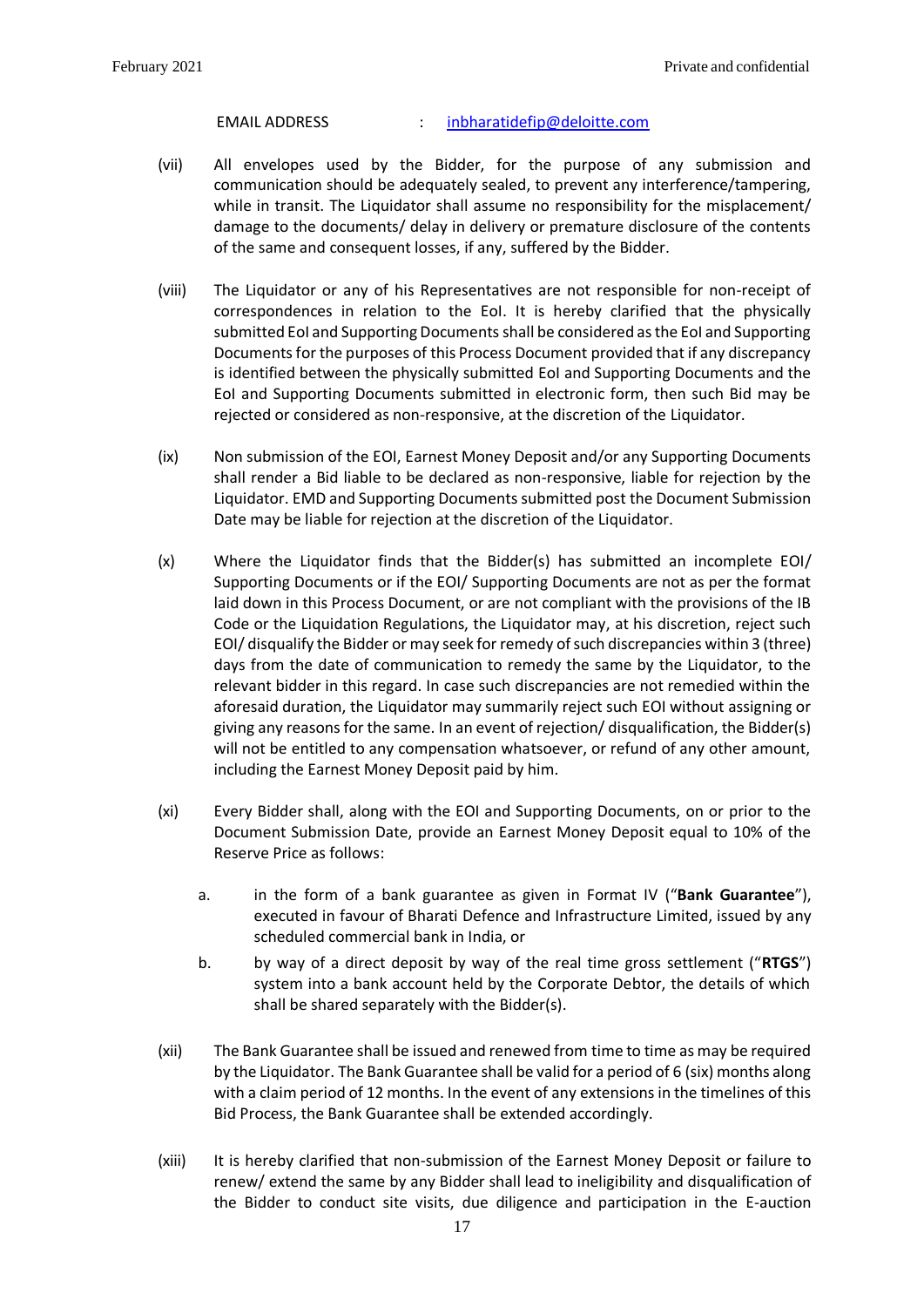EMAIL ADDRESS : inbharatidefip@deloitte.com

(vii) All envelopes used by the Bidder, for the purpose of any submission and communication should be adequately sealed, to prevent any interference/tampering, while in transit. The Liquidator shall assume no responsibility for the misplacement/ damage to the documents/ delay in delivery or premature disclosure of the contents of the same and consequent losses, if any, suffered by the Bidder.

(viii) The Liquidator or any of his Representatives are not responsible for non-receipt of correspondences in relation to the EoI. It is hereby clarified that the physically submitted EoI and Supporting Documents shall be considered as the EoI and Supporting Documents for the purposes of this Process Document provided that if any discrepancy is identified between the physically submitted EoI and Supporting Documents and the EoI and Supporting Documents submitted in electronic form, then such Bid may be rejected or considered as non-responsive, at the discretion of the Liquidator.

(ix) Non submission of the EOI, Earnest Money Deposit and/or any Supporting Documents shall render a Bid liable to be declared as non-responsive, liable for rejection by the Liquidator. EMD and Supporting Documents submitted post the Document Submission Date may be liable for rejection at the discretion of the Liquidator.

(x) Where the Liquidator finds that the Bidder(s) has submitted an incomplete EOI/ Supporting Documents or if the EOI/ Supporting Documents are not as per the format laid down in this Process Document, or are not compliant with the provisions of the IB Code or the Liquidation Regulations, the Liquidator may, at his discretion, reject such EOI/ disqualify the Bidder or may seek for remedy of such discrepancies within 3 (three) days from the date of communication to remedy the same by the Liquidator, to the relevant bidder in this regard. In case such discrepancies are not remedied within the aforesaid duration, the Liquidator may summarily reject such EOI without assigning or giving any reasons for the same. In an event of rejection/ disqualification, the Bidder(s) will not be entitled to any compensation whatsoever, or refund of any other amount, including the Earnest Money Deposit paid by him.

(xi) Every Bidder shall, along with the EOI and Supporting Documents, on or prior to the Document Submission Date, provide an Earnest Money Deposit equal to 10% of the Reserve Price as follows:

   a. in the form of a bank guarantee as given in Format IV ("**Bank Guarantee**"), executed in favour of Bharati Defence and Infrastructure Limited, issued by any scheduled commercial bank in India, or

   b. by way of a direct deposit by way of the real time gross settlement ("**RTGS**") system into a bank account held by the Corporate Debtor, the details of which shall be shared separately with the Bidder(s).

(xii) The Bank Guarantee shall be issued and renewed from time to time as may be required by the Liquidator. The Bank Guarantee shall be valid for a period of 6 (six) months along with a claim period of 12 months. In the event of any extensions in the timelines of this Bid Process, the Bank Guarantee shall be extended accordingly.

(xiii) It is hereby clarified that non-submission of the Earnest Money Deposit or failure to renew/ extend the same by any Bidder shall lead to ineligibility and disqualification of the Bidder to conduct site visits, due diligence and participation in the E-auction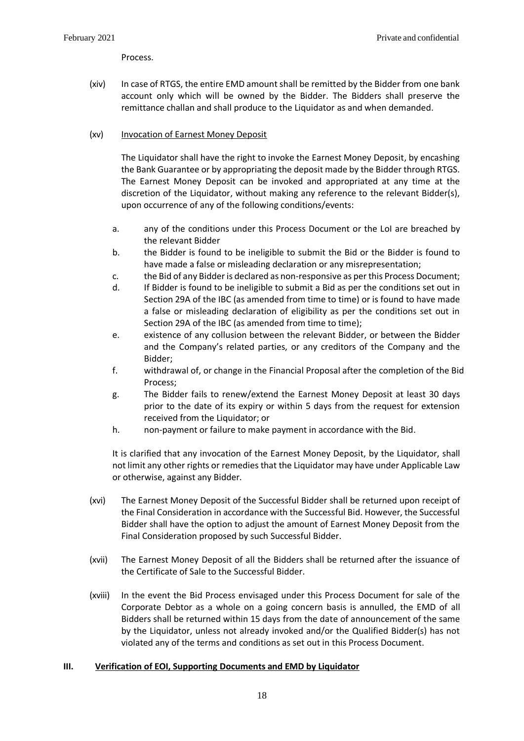Process.

(xiv) In case of RTGS, the entire EMD amount shall be remitted by the Bidder from one bank account only which will be owned by the Bidder. The Bidders shall preserve the remittance challan and shall produce to the Liquidator as and when demanded.

(xv) <u>Invocation of Earnest Money Deposit</u>

The Liquidator shall have the right to invoke the Earnest Money Deposit, by encashing the Bank Guarantee or by appropriating the deposit made by the Bidder through RTGS. The Earnest Money Deposit can be invoked and appropriated at any time at the discretion of the Liquidator, without making any reference to the relevant Bidder(s), upon occurrence of any of the following conditions/events:

a. any of the conditions under this Process Document or the LoI are breached by the relevant Bidder
b. the Bidder is found to be ineligible to submit the Bid or the Bidder is found to have made a false or misleading declaration or any misrepresentation;
c. the Bid of any Bidder is declared as non-responsive as per this Process Document;
d. If Bidder is found to be ineligible to submit a Bid as per the conditions set out in Section 29A of the IBC (as amended from time to time) or is found to have made a false or misleading declaration of eligibility as per the conditions set out in Section 29A of the IBC (as amended from time to time);
e. existence of any collusion between the relevant Bidder, or between the Bidder and the Company's related parties, or any creditors of the Company and the Bidder;
f. withdrawal of, or change in the Financial Proposal after the completion of the Bid Process;
g. The Bidder fails to renew/extend the Earnest Money Deposit at least 30 days prior to the date of its expiry or within 5 days from the request for extension received from the Liquidator; or
h. non-payment or failure to make payment in accordance with the Bid.

It is clarified that any invocation of the Earnest Money Deposit, by the Liquidator, shall not limit any other rights or remedies that the Liquidator may have under Applicable Law or otherwise, against any Bidder.

(xvi) The Earnest Money Deposit of the Successful Bidder shall be returned upon receipt of the Final Consideration in accordance with the Successful Bid. However, the Successful Bidder shall have the option to adjust the amount of Earnest Money Deposit from the Final Consideration proposed by such Successful Bidder.

(xvii) The Earnest Money Deposit of all the Bidders shall be returned after the issuance of the Certificate of Sale to the Successful Bidder.

(xviii) In the event the Bid Process envisaged under this Process Document for sale of the Corporate Debtor as a whole on a going concern basis is annulled, the EMD of all Bidders shall be returned within 15 days from the date of announcement of the same by the Liquidator, unless not already invoked and/or the Qualified Bidder(s) has not violated any of the terms and conditions as set out in this Process Document.

## III. <u>Verification of EOI, Supporting Documents and EMD by Liquidator</u>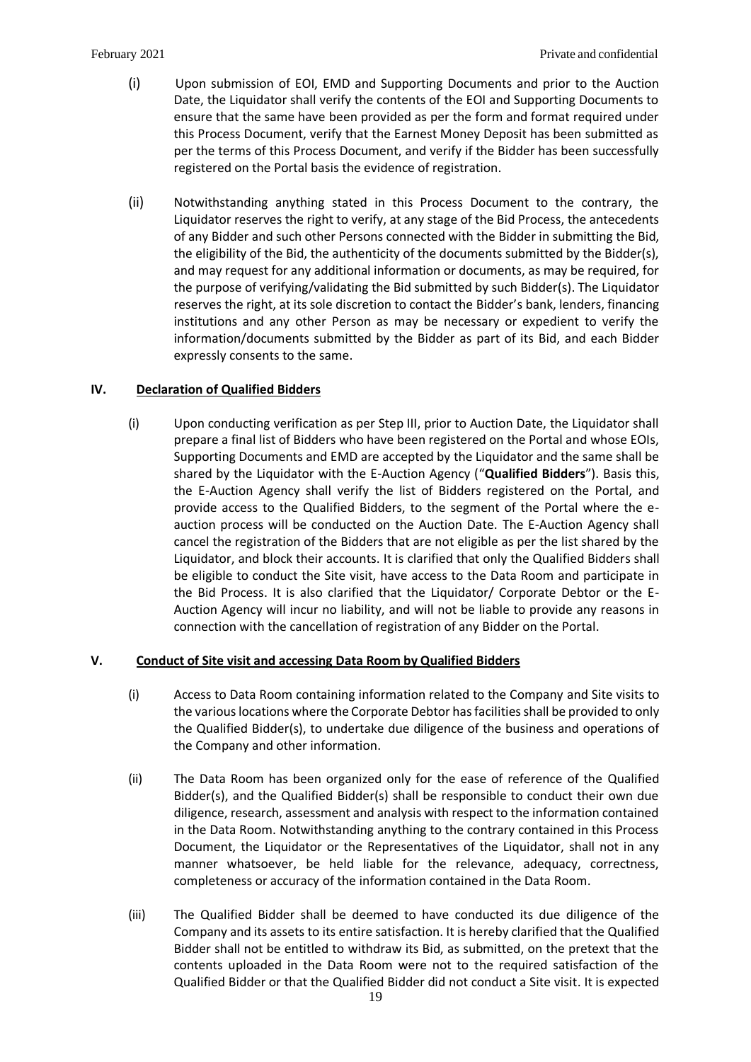(i) Upon submission of EOI, EMD and Supporting Documents and prior to the Auction Date, the Liquidator shall verify the contents of the EOI and Supporting Documents to ensure that the same have been provided as per the form and format required under this Process Document, verify that the Earnest Money Deposit has been submitted as per the terms of this Process Document, and verify if the Bidder has been successfully registered on the Portal basis the evidence of registration.

(ii) Notwithstanding anything stated in this Process Document to the contrary, the Liquidator reserves the right to verify, at any stage of the Bid Process, the antecedents of any Bidder and such other Persons connected with the Bidder in submitting the Bid, the eligibility of the Bid, the authenticity of the documents submitted by the Bidder(s), and may request for any additional information or documents, as may be required, for the purpose of verifying/validating the Bid submitted by such Bidder(s). The Liquidator reserves the right, at its sole discretion to contact the Bidder's bank, lenders, financing institutions and any other Person as may be necessary or expedient to verify the information/documents submitted by the Bidder as part of its Bid, and each Bidder expressly consents to the same.

## IV. Declaration of Qualified Bidders

(i) Upon conducting verification as per Step III, prior to Auction Date, the Liquidator shall prepare a final list of Bidders who have been registered on the Portal and whose EOIs, Supporting Documents and EMD are accepted by the Liquidator and the same shall be shared by the Liquidator with the E-Auction Agency ("**Qualified Bidders**"). Basis this, the E-Auction Agency shall verify the list of Bidders registered on the Portal, and provide access to the Qualified Bidders, to the segment of the Portal where the e-auction process will be conducted on the Auction Date. The E-Auction Agency shall cancel the registration of the Bidders that are not eligible as per the list shared by the Liquidator, and block their accounts. It is clarified that only the Qualified Bidders shall be eligible to conduct the Site visit, have access to the Data Room and participate in the Bid Process. It is also clarified that the Liquidator/ Corporate Debtor or the E-Auction Agency will incur no liability, and will not be liable to provide any reasons in connection with the cancellation of registration of any Bidder on the Portal.

## V. Conduct of Site visit and accessing Data Room by Qualified Bidders

(i) Access to Data Room containing information related to the Company and Site visits to the various locations where the Corporate Debtor has facilities shall be provided to only the Qualified Bidder(s), to undertake due diligence of the business and operations of the Company and other information.

(ii) The Data Room has been organized only for the ease of reference of the Qualified Bidder(s), and the Qualified Bidder(s) shall be responsible to conduct their own due diligence, research, assessment and analysis with respect to the information contained in the Data Room. Notwithstanding anything to the contrary contained in this Process Document, the Liquidator or the Representatives of the Liquidator, shall not in any manner whatsoever, be held liable for the relevance, adequacy, correctness, completeness or accuracy of the information contained in the Data Room.

(iii) The Qualified Bidder shall be deemed to have conducted its due diligence of the Company and its assets to its entire satisfaction. It is hereby clarified that the Qualified Bidder shall not be entitled to withdraw its Bid, as submitted, on the pretext that the contents uploaded in the Data Room were not to the required satisfaction of the Qualified Bidder or that the Qualified Bidder did not conduct a Site visit. It is expected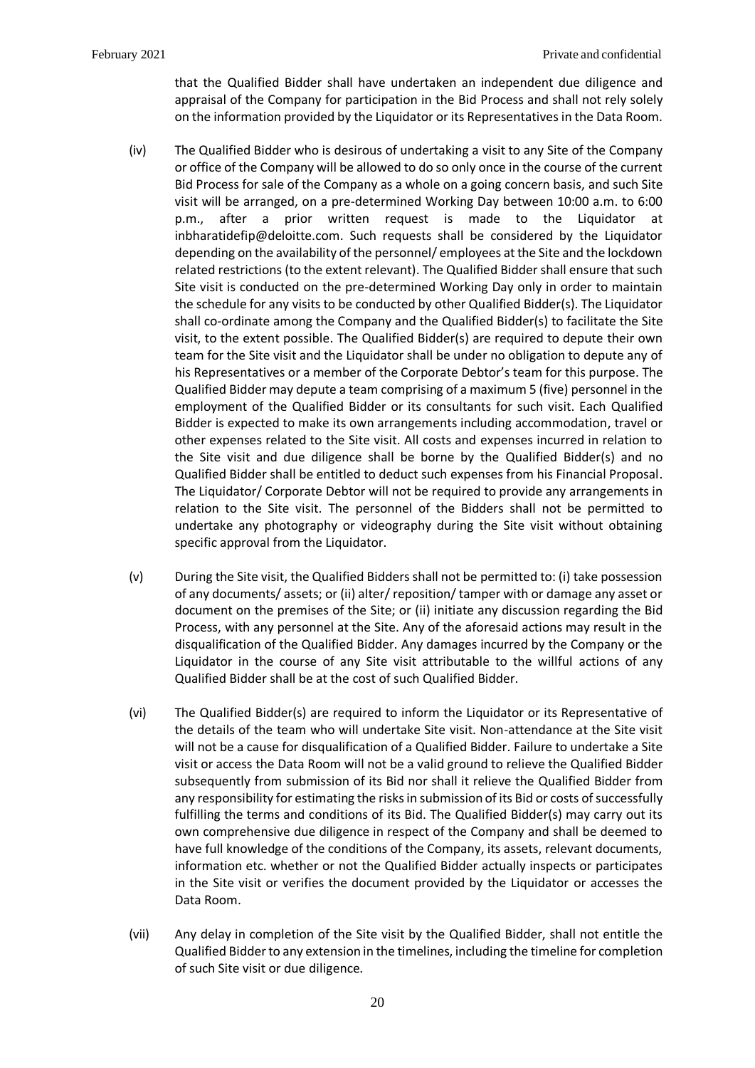that the Qualified Bidder shall have undertaken an independent due diligence and appraisal of the Company for participation in the Bid Process and shall not rely solely on the information provided by the Liquidator or its Representatives in the Data Room.

(iv) The Qualified Bidder who is desirous of undertaking a visit to any Site of the Company or office of the Company will be allowed to do so only once in the course of the current Bid Process for sale of the Company as a whole on a going concern basis, and such Site visit will be arranged, on a pre-determined Working Day between 10:00 a.m. to 6:00 p.m., after a prior written request is made to the Liquidator at inbharatidefip@deloitte.com. Such requests shall be considered by the Liquidator depending on the availability of the personnel/ employees at the Site and the lockdown related restrictions (to the extent relevant). The Qualified Bidder shall ensure that such Site visit is conducted on the pre-determined Working Day only in order to maintain the schedule for any visits to be conducted by other Qualified Bidder(s). The Liquidator shall co-ordinate among the Company and the Qualified Bidder(s) to facilitate the Site visit, to the extent possible. The Qualified Bidder(s) are required to depute their own team for the Site visit and the Liquidator shall be under no obligation to depute any of his Representatives or a member of the Corporate Debtor's team for this purpose. The Qualified Bidder may depute a team comprising of a maximum 5 (five) personnel in the employment of the Qualified Bidder or its consultants for such visit. Each Qualified Bidder is expected to make its own arrangements including accommodation, travel or other expenses related to the Site visit. All costs and expenses incurred in relation to the Site visit and due diligence shall be borne by the Qualified Bidder(s) and no Qualified Bidder shall be entitled to deduct such expenses from his Financial Proposal. The Liquidator/ Corporate Debtor will not be required to provide any arrangements in relation to the Site visit. The personnel of the Bidders shall not be permitted to undertake any photography or videography during the Site visit without obtaining specific approval from the Liquidator.

(v) During the Site visit, the Qualified Bidders shall not be permitted to: (i) take possession of any documents/ assets; or (ii) alter/ reposition/ tamper with or damage any asset or document on the premises of the Site; or (ii) initiate any discussion regarding the Bid Process, with any personnel at the Site. Any of the aforesaid actions may result in the disqualification of the Qualified Bidder. Any damages incurred by the Company or the Liquidator in the course of any Site visit attributable to the willful actions of any Qualified Bidder shall be at the cost of such Qualified Bidder.

(vi) The Qualified Bidder(s) are required to inform the Liquidator or its Representative of the details of the team who will undertake Site visit. Non-attendance at the Site visit will not be a cause for disqualification of a Qualified Bidder. Failure to undertake a Site visit or access the Data Room will not be a valid ground to relieve the Qualified Bidder subsequently from submission of its Bid nor shall it relieve the Qualified Bidder from any responsibility for estimating the risks in submission of its Bid or costs of successfully fulfilling the terms and conditions of its Bid. The Qualified Bidder(s) may carry out its own comprehensive due diligence in respect of the Company and shall be deemed to have full knowledge of the conditions of the Company, its assets, relevant documents, information etc. whether or not the Qualified Bidder actually inspects or participates in the Site visit or verifies the document provided by the Liquidator or accesses the Data Room.

(vii) Any delay in completion of the Site visit by the Qualified Bidder, shall not entitle the Qualified Bidder to any extension in the timelines, including the timeline for completion of such Site visit or due diligence.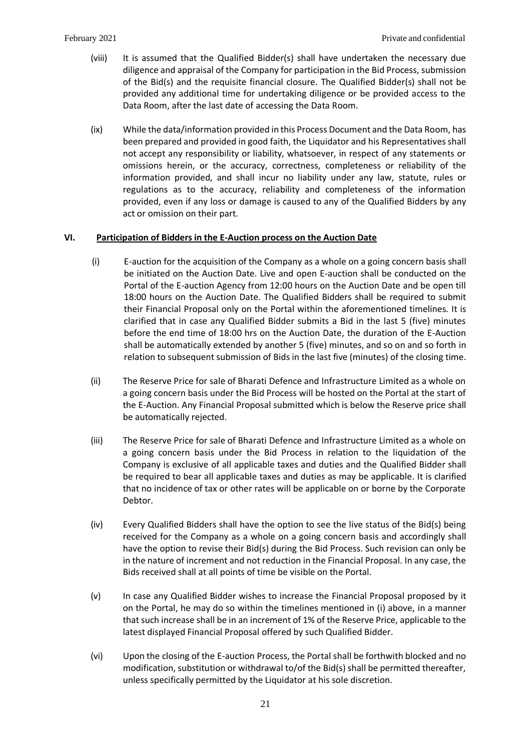(viii) It is assumed that the Qualified Bidder(s) shall have undertaken the necessary due diligence and appraisal of the Company for participation in the Bid Process, submission of the Bid(s) and the requisite financial closure. The Qualified Bidder(s) shall not be provided any additional time for undertaking diligence or be provided access to the Data Room, after the last date of accessing the Data Room.

(ix) While the data/information provided in this Process Document and the Data Room, has been prepared and provided in good faith, the Liquidator and his Representatives shall not accept any responsibility or liability, whatsoever, in respect of any statements or omissions herein, or the accuracy, correctness, completeness or reliability of the information provided, and shall incur no liability under any law, statute, rules or regulations as to the accuracy, reliability and completeness of the information provided, even if any loss or damage is caused to any of the Qualified Bidders by any act or omission on their part.

## VI. <u>Participation of Bidders in the E-Auction process on the Auction Date</u>

(i) E-auction for the acquisition of the Company as a whole on a going concern basis shall be initiated on the Auction Date. Live and open E-auction shall be conducted on the Portal of the E-auction Agency from 12:00 hours on the Auction Date and be open till 18:00 hours on the Auction Date. The Qualified Bidders shall be required to submit their Financial Proposal only on the Portal within the aforementioned timelines. It is clarified that in case any Qualified Bidder submits a Bid in the last 5 (five) minutes before the end time of 18:00 hrs on the Auction Date, the duration of the E-Auction shall be automatically extended by another 5 (five) minutes, and so on and so forth in relation to subsequent submission of Bids in the last five (minutes) of the closing time.

(ii) The Reserve Price for sale of Bharati Defence and Infrastructure Limited as a whole on a going concern basis under the Bid Process will be hosted on the Portal at the start of the E-Auction. Any Financial Proposal submitted which is below the Reserve price shall be automatically rejected.

(iii) The Reserve Price for sale of Bharati Defence and Infrastructure Limited as a whole on a going concern basis under the Bid Process in relation to the liquidation of the Company is exclusive of all applicable taxes and duties and the Qualified Bidder shall be required to bear all applicable taxes and duties as may be applicable. It is clarified that no incidence of tax or other rates will be applicable on or borne by the Corporate Debtor.

(iv) Every Qualified Bidders shall have the option to see the live status of the Bid(s) being received for the Company as a whole on a going concern basis and accordingly shall have the option to revise their Bid(s) during the Bid Process. Such revision can only be in the nature of increment and not reduction in the Financial Proposal. In any case, the Bids received shall at all points of time be visible on the Portal.

(v) In case any Qualified Bidder wishes to increase the Financial Proposal proposed by it on the Portal, he may do so within the timelines mentioned in (i) above, in a manner that such increase shall be in an increment of 1% of the Reserve Price, applicable to the latest displayed Financial Proposal offered by such Qualified Bidder.

(vi) Upon the closing of the E-auction Process, the Portal shall be forthwith blocked and no modification, substitution or withdrawal to/of the Bid(s) shall be permitted thereafter, unless specifically permitted by the Liquidator at his sole discretion.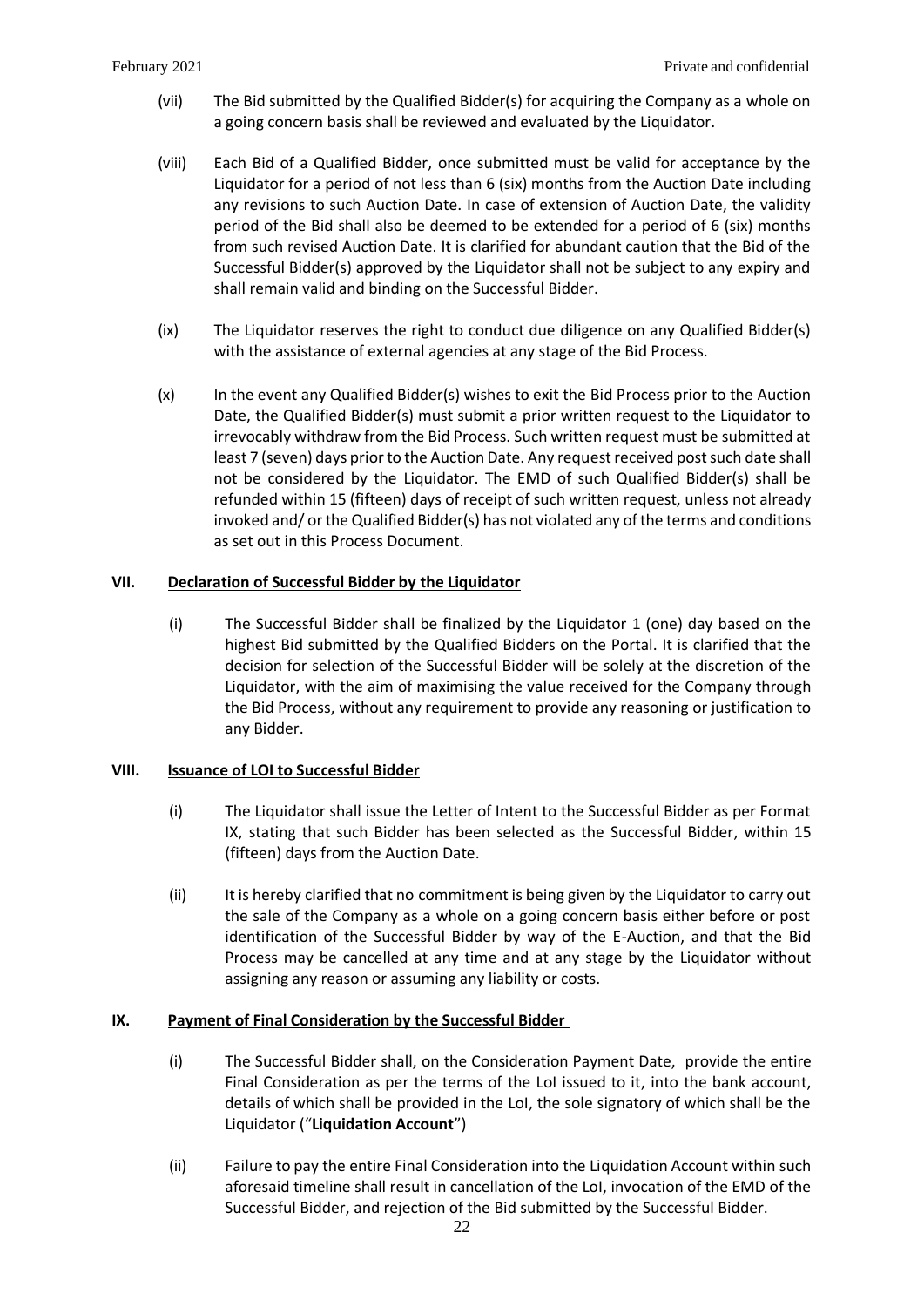(vii) The Bid submitted by the Qualified Bidder(s) for acquiring the Company as a whole on a going concern basis shall be reviewed and evaluated by the Liquidator.

(viii) Each Bid of a Qualified Bidder, once submitted must be valid for acceptance by the Liquidator for a period of not less than 6 (six) months from the Auction Date including any revisions to such Auction Date. In case of extension of Auction Date, the validity period of the Bid shall also be deemed to be extended for a period of 6 (six) months from such revised Auction Date. It is clarified for abundant caution that the Bid of the Successful Bidder(s) approved by the Liquidator shall not be subject to any expiry and shall remain valid and binding on the Successful Bidder.

(ix) The Liquidator reserves the right to conduct due diligence on any Qualified Bidder(s) with the assistance of external agencies at any stage of the Bid Process.

(x) In the event any Qualified Bidder(s) wishes to exit the Bid Process prior to the Auction Date, the Qualified Bidder(s) must submit a prior written request to the Liquidator to irrevocably withdraw from the Bid Process. Such written request must be submitted at least 7 (seven) days prior to the Auction Date. Any request received post such date shall not be considered by the Liquidator. The EMD of such Qualified Bidder(s) shall be refunded within 15 (fifteen) days of receipt of such written request, unless not already invoked and/ or the Qualified Bidder(s) has not violated any of the terms and conditions as set out in this Process Document.

## VII. <u>Declaration of Successful Bidder by the Liquidator</u>

(i) The Successful Bidder shall be finalized by the Liquidator 1 (one) day based on the highest Bid submitted by the Qualified Bidders on the Portal. It is clarified that the decision for selection of the Successful Bidder will be solely at the discretion of the Liquidator, with the aim of maximising the value received for the Company through the Bid Process, without any requirement to provide any reasoning or justification to any Bidder.

## VIII. <u>Issuance of LOI to Successful Bidder</u>

(i) The Liquidator shall issue the Letter of Intent to the Successful Bidder as per Format IX, stating that such Bidder has been selected as the Successful Bidder, within 15 (fifteen) days from the Auction Date.

(ii) It is hereby clarified that no commitment is being given by the Liquidator to carry out the sale of the Company as a whole on a going concern basis either before or post identification of the Successful Bidder by way of the E-Auction, and that the Bid Process may be cancelled at any time and at any stage by the Liquidator without assigning any reason or assuming any liability or costs.

## IX. <u>Payment of Final Consideration by the Successful Bidder</u>

(i) The Successful Bidder shall, on the Consideration Payment Date, provide the entire Final Consideration as per the terms of the LoI issued to it, into the bank account, details of which shall be provided in the LoI, the sole signatory of which shall be the Liquidator ("**Liquidation Account**")

(ii) Failure to pay the entire Final Consideration into the Liquidation Account within such aforesaid timeline shall result in cancellation of the LoI, invocation of the EMD of the Successful Bidder, and rejection of the Bid submitted by the Successful Bidder.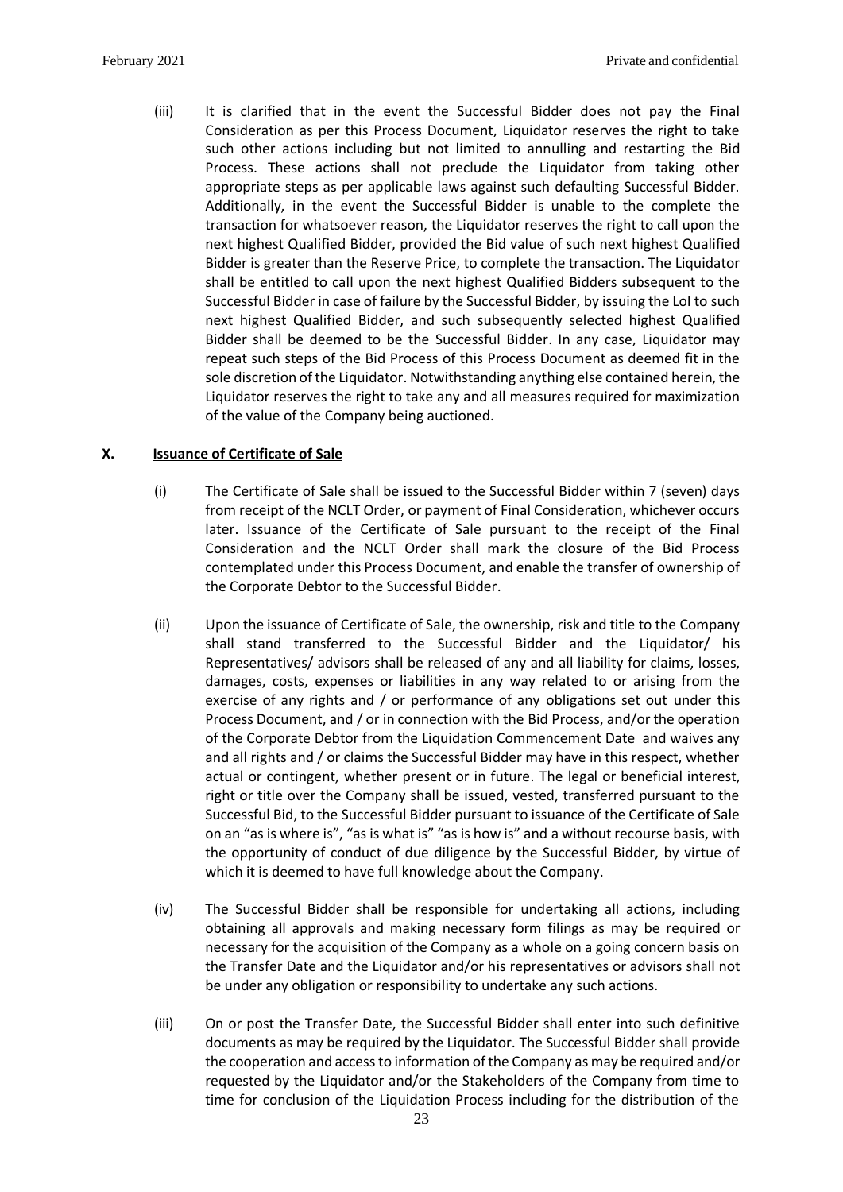(iii) It is clarified that in the event the Successful Bidder does not pay the Final Consideration as per this Process Document, Liquidator reserves the right to take such other actions including but not limited to annulling and restarting the Bid Process. These actions shall not preclude the Liquidator from taking other appropriate steps as per applicable laws against such defaulting Successful Bidder. Additionally, in the event the Successful Bidder is unable to the complete the transaction for whatsoever reason, the Liquidator reserves the right to call upon the next highest Qualified Bidder, provided the Bid value of such next highest Qualified Bidder is greater than the Reserve Price, to complete the transaction. The Liquidator shall be entitled to call upon the next highest Qualified Bidders subsequent to the Successful Bidder in case of failure by the Successful Bidder, by issuing the LoI to such next highest Qualified Bidder, and such subsequently selected highest Qualified Bidder shall be deemed to be the Successful Bidder. In any case, Liquidator may repeat such steps of the Bid Process of this Process Document as deemed fit in the sole discretion of the Liquidator. Notwithstanding anything else contained herein, the Liquidator reserves the right to take any and all measures required for maximization of the value of the Company being auctioned.

**X. <u>Issuance of Certificate of Sale</u>**

(i) The Certificate of Sale shall be issued to the Successful Bidder within 7 (seven) days from receipt of the NCLT Order, or payment of Final Consideration, whichever occurs later. Issuance of the Certificate of Sale pursuant to the receipt of the Final Consideration and the NCLT Order shall mark the closure of the Bid Process contemplated under this Process Document, and enable the transfer of ownership of the Corporate Debtor to the Successful Bidder.

(ii) Upon the issuance of Certificate of Sale, the ownership, risk and title to the Company shall stand transferred to the Successful Bidder and the Liquidator/ his Representatives/ advisors shall be released of any and all liability for claims, losses, damages, costs, expenses or liabilities in any way related to or arising from the exercise of any rights and / or performance of any obligations set out under this Process Document, and / or in connection with the Bid Process, and/or the operation of the Corporate Debtor from the Liquidation Commencement Date and waives any and all rights and / or claims the Successful Bidder may have in this respect, whether actual or contingent, whether present or in future. The legal or beneficial interest, right or title over the Company shall be issued, vested, transferred pursuant to the Successful Bid, to the Successful Bidder pursuant to issuance of the Certificate of Sale on an "as is where is", "as is what is" "as is how is" and a without recourse basis, with the opportunity of conduct of due diligence by the Successful Bidder, by virtue of which it is deemed to have full knowledge about the Company.

(iv) The Successful Bidder shall be responsible for undertaking all actions, including obtaining all approvals and making necessary form filings as may be required or necessary for the acquisition of the Company as a whole on a going concern basis on the Transfer Date and the Liquidator and/or his representatives or advisors shall not be under any obligation or responsibility to undertake any such actions.

(iii) On or post the Transfer Date, the Successful Bidder shall enter into such definitive documents as may be required by the Liquidator. The Successful Bidder shall provide the cooperation and access to information of the Company as may be required and/or requested by the Liquidator and/or the Stakeholders of the Company from time to time for conclusion of the Liquidation Process including for the distribution of the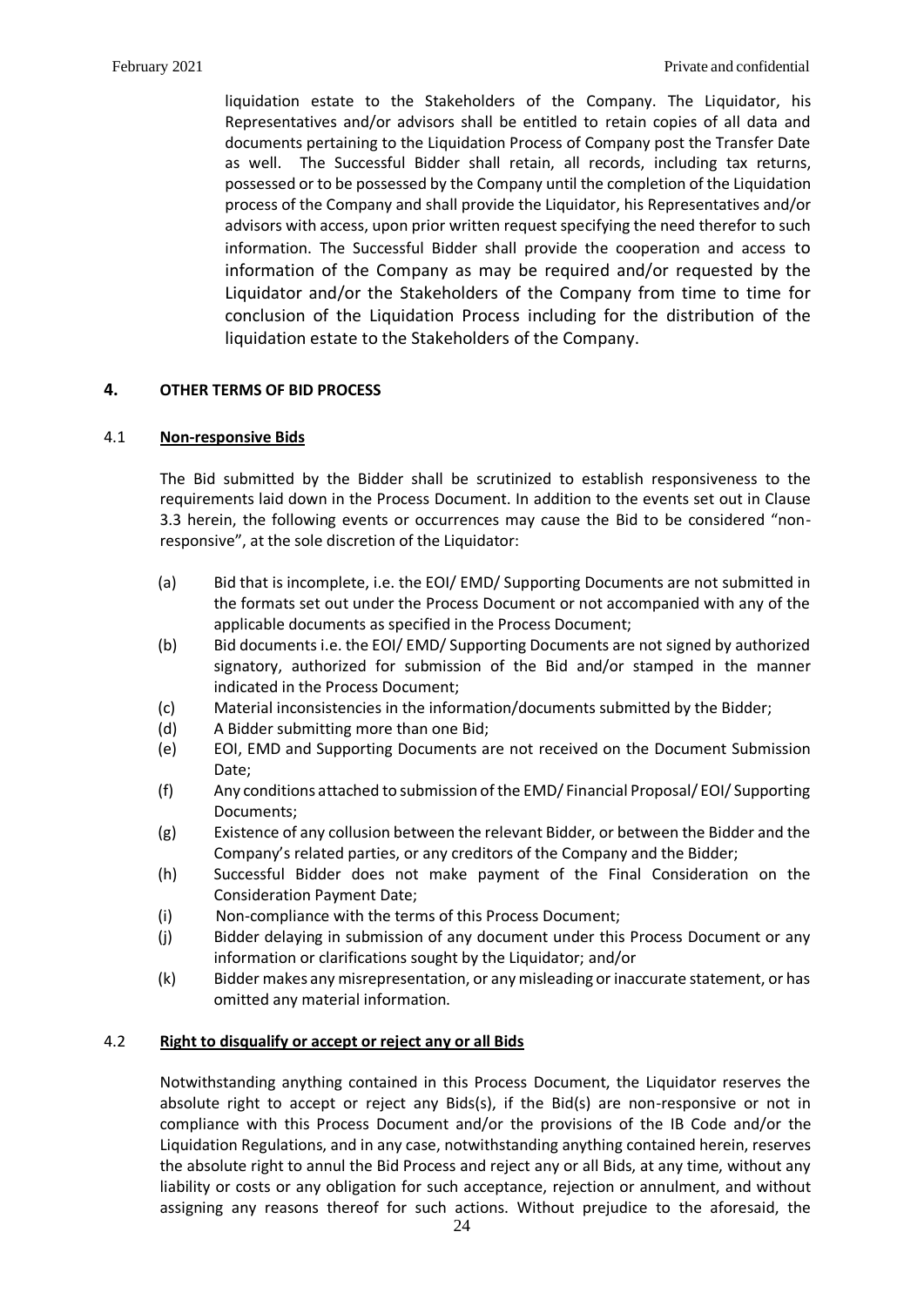liquidation estate to the Stakeholders of the Company. The Liquidator, his Representatives and/or advisors shall be entitled to retain copies of all data and documents pertaining to the Liquidation Process of Company post the Transfer Date as well. The Successful Bidder shall retain, all records, including tax returns, possessed or to be possessed by the Company until the completion of the Liquidation process of the Company and shall provide the Liquidator, his Representatives and/or advisors with access, upon prior written request specifying the need therefor to such information. The Successful Bidder shall provide the cooperation and access to information of the Company as may be required and/or requested by the Liquidator and/or the Stakeholders of the Company from time to time for conclusion of the Liquidation Process including for the distribution of the liquidation estate to the Stakeholders of the Company.

## 4. OTHER TERMS OF BID PROCESS

### 4.1 Non-responsive Bids

The Bid submitted by the Bidder shall be scrutinized to establish responsiveness to the requirements laid down in the Process Document. In addition to the events set out in Clause 3.3 herein, the following events or occurrences may cause the Bid to be considered "non-responsive", at the sole discretion of the Liquidator:

(a) Bid that is incomplete, i.e. the EOI/ EMD/ Supporting Documents are not submitted in the formats set out under the Process Document or not accompanied with any of the applicable documents as specified in the Process Document;

(b) Bid documents i.e. the EOI/ EMD/ Supporting Documents are not signed by authorized signatory, authorized for submission of the Bid and/or stamped in the manner indicated in the Process Document;

(c) Material inconsistencies in the information/documents submitted by the Bidder;

(d) A Bidder submitting more than one Bid;

(e) EOI, EMD and Supporting Documents are not received on the Document Submission Date;

(f) Any conditions attached to submission of the EMD/ Financial Proposal/ EOI/ Supporting Documents;

(g) Existence of any collusion between the relevant Bidder, or between the Bidder and the Company's related parties, or any creditors of the Company and the Bidder;

(h) Successful Bidder does not make payment of the Final Consideration on the Consideration Payment Date;

(i) Non-compliance with the terms of this Process Document;

(j) Bidder delaying in submission of any document under this Process Document or any information or clarifications sought by the Liquidator; and/or

(k) Bidder makes any misrepresentation, or any misleading or inaccurate statement, or has omitted any material information.

### 4.2 Right to disqualify or accept or reject any or all Bids

Notwithstanding anything contained in this Process Document, the Liquidator reserves the absolute right to accept or reject any Bids(s), if the Bid(s) are non-responsive or not in compliance with this Process Document and/or the provisions of the IB Code and/or the Liquidation Regulations, and in any case, notwithstanding anything contained herein, reserves the absolute right to annul the Bid Process and reject any or all Bids, at any time, without any liability or costs or any obligation for such acceptance, rejection or annulment, and without assigning any reasons thereof for such actions. Without prejudice to the aforesaid, the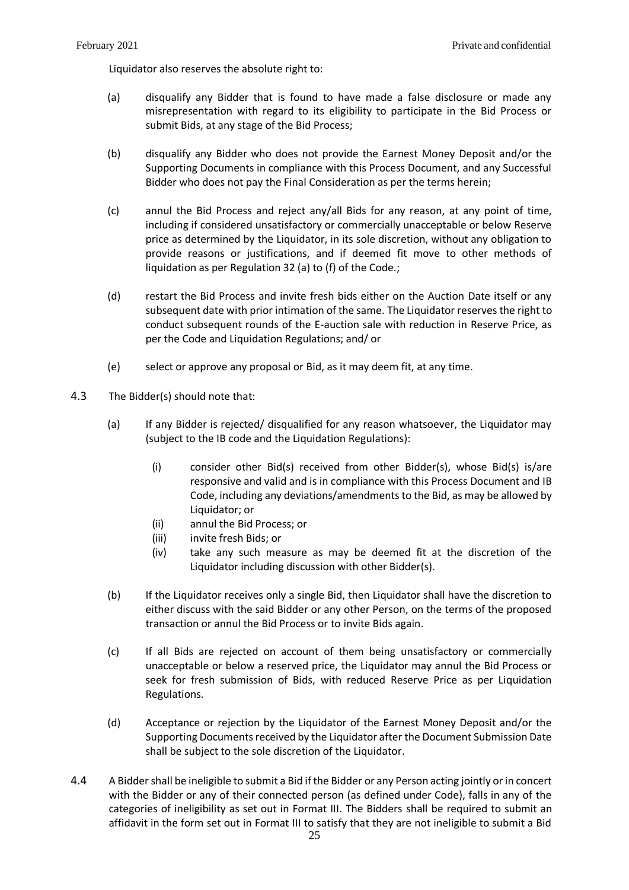Liquidator also reserves the absolute right to:

(a) disqualify any Bidder that is found to have made a false disclosure or made any misrepresentation with regard to its eligibility to participate in the Bid Process or submit Bids, at any stage of the Bid Process;

(b) disqualify any Bidder who does not provide the Earnest Money Deposit and/or the Supporting Documents in compliance with this Process Document, and any Successful Bidder who does not pay the Final Consideration as per the terms herein;

(c) annul the Bid Process and reject any/all Bids for any reason, at any point of time, including if considered unsatisfactory or commercially unacceptable or below Reserve price as determined by the Liquidator, in its sole discretion, without any obligation to provide reasons or justifications, and if deemed fit move to other methods of liquidation as per Regulation 32 (a) to (f) of the Code.;

(d) restart the Bid Process and invite fresh bids either on the Auction Date itself or any subsequent date with prior intimation of the same. The Liquidator reserves the right to conduct subsequent rounds of the E-auction sale with reduction in Reserve Price, as per the Code and Liquidation Regulations; and/ or

(e) select or approve any proposal or Bid, as it may deem fit, at any time.

4.3 The Bidder(s) should note that:

(a) If any Bidder is rejected/ disqualified for any reason whatsoever, the Liquidator may (subject to the IB code and the Liquidation Regulations):

   (i) consider other Bid(s) received from other Bidder(s), whose Bid(s) is/are responsive and valid and is in compliance with this Process Document and IB Code, including any deviations/amendments to the Bid, as may be allowed by Liquidator; or
   (ii) annul the Bid Process; or
   (iii) invite fresh Bids; or
   (iv) take any such measure as may be deemed fit at the discretion of the Liquidator including discussion with other Bidder(s).

(b) If the Liquidator receives only a single Bid, then Liquidator shall have the discretion to either discuss with the said Bidder or any other Person, on the terms of the proposed transaction or annul the Bid Process or to invite Bids again.

(c) If all Bids are rejected on account of them being unsatisfactory or commercially unacceptable or below a reserved price, the Liquidator may annul the Bid Process or seek for fresh submission of Bids, with reduced Reserve Price as per Liquidation Regulations.

(d) Acceptance or rejection by the Liquidator of the Earnest Money Deposit and/or the Supporting Documents received by the Liquidator after the Document Submission Date shall be subject to the sole discretion of the Liquidator.

4.4 A Bidder shall be ineligible to submit a Bid if the Bidder or any Person acting jointly or in concert with the Bidder or any of their connected person (as defined under Code), falls in any of the categories of ineligibility as set out in Format III. The Bidders shall be required to submit an affidavit in the form set out in Format III to satisfy that they are not ineligible to submit a Bid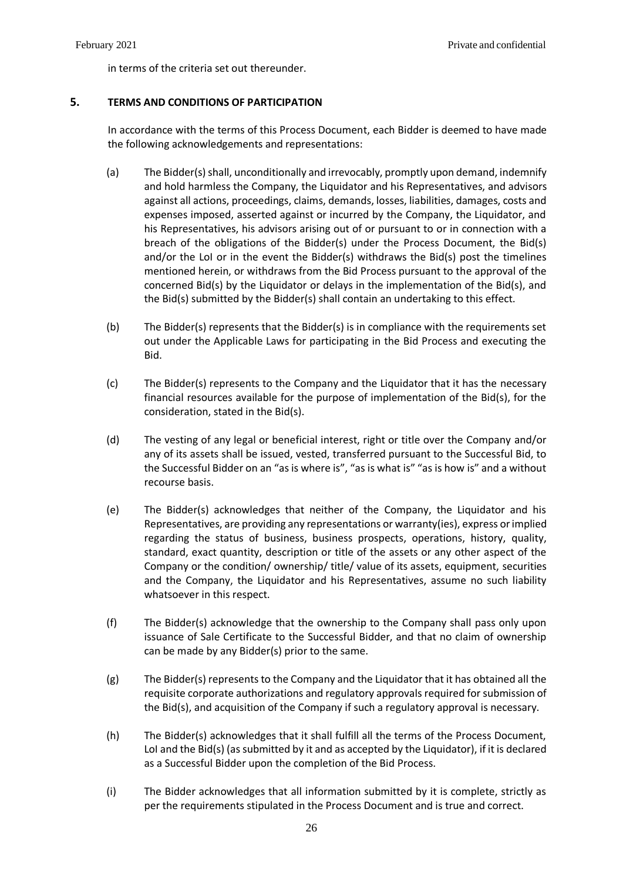in terms of the criteria set out thereunder.

## 5. TERMS AND CONDITIONS OF PARTICIPATION

In accordance with the terms of this Process Document, each Bidder is deemed to have made the following acknowledgements and representations:

(a) The Bidder(s) shall, unconditionally and irrevocably, promptly upon demand, indemnify and hold harmless the Company, the Liquidator and his Representatives, and advisors against all actions, proceedings, claims, demands, losses, liabilities, damages, costs and expenses imposed, asserted against or incurred by the Company, the Liquidator, and his Representatives, his advisors arising out of or pursuant to or in connection with a breach of the obligations of the Bidder(s) under the Process Document, the Bid(s) and/or the LoI or in the event the Bidder(s) withdraws the Bid(s) post the timelines mentioned herein, or withdraws from the Bid Process pursuant to the approval of the concerned Bid(s) by the Liquidator or delays in the implementation of the Bid(s), and the Bid(s) submitted by the Bidder(s) shall contain an undertaking to this effect.

(b) The Bidder(s) represents that the Bidder(s) is in compliance with the requirements set out under the Applicable Laws for participating in the Bid Process and executing the Bid.

(c) The Bidder(s) represents to the Company and the Liquidator that it has the necessary financial resources available for the purpose of implementation of the Bid(s), for the consideration, stated in the Bid(s).

(d) The vesting of any legal or beneficial interest, right or title over the Company and/or any of its assets shall be issued, vested, transferred pursuant to the Successful Bid, to the Successful Bidder on an "as is where is", "as is what is" "as is how is" and a without recourse basis.

(e) The Bidder(s) acknowledges that neither of the Company, the Liquidator and his Representatives, are providing any representations or warranty(ies), express or implied regarding the status of business, business prospects, operations, history, quality, standard, exact quantity, description or title of the assets or any other aspect of the Company or the condition/ ownership/ title/ value of its assets, equipment, securities and the Company, the Liquidator and his Representatives, assume no such liability whatsoever in this respect.

(f) The Bidder(s) acknowledge that the ownership to the Company shall pass only upon issuance of Sale Certificate to the Successful Bidder, and that no claim of ownership can be made by any Bidder(s) prior to the same.

(g) The Bidder(s) represents to the Company and the Liquidator that it has obtained all the requisite corporate authorizations and regulatory approvals required for submission of the Bid(s), and acquisition of the Company if such a regulatory approval is necessary.

(h) The Bidder(s) acknowledges that it shall fulfill all the terms of the Process Document, LoI and the Bid(s) (as submitted by it and as accepted by the Liquidator), if it is declared as a Successful Bidder upon the completion of the Bid Process.

(i) The Bidder acknowledges that all information submitted by it is complete, strictly as per the requirements stipulated in the Process Document and is true and correct.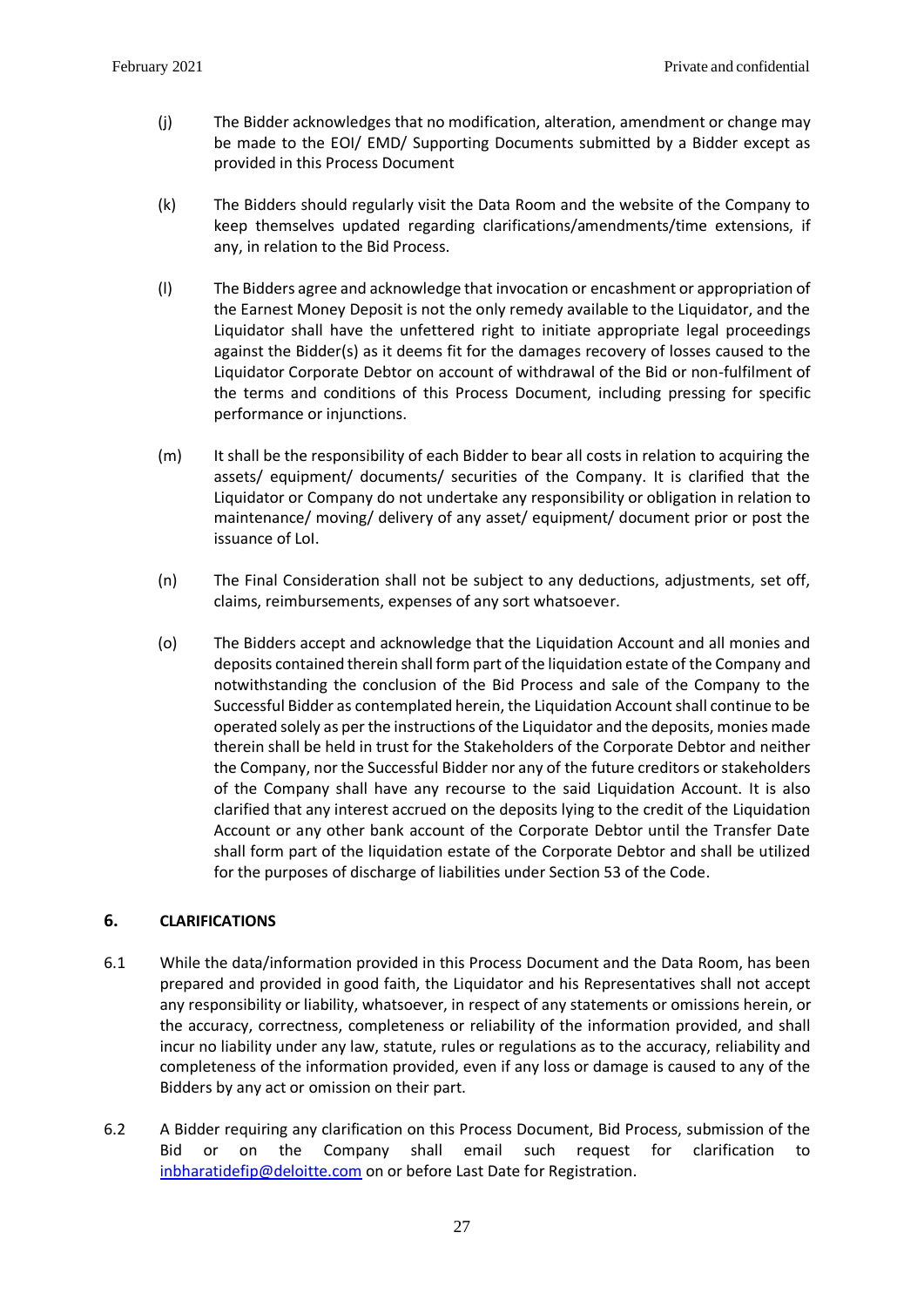(j) The Bidder acknowledges that no modification, alteration, amendment or change may be made to the EOI/ EMD/ Supporting Documents submitted by a Bidder except as provided in this Process Document

(k) The Bidders should regularly visit the Data Room and the website of the Company to keep themselves updated regarding clarifications/amendments/time extensions, if any, in relation to the Bid Process.

(l) The Bidders agree and acknowledge that invocation or encashment or appropriation of the Earnest Money Deposit is not the only remedy available to the Liquidator, and the Liquidator shall have the unfettered right to initiate appropriate legal proceedings against the Bidder(s) as it deems fit for the damages recovery of losses caused to the Liquidator Corporate Debtor on account of withdrawal of the Bid or non-fulfilment of the terms and conditions of this Process Document, including pressing for specific performance or injunctions.

(m) It shall be the responsibility of each Bidder to bear all costs in relation to acquiring the assets/ equipment/ documents/ securities of the Company. It is clarified that the Liquidator or Company do not undertake any responsibility or obligation in relation to maintenance/ moving/ delivery of any asset/ equipment/ document prior or post the issuance of LoI.

(n) The Final Consideration shall not be subject to any deductions, adjustments, set off, claims, reimbursements, expenses of any sort whatsoever.

(o) The Bidders accept and acknowledge that the Liquidation Account and all monies and deposits contained therein shall form part of the liquidation estate of the Company and notwithstanding the conclusion of the Bid Process and sale of the Company to the Successful Bidder as contemplated herein, the Liquidation Account shall continue to be operated solely as per the instructions of the Liquidator and the deposits, monies made therein shall be held in trust for the Stakeholders of the Corporate Debtor and neither the Company, nor the Successful Bidder nor any of the future creditors or stakeholders of the Company shall have any recourse to the said Liquidation Account. It is also clarified that any interest accrued on the deposits lying to the credit of the Liquidation Account or any other bank account of the Corporate Debtor until the Transfer Date shall form part of the liquidation estate of the Corporate Debtor and shall be utilized for the purposes of discharge of liabilities under Section 53 of the Code.

## 6. CLARIFICATIONS

6.1 While the data/information provided in this Process Document and the Data Room, has been prepared and provided in good faith, the Liquidator and his Representatives shall not accept any responsibility or liability, whatsoever, in respect of any statements or omissions herein, or the accuracy, correctness, completeness or reliability of the information provided, and shall incur no liability under any law, statute, rules or regulations as to the accuracy, reliability and completeness of the information provided, even if any loss or damage is caused to any of the Bidders by any act or omission on their part.

6.2 A Bidder requiring any clarification on this Process Document, Bid Process, submission of the Bid or on the Company shall email such request for clarification to inbharatidefip@deloitte.com on or before Last Date for Registration.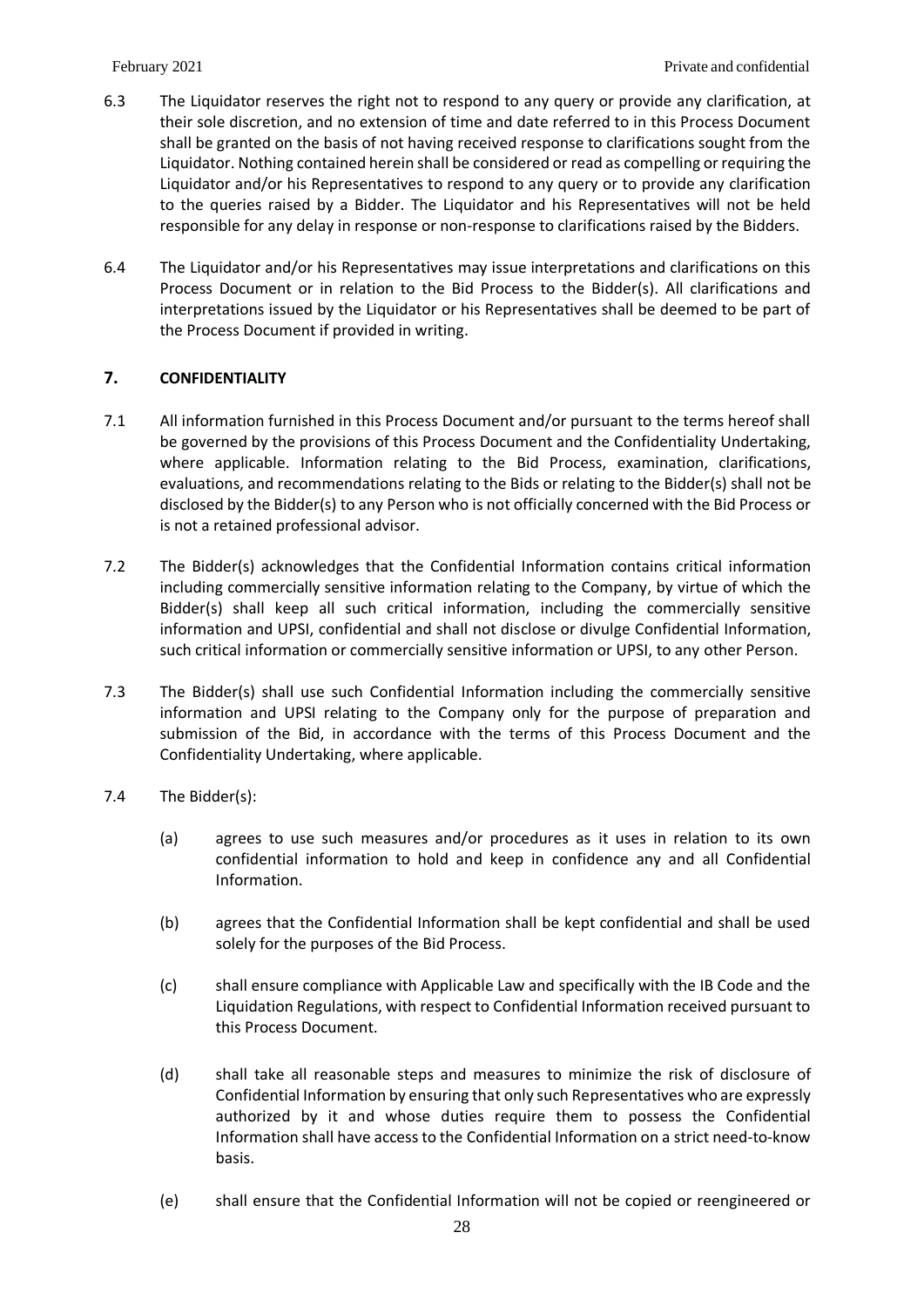6.3 The Liquidator reserves the right not to respond to any query or provide any clarification, at their sole discretion, and no extension of time and date referred to in this Process Document shall be granted on the basis of not having received response to clarifications sought from the Liquidator. Nothing contained herein shall be considered or read as compelling or requiring the Liquidator and/or his Representatives to respond to any query or to provide any clarification to the queries raised by a Bidder. The Liquidator and his Representatives will not be held responsible for any delay in response or non-response to clarifications raised by the Bidders.

6.4 The Liquidator and/or his Representatives may issue interpretations and clarifications on this Process Document or in relation to the Bid Process to the Bidder(s). All clarifications and interpretations issued by the Liquidator or his Representatives shall be deemed to be part of the Process Document if provided in writing.

## 7. CONFIDENTIALITY

7.1 All information furnished in this Process Document and/or pursuant to the terms hereof shall be governed by the provisions of this Process Document and the Confidentiality Undertaking, where applicable. Information relating to the Bid Process, examination, clarifications, evaluations, and recommendations relating to the Bids or relating to the Bidder(s) shall not be disclosed by the Bidder(s) to any Person who is not officially concerned with the Bid Process or is not a retained professional advisor.

7.2 The Bidder(s) acknowledges that the Confidential Information contains critical information including commercially sensitive information relating to the Company, by virtue of which the Bidder(s) shall keep all such critical information, including the commercially sensitive information and UPSI, confidential and shall not disclose or divulge Confidential Information, such critical information or commercially sensitive information or UPSI, to any other Person.

7.3 The Bidder(s) shall use such Confidential Information including the commercially sensitive information and UPSI relating to the Company only for the purpose of preparation and submission of the Bid, in accordance with the terms of this Process Document and the Confidentiality Undertaking, where applicable.

7.4 The Bidder(s):

(a) agrees to use such measures and/or procedures as it uses in relation to its own confidential information to hold and keep in confidence any and all Confidential Information.

(b) agrees that the Confidential Information shall be kept confidential and shall be used solely for the purposes of the Bid Process.

(c) shall ensure compliance with Applicable Law and specifically with the IB Code and the Liquidation Regulations, with respect to Confidential Information received pursuant to this Process Document.

(d) shall take all reasonable steps and measures to minimize the risk of disclosure of Confidential Information by ensuring that only such Representatives who are expressly authorized by it and whose duties require them to possess the Confidential Information shall have access to the Confidential Information on a strict need-to-know basis.

(e) shall ensure that the Confidential Information will not be copied or reengineered or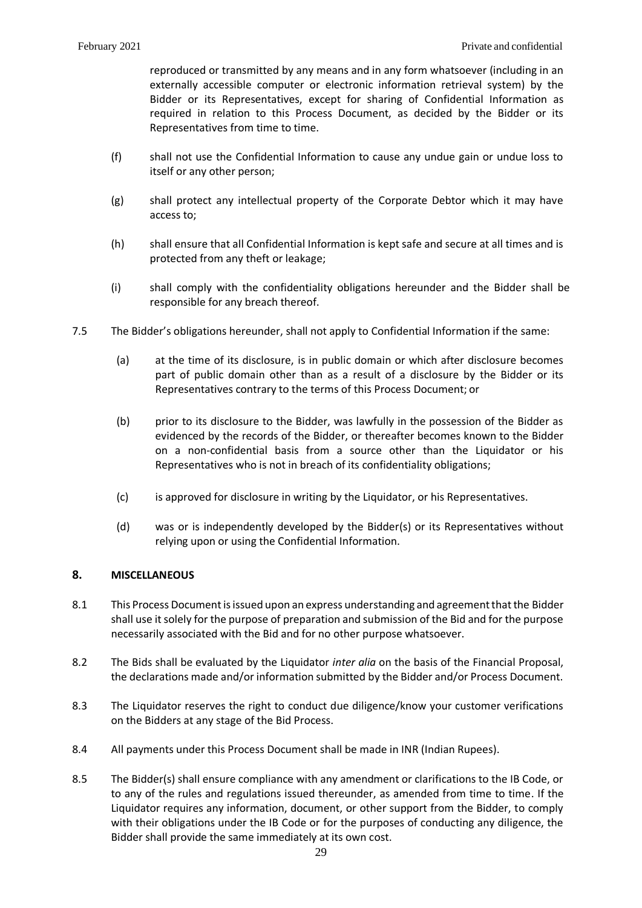reproduced or transmitted by any means and in any form whatsoever (including in an externally accessible computer or electronic information retrieval system) by the Bidder or its Representatives, except for sharing of Confidential Information as required in relation to this Process Document, as decided by the Bidder or its Representatives from time to time.

(f) shall not use the Confidential Information to cause any undue gain or undue loss to itself or any other person;

(g) shall protect any intellectual property of the Corporate Debtor which it may have access to;

(h) shall ensure that all Confidential Information is kept safe and secure at all times and is protected from any theft or leakage;

(i) shall comply with the confidentiality obligations hereunder and the Bidder shall be responsible for any breach thereof.

7.5 The Bidder's obligations hereunder, shall not apply to Confidential Information if the same:

(a) at the time of its disclosure, is in public domain or which after disclosure becomes part of public domain other than as a result of a disclosure by the Bidder or its Representatives contrary to the terms of this Process Document; or

(b) prior to its disclosure to the Bidder, was lawfully in the possession of the Bidder as evidenced by the records of the Bidder, or thereafter becomes known to the Bidder on a non-confidential basis from a source other than the Liquidator or his Representatives who is not in breach of its confidentiality obligations;

(c) is approved for disclosure in writing by the Liquidator, or his Representatives.

(d) was or is independently developed by the Bidder(s) or its Representatives without relying upon or using the Confidential Information.

## 8. MISCELLANEOUS

8.1 This Process Document is issued upon an express understanding and agreement that the Bidder shall use it solely for the purpose of preparation and submission of the Bid and for the purpose necessarily associated with the Bid and for no other purpose whatsoever.

8.2 The Bids shall be evaluated by the Liquidator *inter alia* on the basis of the Financial Proposal, the declarations made and/or information submitted by the Bidder and/or Process Document.

8.3 The Liquidator reserves the right to conduct due diligence/know your customer verifications on the Bidders at any stage of the Bid Process.

8.4 All payments under this Process Document shall be made in INR (Indian Rupees).

8.5 The Bidder(s) shall ensure compliance with any amendment or clarifications to the IB Code, or to any of the rules and regulations issued thereunder, as amended from time to time. If the Liquidator requires any information, document, or other support from the Bidder, to comply with their obligations under the IB Code or for the purposes of conducting any diligence, the Bidder shall provide the same immediately at its own cost.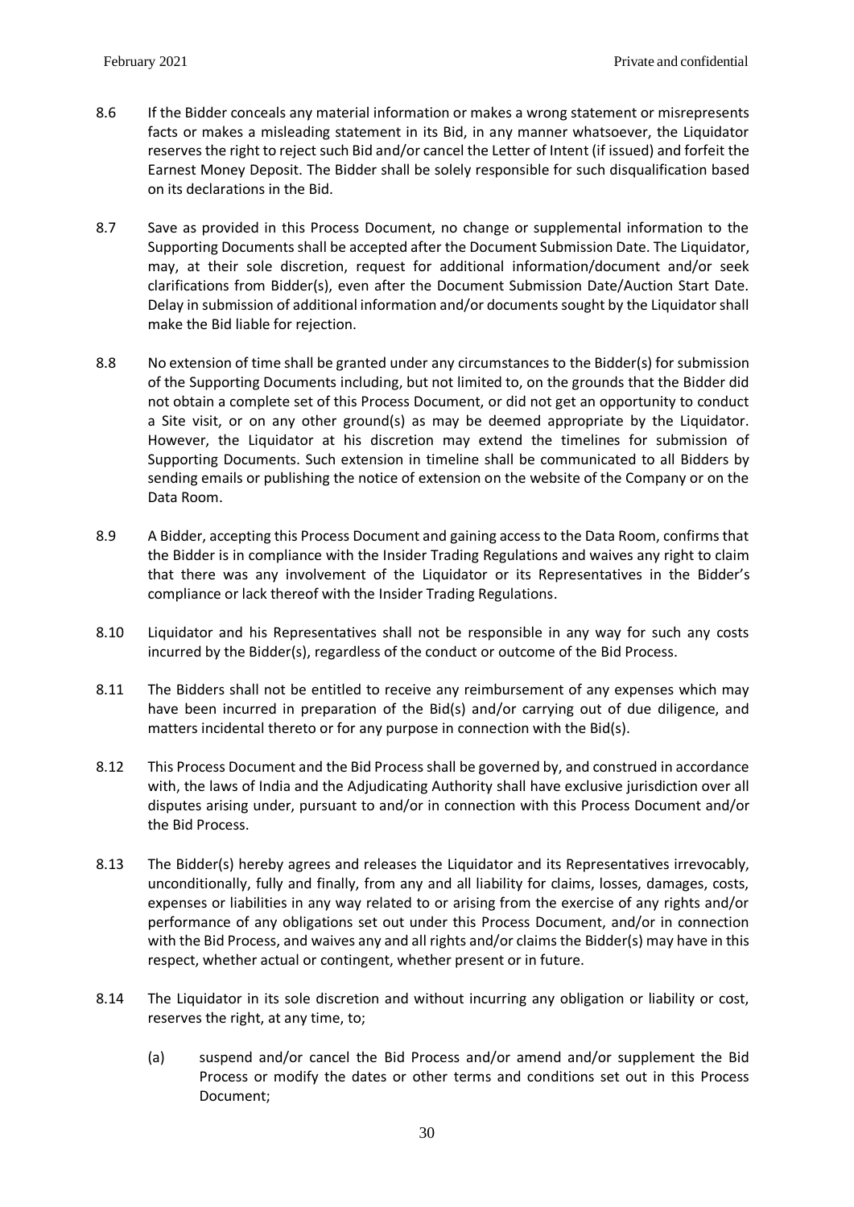8.6 If the Bidder conceals any material information or makes a wrong statement or misrepresents facts or makes a misleading statement in its Bid, in any manner whatsoever, the Liquidator reserves the right to reject such Bid and/or cancel the Letter of Intent (if issued) and forfeit the Earnest Money Deposit. The Bidder shall be solely responsible for such disqualification based on its declarations in the Bid.

8.7 Save as provided in this Process Document, no change or supplemental information to the Supporting Documents shall be accepted after the Document Submission Date. The Liquidator, may, at their sole discretion, request for additional information/document and/or seek clarifications from Bidder(s), even after the Document Submission Date/Auction Start Date. Delay in submission of additional information and/or documents sought by the Liquidator shall make the Bid liable for rejection.

8.8 No extension of time shall be granted under any circumstances to the Bidder(s) for submission of the Supporting Documents including, but not limited to, on the grounds that the Bidder did not obtain a complete set of this Process Document, or did not get an opportunity to conduct a Site visit, or on any other ground(s) as may be deemed appropriate by the Liquidator. However, the Liquidator at his discretion may extend the timelines for submission of Supporting Documents. Such extension in timeline shall be communicated to all Bidders by sending emails or publishing the notice of extension on the website of the Company or on the Data Room.

8.9 A Bidder, accepting this Process Document and gaining access to the Data Room, confirms that the Bidder is in compliance with the Insider Trading Regulations and waives any right to claim that there was any involvement of the Liquidator or its Representatives in the Bidder's compliance or lack thereof with the Insider Trading Regulations.

8.10 Liquidator and his Representatives shall not be responsible in any way for such any costs incurred by the Bidder(s), regardless of the conduct or outcome of the Bid Process.

8.11 The Bidders shall not be entitled to receive any reimbursement of any expenses which may have been incurred in preparation of the Bid(s) and/or carrying out of due diligence, and matters incidental thereto or for any purpose in connection with the Bid(s).

8.12 This Process Document and the Bid Process shall be governed by, and construed in accordance with, the laws of India and the Adjudicating Authority shall have exclusive jurisdiction over all disputes arising under, pursuant to and/or in connection with this Process Document and/or the Bid Process.

8.13 The Bidder(s) hereby agrees and releases the Liquidator and its Representatives irrevocably, unconditionally, fully and finally, from any and all liability for claims, losses, damages, costs, expenses or liabilities in any way related to or arising from the exercise of any rights and/or performance of any obligations set out under this Process Document, and/or in connection with the Bid Process, and waives any and all rights and/or claims the Bidder(s) may have in this respect, whether actual or contingent, whether present or in future.

8.14 The Liquidator in its sole discretion and without incurring any obligation or liability or cost, reserves the right, at any time, to;

(a) suspend and/or cancel the Bid Process and/or amend and/or supplement the Bid Process or modify the dates or other terms and conditions set out in this Process Document;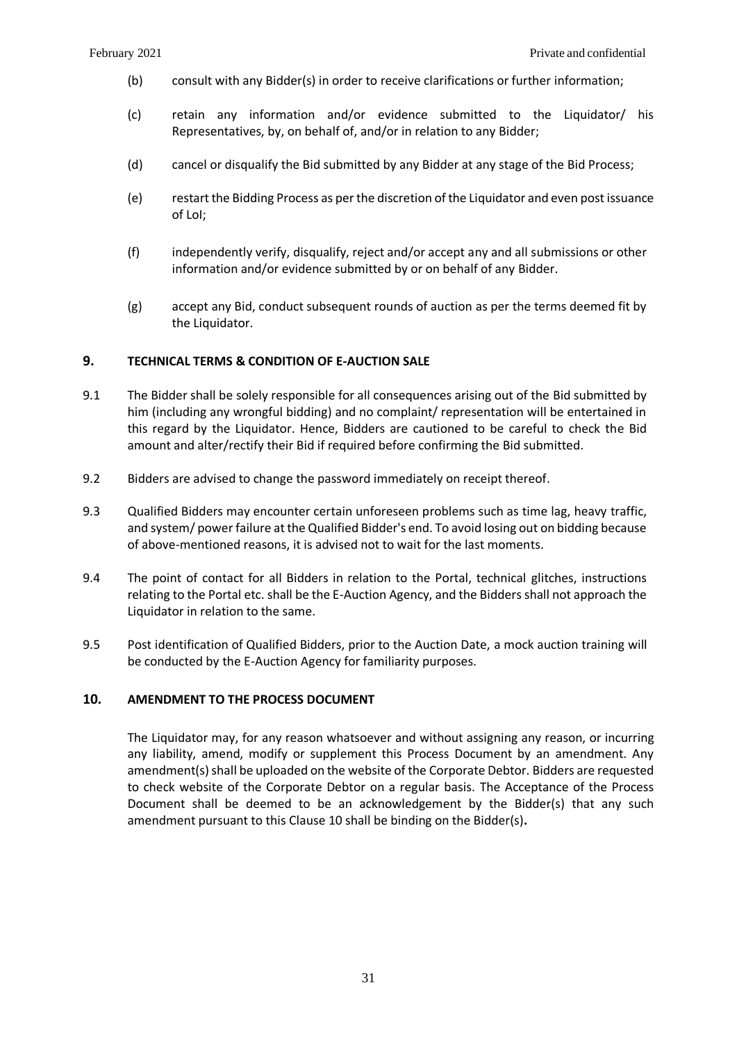(b) consult with any Bidder(s) in order to receive clarifications or further information;

(c) retain any information and/or evidence submitted to the Liquidator/ his Representatives, by, on behalf of, and/or in relation to any Bidder;

(d) cancel or disqualify the Bid submitted by any Bidder at any stage of the Bid Process;

(e) restart the Bidding Process as per the discretion of the Liquidator and even post issuance of LoI;

(f) independently verify, disqualify, reject and/or accept any and all submissions or other information and/or evidence submitted by or on behalf of any Bidder.

(g) accept any Bid, conduct subsequent rounds of auction as per the terms deemed fit by the Liquidator.

## 9. TECHNICAL TERMS & CONDITION OF E-AUCTION SALE

9.1 The Bidder shall be solely responsible for all consequences arising out of the Bid submitted by him (including any wrongful bidding) and no complaint/ representation will be entertained in this regard by the Liquidator. Hence, Bidders are cautioned to be careful to check the Bid amount and alter/rectify their Bid if required before confirming the Bid submitted.

9.2 Bidders are advised to change the password immediately on receipt thereof.

9.3 Qualified Bidders may encounter certain unforeseen problems such as time lag, heavy traffic, and system/ power failure at the Qualified Bidder's end. To avoid losing out on bidding because of above-mentioned reasons, it is advised not to wait for the last moments.

9.4 The point of contact for all Bidders in relation to the Portal, technical glitches, instructions relating to the Portal etc. shall be the E-Auction Agency, and the Bidders shall not approach the Liquidator in relation to the same.

9.5 Post identification of Qualified Bidders, prior to the Auction Date, a mock auction training will be conducted by the E-Auction Agency for familiarity purposes.

## 10. AMENDMENT TO THE PROCESS DOCUMENT

The Liquidator may, for any reason whatsoever and without assigning any reason, or incurring any liability, amend, modify or supplement this Process Document by an amendment. Any amendment(s) shall be uploaded on the website of the Corporate Debtor. Bidders are requested to check website of the Corporate Debtor on a regular basis. The Acceptance of the Process Document shall be deemed to be an acknowledgement by the Bidder(s) that any such amendment pursuant to this Clause 10 shall be binding on the Bidder(s)**.**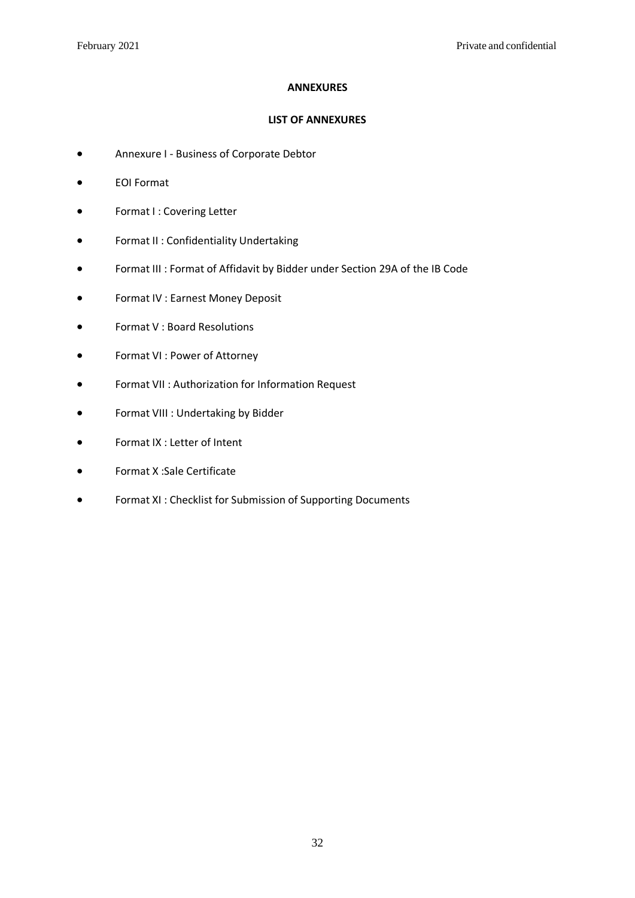## ANNEXURES

### LIST OF ANNEXURES

- Annexure I - Business of Corporate Debtor
- EOI Format
- Format I : Covering Letter
- Format II : Confidentiality Undertaking
- Format III : Format of Affidavit by Bidder under Section 29A of the IB Code
- Format IV : Earnest Money Deposit
- Format V : Board Resolutions
- Format VI : Power of Attorney
- Format VII : Authorization for Information Request
- Format VIII : Undertaking by Bidder
- Format IX : Letter of Intent
- Format X :Sale Certificate
- Format XI : Checklist for Submission of Supporting Documents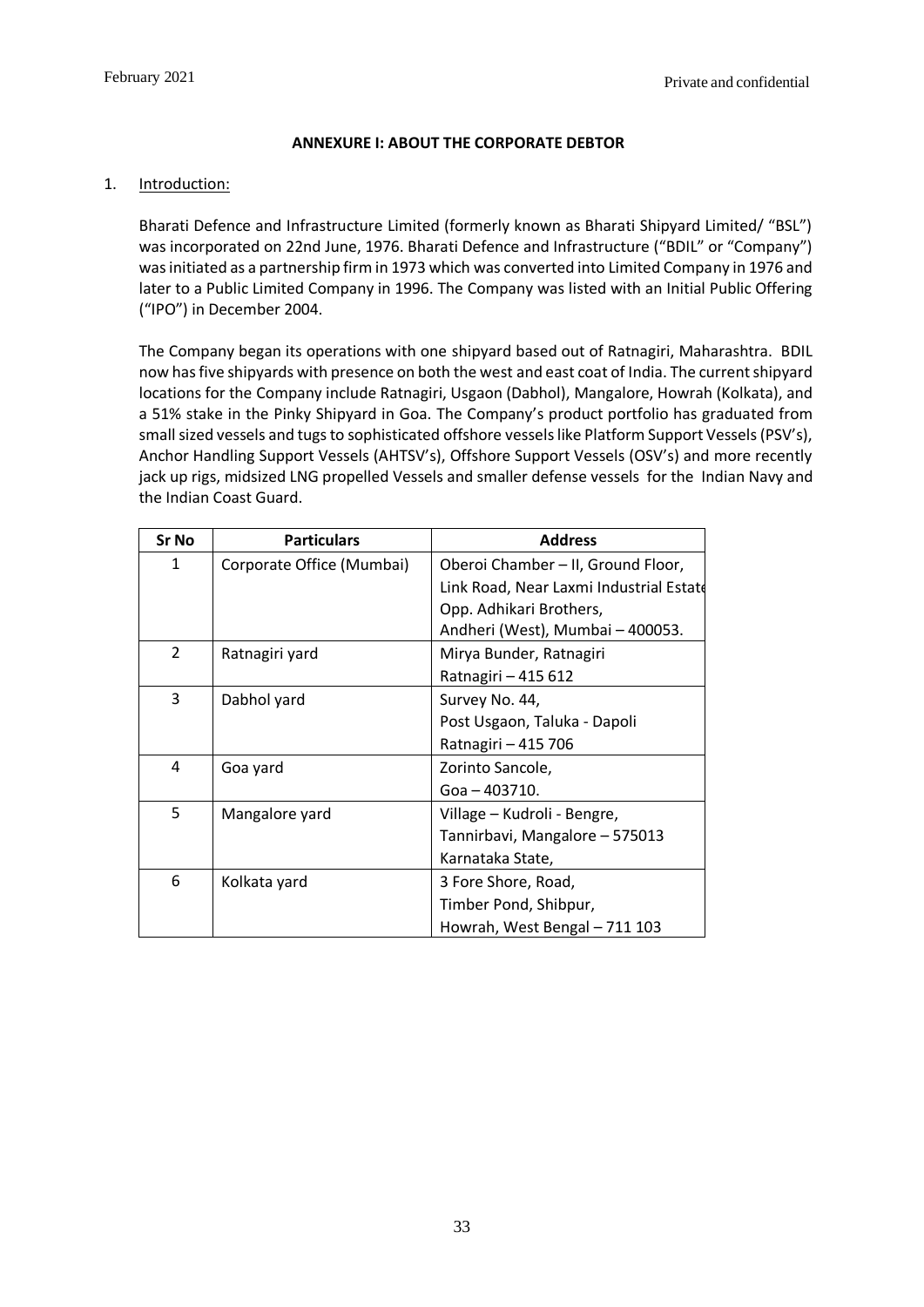**ANNEXURE I: ABOUT THE CORPORATE DEBTOR**

1. Introduction:

Bharati Defence and Infrastructure Limited (formerly known as Bharati Shipyard Limited/ "BSL") was incorporated on 22nd June, 1976. Bharati Defence and Infrastructure ("BDIL" or "Company") was initiated as a partnership firm in 1973 which was converted into Limited Company in 1976 and later to a Public Limited Company in 1996. The Company was listed with an Initial Public Offering ("IPO") in December 2004.

The Company began its operations with one shipyard based out of Ratnagiri, Maharashtra. BDIL now has five shipyards with presence on both the west and east coat of India. The current shipyard locations for the Company include Ratnagiri, Usgaon (Dabhol), Mangalore, Howrah (Kolkata), and a 51% stake in the Pinky Shipyard in Goa. The Company's product portfolio has graduated from small sized vessels and tugs to sophisticated offshore vessels like Platform Support Vessels (PSV's), Anchor Handling Support Vessels (AHTSV's), Offshore Support Vessels (OSV's) and more recently jack up rigs, midsized LNG propelled Vessels and smaller defense vessels for the Indian Navy and the Indian Coast Guard.

| Sr No | Particulars | Address |
|---|---|---|
| 1 | Corporate Office (Mumbai) | Oberoi Chamber – II, Ground Floor, Link Road, Near Laxmi Industrial Estate Opp. Adhikari Brothers, Andheri (West), Mumbai – 400053. |
| 2 | Ratnagiri yard | Mirya Bunder, Ratnagiri Ratnagiri – 415 612 |
| 3 | Dabhol yard | Survey No. 44, Post Usgaon, Taluka - Dapoli Ratnagiri – 415 706 |
| 4 | Goa yard | Zorinto Sancole, Goa – 403710. |
| 5 | Mangalore yard | Village – Kudroli - Bengre, Tannirbavi, Mangalore – 575013 Karnataka State, |
| 6 | Kolkata yard | 3 Fore Shore, Road, Timber Pond, Shibpur, Howrah, West Bengal – 711 103 |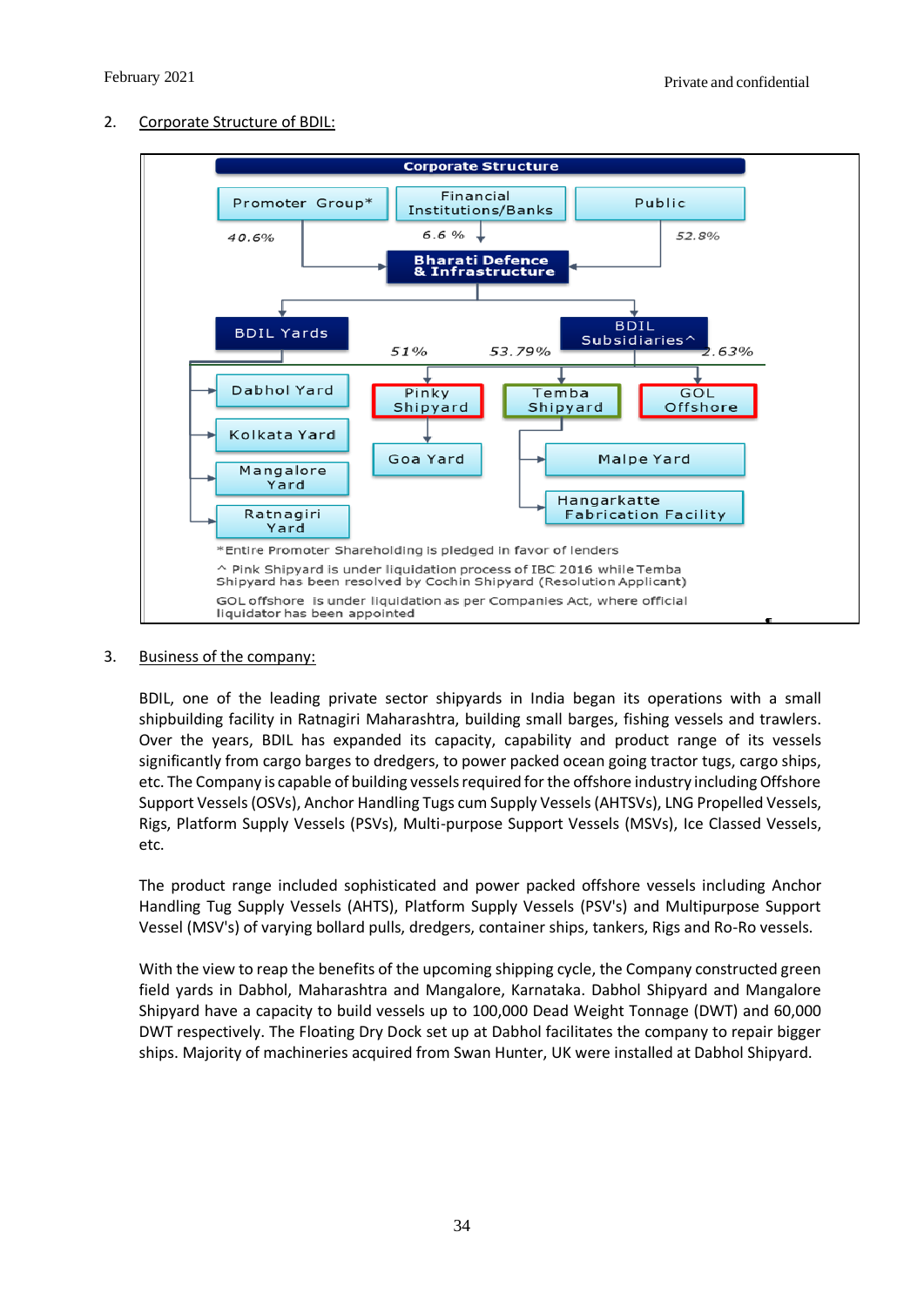2. Corporate Structure of BDIL:

Corporate Structure

Promoter Group* — 40.6%
Financial Institutions/Banks — 6.6 %
Public — 52.8%

Bharati Defence & Infrastructure

BDIL Yards
- Dabhol Yard
- Kolkata Yard
- Mangalore Yard
- Ratnagiri Yard

BDIL Subsidiaries^
- Pinky Shipyard — 51%
  - Goa Yard
- Temba Shipyard — 53.79%
  - Malpe Yard
  - Hangarkatte Fabrication Facility
- GOL Offshore — 2.63%

*Entire Promoter Shareholding is pledged in favor of lenders

^ Pink Shipyard is under liquidation process of IBC 2016 while Temba Shipyard has been resolved by Cochin Shipyard (Resolution Applicant)

GOL offshore is under liquidation as per Companies Act, where official liquidator has been appointed

3. Business of the company:

BDIL, one of the leading private sector shipyards in India began its operations with a small shipbuilding facility in Ratnagiri Maharashtra, building small barges, fishing vessels and trawlers. Over the years, BDIL has expanded its capacity, capability and product range of its vessels significantly from cargo barges to dredgers, to power packed ocean going tractor tugs, cargo ships, etc. The Company is capable of building vessels required for the offshore industry including Offshore Support Vessels (OSVs), Anchor Handling Tugs cum Supply Vessels (AHTSVs), LNG Propelled Vessels, Rigs, Platform Supply Vessels (PSVs), Multi-purpose Support Vessels (MSVs), Ice Classed Vessels, etc.

The product range included sophisticated and power packed offshore vessels including Anchor Handling Tug Supply Vessels (AHTS), Platform Supply Vessels (PSV's) and Multipurpose Support Vessel (MSV's) of varying bollard pulls, dredgers, container ships, tankers, Rigs and Ro-Ro vessels.

With the view to reap the benefits of the upcoming shipping cycle, the Company constructed green field yards in Dabhol, Maharashtra and Mangalore, Karnataka. Dabhol Shipyard and Mangalore Shipyard have a capacity to build vessels up to 100,000 Dead Weight Tonnage (DWT) and 60,000 DWT respectively. The Floating Dry Dock set up at Dabhol facilitates the company to repair bigger ships. Majority of machineries acquired from Swan Hunter, UK were installed at Dabhol Shipyard.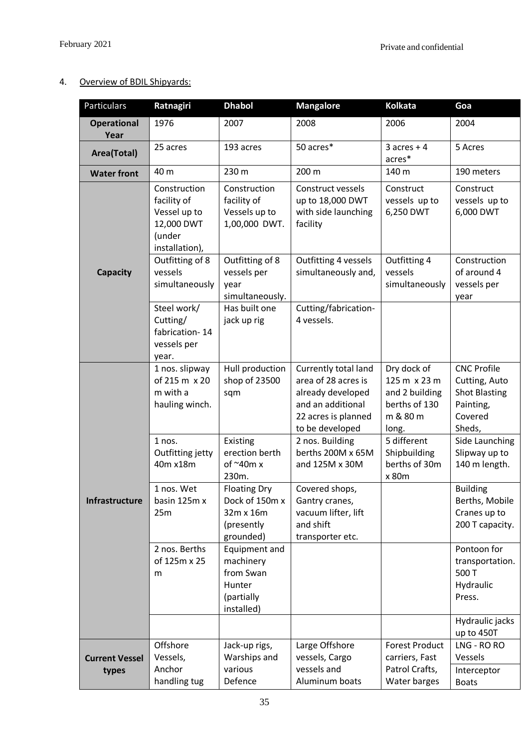4. Overview of BDIL Shipyards:

| Particulars | Ratnagiri | Dhabol | Mangalore | Kolkata | Goa |
|---|---|---|---|---|---|
| **Operational Year** | 1976 | 2007 | 2008 | 2006 | 2004 |
| **Area(Total)** | 25 acres | 193 acres | 50 acres* | 3 acres + 4 acres* | 5 Acres |
| **Water front** | 40 m | 230 m | 200 m | 140 m | 190 meters |
| **Capacity** | Construction facility of Vessel up to 12,000 DWT (under installation), | Construction facility of Vessels up to 1,00,000 DWT. | Construct vessels up to 18,000 DWT with side launching facility | Construct vessels up to 6,250 DWT | Construct vessels up to 6,000 DWT |
| | Outfitting of 8 vessels simultaneously | Outfitting of 8 vessels per year simultaneously. | Outfitting 4 vessels simultaneously and, | Outfitting 4 vessels simultaneously | Construction of around 4 vessels per year |
| | Steel work/ Cutting/ fabrication- 14 vessels per year. | Has built one jack up rig | Cutting/fabrication- 4 vessels. | | |
| **Infrastructure** | 1 nos. slipway of 215 m x 20 m with a hauling winch. | Hull production shop of 23500 sqm | Currently total land area of 28 acres is already developed and an additional 22 acres is planned to be developed | Dry dock of 125 m x 23 m and 2 building berths of 130 m & 80 m long. | CNC Profile Cutting, Auto Shot Blasting Painting, Covered Sheds, |
| | 1 nos. Outfitting jetty 40m x18m | Existing erection berth of ~40m x 230m. | 2 nos. Building berths 200M x 65M and 125M x 30M | 5 different Shipbuilding berths of 30m x 80m | Side Launching Slipway up to 140 m length. |
| | 1 nos. Wet basin 125m x 25m | Floating Dry Dock of 150m x 32m x 16m (presently grounded) | Covered shops, Gantry cranes, vacuum lifter, lift and shift transporter etc. | | Building Berths, Mobile Cranes up to 200 T capacity. |
| | 2 nos. Berths of 125m x 25 m | Equipment and machinery from Swan Hunter (partially installed) | | | Pontoon for transportation. 500 T Hydraulic Press. |
| | | | | | Hydraulic jacks up to 450T |
| **Current Vessel types** | Offshore Vessels, Anchor handling tug | Jack-up rigs, Warships and various Defence | Large Offshore vessels, Cargo vessels and Aluminum boats | Forest Product carriers, Fast Patrol Crafts, Water barges | LNG - RO RO Vessels<br>Interceptor Boats |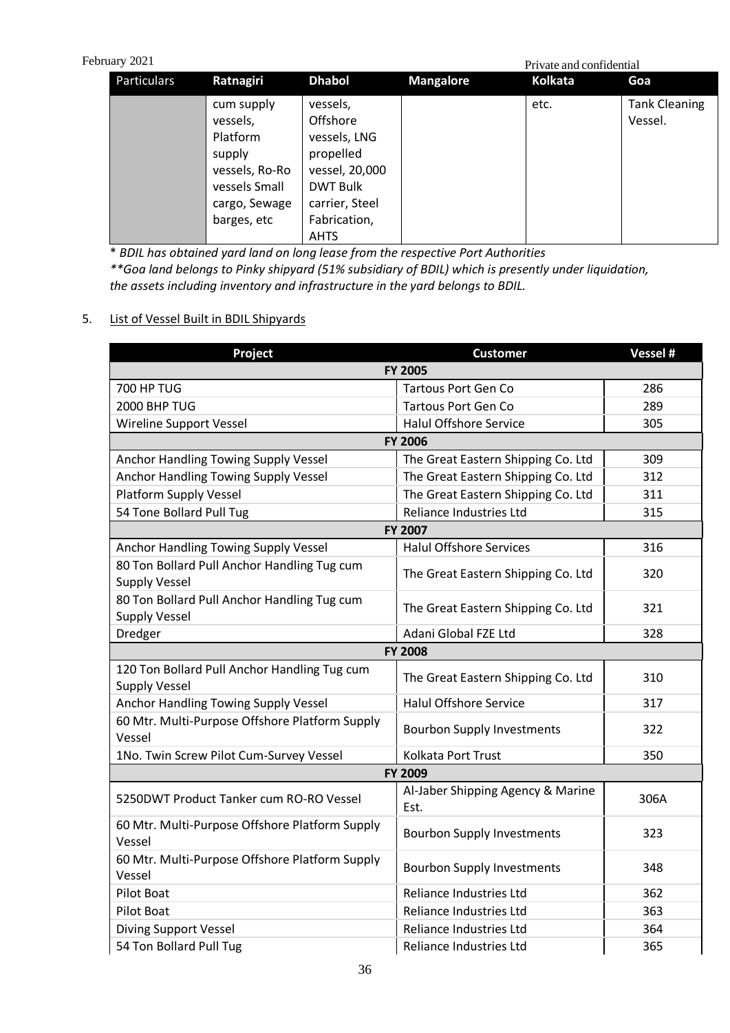| Particulars | Ratnagiri | Dhabol | Mangalore | Kolkata | Goa |
|---|---|---|---|---|---|
| | cum supply vessels, Platform supply vessels, Ro-Ro vessels Small cargo, Sewage barges, etc | vessels, Offshore vessels, LNG propelled vessel, 20,000 DWT Bulk carrier, Steel Fabrication, AHTS | | etc. | Tank Cleaning Vessel. |

\* *BDIL has obtained yard land on long lease from the respective Port Authorities*

*\*\*Goa land belongs to Pinky shipyard (51% subsidiary of BDIL) which is presently under liquidation, the assets including inventory and infrastructure in the yard belongs to BDIL.*

5. List of Vessel Built in BDIL Shipyards

| Project | Customer | Vessel # |
|---|---|---|
| **FY 2005** | | |
| 700 HP TUG | Tartous Port Gen Co | 286 |
| 2000 BHP TUG | Tartous Port Gen Co | 289 |
| Wireline Support Vessel | Halul Offshore Service | 305 |
| **FY 2006** | | |
| Anchor Handling Towing Supply Vessel | The Great Eastern Shipping Co. Ltd | 309 |
| Anchor Handling Towing Supply Vessel | The Great Eastern Shipping Co. Ltd | 312 |
| Platform Supply Vessel | The Great Eastern Shipping Co. Ltd | 311 |
| 54 Tone Bollard Pull Tug | Reliance Industries Ltd | 315 |
| **FY 2007** | | |
| Anchor Handling Towing Supply Vessel | Halul Offshore Services | 316 |
| 80 Ton Bollard Pull Anchor Handling Tug cum Supply Vessel | The Great Eastern Shipping Co. Ltd | 320 |
| 80 Ton Bollard Pull Anchor Handling Tug cum Supply Vessel | The Great Eastern Shipping Co. Ltd | 321 |
| Dredger | Adani Global FZE Ltd | 328 |
| **FY 2008** | | |
| 120 Ton Bollard Pull Anchor Handling Tug cum Supply Vessel | The Great Eastern Shipping Co. Ltd | 310 |
| Anchor Handling Towing Supply Vessel | Halul Offshore Service | 317 |
| 60 Mtr. Multi-Purpose Offshore Platform Supply Vessel | Bourbon Supply Investments | 322 |
| 1No. Twin Screw Pilot Cum-Survey Vessel | Kolkata Port Trust | 350 |
| **FY 2009** | | |
| 5250DWT Product Tanker cum RO-RO Vessel | Al-Jaber Shipping Agency & Marine Est. | 306A |
| 60 Mtr. Multi-Purpose Offshore Platform Supply Vessel | Bourbon Supply Investments | 323 |
| 60 Mtr. Multi-Purpose Offshore Platform Supply Vessel | Bourbon Supply Investments | 348 |
| Pilot Boat | Reliance Industries Ltd | 362 |
| Pilot Boat | Reliance Industries Ltd | 363 |
| Diving Support Vessel | Reliance Industries Ltd | 364 |
| 54 Ton Bollard Pull Tug | Reliance Industries Ltd | 365 |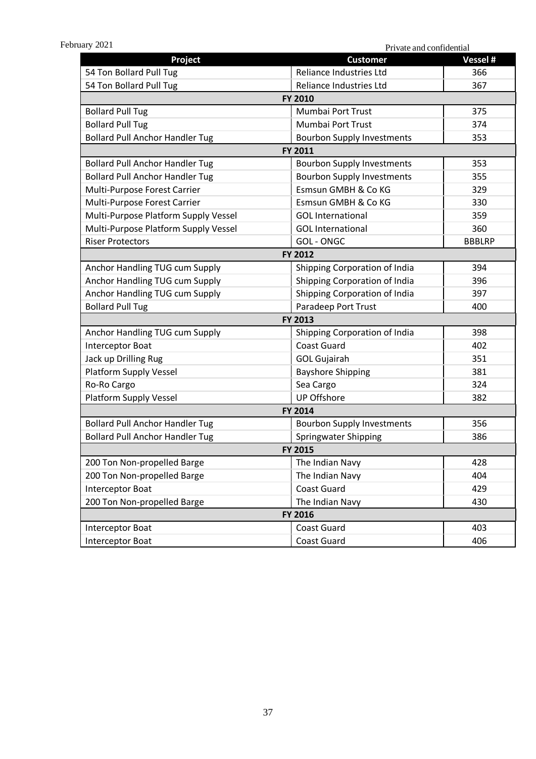| Project | Customer | Vessel # |
|---|---|---|
| 54 Ton Bollard Pull Tug | Reliance Industries Ltd | 366 |
| 54 Ton Bollard Pull Tug | Reliance Industries Ltd | 367 |
| **FY 2010** | | |
| Bollard Pull Tug | Mumbai Port Trust | 375 |
| Bollard Pull Tug | Mumbai Port Trust | 374 |
| Bollard Pull Anchor Handler Tug | Bourbon Supply Investments | 353 |
| **FY 2011** | | |
| Bollard Pull Anchor Handler Tug | Bourbon Supply Investments | 353 |
| Bollard Pull Anchor Handler Tug | Bourbon Supply Investments | 355 |
| Multi-Purpose Forest Carrier | Esmsun GMBH & Co KG | 329 |
| Multi-Purpose Forest Carrier | Esmsun GMBH & Co KG | 330 |
| Multi-Purpose Platform Supply Vessel | GOL International | 359 |
| Multi-Purpose Platform Supply Vessel | GOL International | 360 |
| Riser Protectors | GOL - ONGC | BBBLRP |
| **FY 2012** | | |
| Anchor Handling TUG cum Supply | Shipping Corporation of India | 394 |
| Anchor Handling TUG cum Supply | Shipping Corporation of India | 396 |
| Anchor Handling TUG cum Supply | Shipping Corporation of India | 397 |
| Bollard Pull Tug | Paradeep Port Trust | 400 |
| **FY 2013** | | |
| Anchor Handling TUG cum Supply | Shipping Corporation of India | 398 |
| Interceptor Boat | Coast Guard | 402 |
| Jack up Drilling Rug | GOL Gujairah | 351 |
| Platform Supply Vessel | Bayshore Shipping | 381 |
| Ro-Ro Cargo | Sea Cargo | 324 |
| Platform Supply Vessel | UP Offshore | 382 |
| **FY 2014** | | |
| Bollard Pull Anchor Handler Tug | Bourbon Supply Investments | 356 |
| Bollard Pull Anchor Handler Tug | Springwater Shipping | 386 |
| **FY 2015** | | |
| 200 Ton Non-propelled Barge | The Indian Navy | 428 |
| 200 Ton Non-propelled Barge | The Indian Navy | 404 |
| Interceptor Boat | Coast Guard | 429 |
| 200 Ton Non-propelled Barge | The Indian Navy | 430 |
| **FY 2016** | | |
| Interceptor Boat | Coast Guard | 403 |
| Interceptor Boat | Coast Guard | 406 |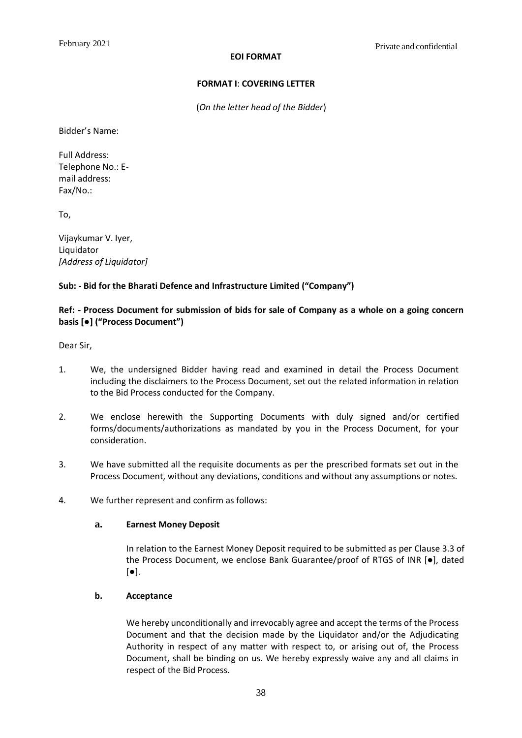**EOI FORMAT**

**FORMAT I**: **COVERING LETTER**

(*On the letter head of the Bidder*)

Bidder's Name:

Full Address:
Telephone No.: E-mail address:
Fax/No.:

To,

Vijaykumar V. Iyer,
Liquidator
*[Address of Liquidator]*

**Sub: - Bid for the Bharati Defence and Infrastructure Limited ("Company")**

**Ref: - Process Document for submission of bids for sale of Company as a whole on a going concern basis [●] ("Process Document")**

Dear Sir,

1. We, the undersigned Bidder having read and examined in detail the Process Document including the disclaimers to the Process Document, set out the related information in relation to the Bid Process conducted for the Company.

2. We enclose herewith the Supporting Documents with duly signed and/or certified forms/documents/authorizations as mandated by you in the Process Document, for your consideration.

3. We have submitted all the requisite documents as per the prescribed formats set out in the Process Document, without any deviations, conditions and without any assumptions or notes.

4. We further represent and confirm as follows:

   **a. Earnest Money Deposit**

   In relation to the Earnest Money Deposit required to be submitted as per Clause 3.3 of the Process Document, we enclose Bank Guarantee/proof of RTGS of INR [●], dated [●].

   **b. Acceptance**

   We hereby unconditionally and irrevocably agree and accept the terms of the Process Document and that the decision made by the Liquidator and/or the Adjudicating Authority in respect of any matter with respect to, or arising out of, the Process Document, shall be binding on us. We hereby expressly waive any and all claims in respect of the Bid Process.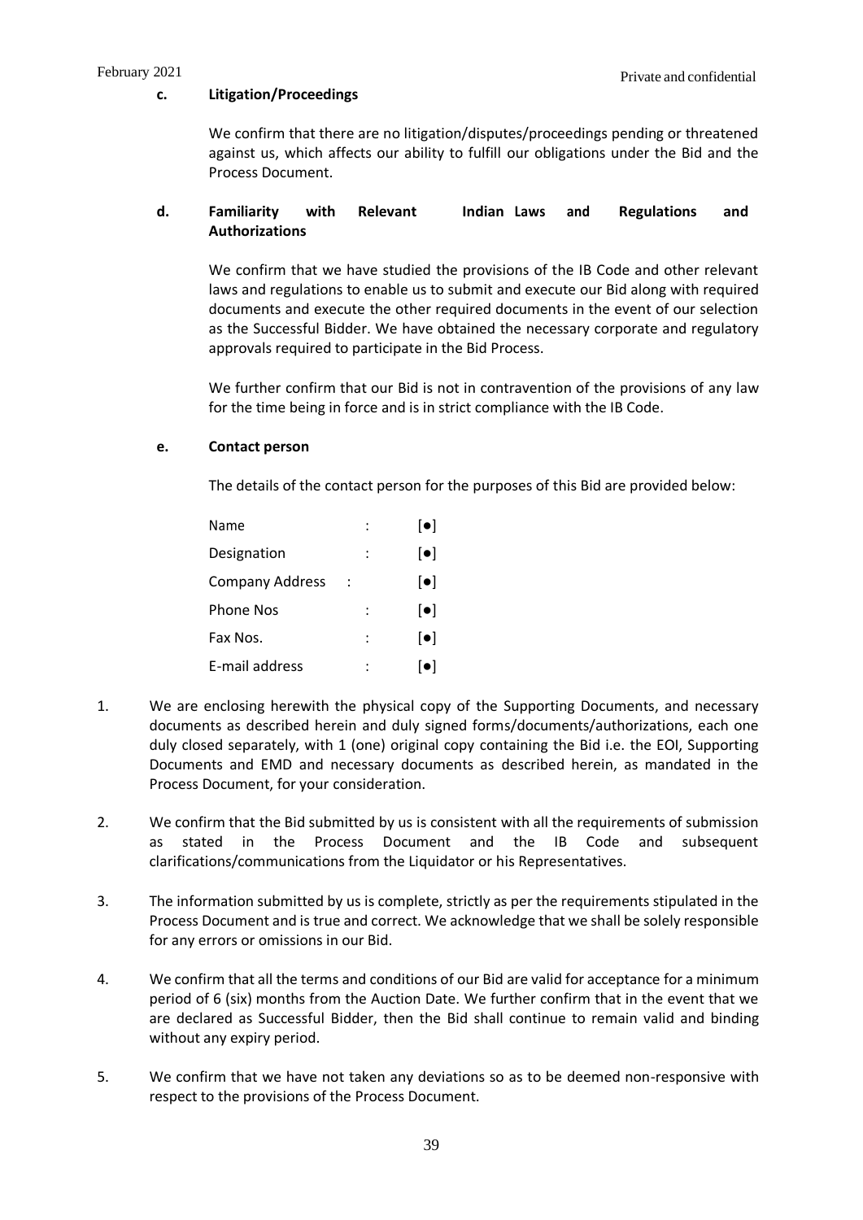**c. Litigation/Proceedings**

We confirm that there are no litigation/disputes/proceedings pending or threatened against us, which affects our ability to fulfill our obligations under the Bid and the Process Document.

**d. Familiarity with Relevant Indian Laws and Regulations and Authorizations**

We confirm that we have studied the provisions of the IB Code and other relevant laws and regulations to enable us to submit and execute our Bid along with required documents and execute the other required documents in the event of our selection as the Successful Bidder. We have obtained the necessary corporate and regulatory approvals required to participate in the Bid Process.

We further confirm that our Bid is not in contravention of the provisions of any law for the time being in force and is in strict compliance with the IB Code.

**e. Contact person**

The details of the contact person for the purposes of this Bid are provided below:

| | | |
|---|---|---|
| Name | : | [●] |
| Designation | : | [●] |
| Company Address | : | [●] |
| Phone Nos | : | [●] |
| Fax Nos. | : | [●] |
| E-mail address | : | [●] |

1. We are enclosing herewith the physical copy of the Supporting Documents, and necessary documents as described herein and duly signed forms/documents/authorizations, each one duly closed separately, with 1 (one) original copy containing the Bid i.e. the EOI, Supporting Documents and EMD and necessary documents as described herein, as mandated in the Process Document, for your consideration.

2. We confirm that the Bid submitted by us is consistent with all the requirements of submission as stated in the Process Document and the IB Code and subsequent clarifications/communications from the Liquidator or his Representatives.

3. The information submitted by us is complete, strictly as per the requirements stipulated in the Process Document and is true and correct. We acknowledge that we shall be solely responsible for any errors or omissions in our Bid.

4. We confirm that all the terms and conditions of our Bid are valid for acceptance for a minimum period of 6 (six) months from the Auction Date. We further confirm that in the event that we are declared as Successful Bidder, then the Bid shall continue to remain valid and binding without any expiry period.

5. We confirm that we have not taken any deviations so as to be deemed non-responsive with respect to the provisions of the Process Document.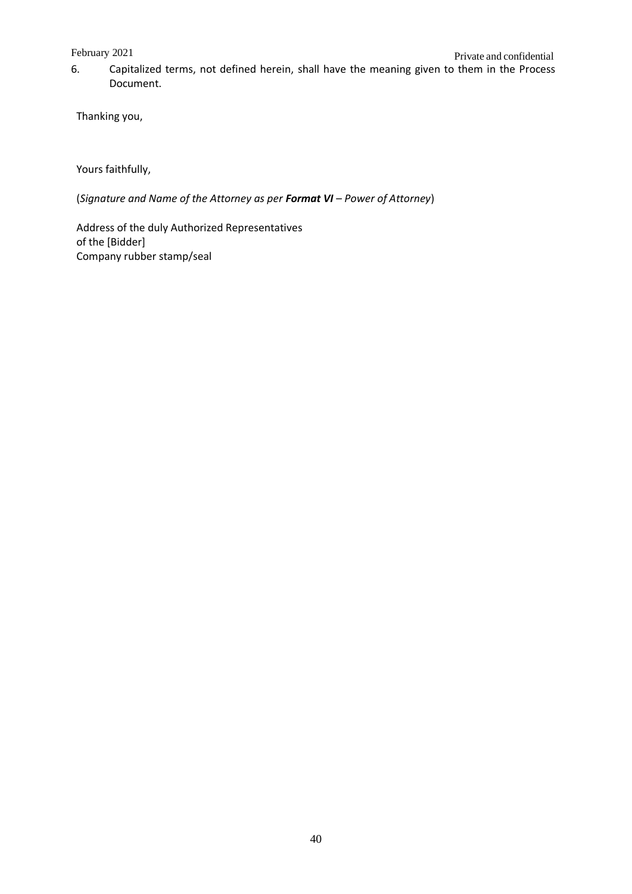6. Capitalized terms, not defined herein, shall have the meaning given to them in the Process Document.

Thanking you,

Yours faithfully,

(*Signature and Name of the Attorney as per **Format VI** – Power of Attorney*)

Address of the duly Authorized Representatives
of the [Bidder]
Company rubber stamp/seal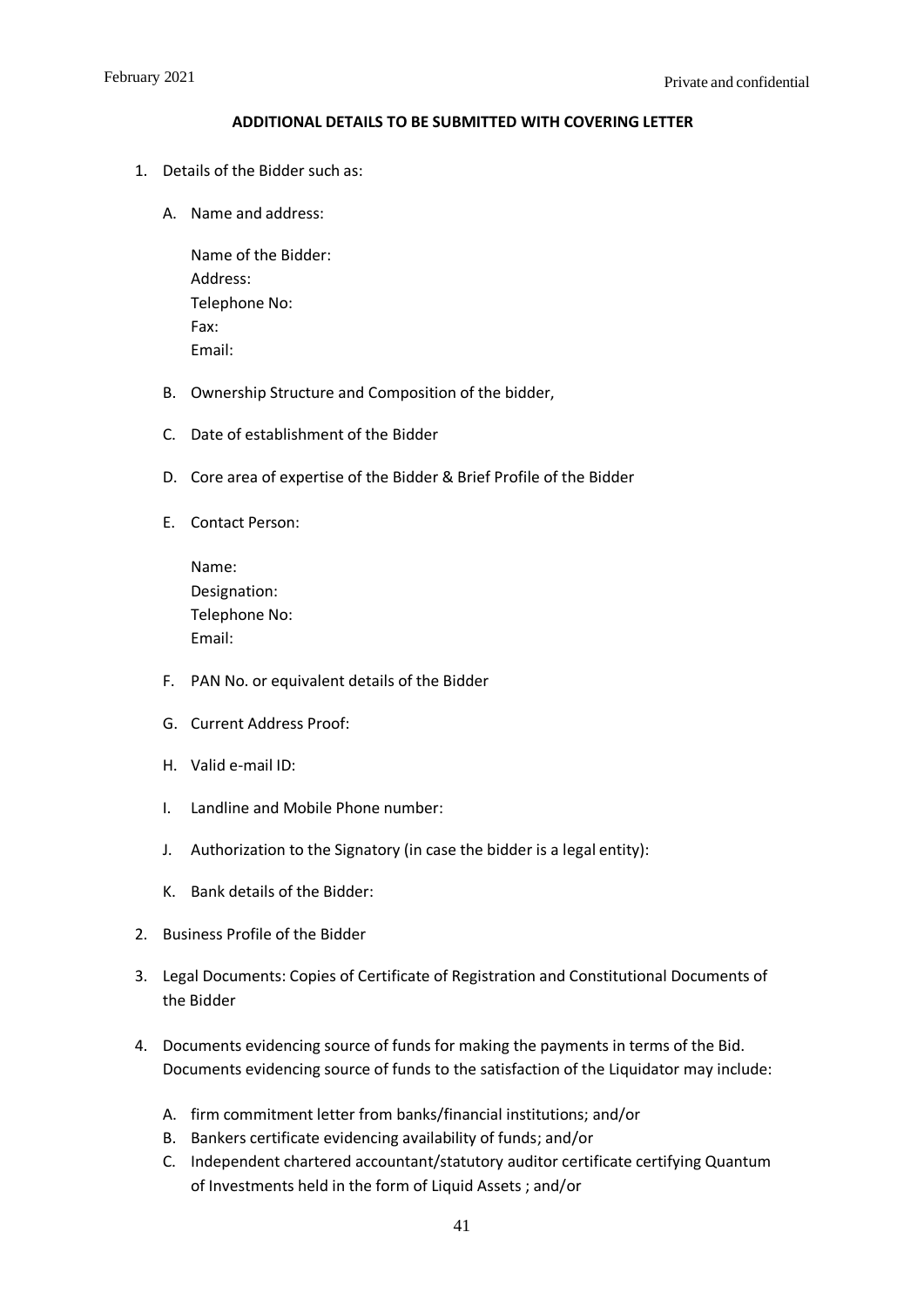**ADDITIONAL DETAILS TO BE SUBMITTED WITH COVERING LETTER**

1. Details of the Bidder such as:

   A. Name and address:

      Name of the Bidder:
      Address:
      Telephone No:
      Fax:
      Email:

   B. Ownership Structure and Composition of the bidder,

   C. Date of establishment of the Bidder

   D. Core area of expertise of the Bidder & Brief Profile of the Bidder

   E. Contact Person:

      Name:
      Designation:
      Telephone No:
      Email:

   F. PAN No. or equivalent details of the Bidder

   G. Current Address Proof:

   H. Valid e-mail ID:

   I. Landline and Mobile Phone number:

   J. Authorization to the Signatory (in case the bidder is a legal entity):

   K. Bank details of the Bidder:

2. Business Profile of the Bidder

3. Legal Documents: Copies of Certificate of Registration and Constitutional Documents of the Bidder

4. Documents evidencing source of funds for making the payments in terms of the Bid. Documents evidencing source of funds to the satisfaction of the Liquidator may include:

   A. firm commitment letter from banks/financial institutions; and/or
   B. Bankers certificate evidencing availability of funds; and/or
   C. Independent chartered accountant/statutory auditor certificate certifying Quantum of Investments held in the form of Liquid Assets ; and/or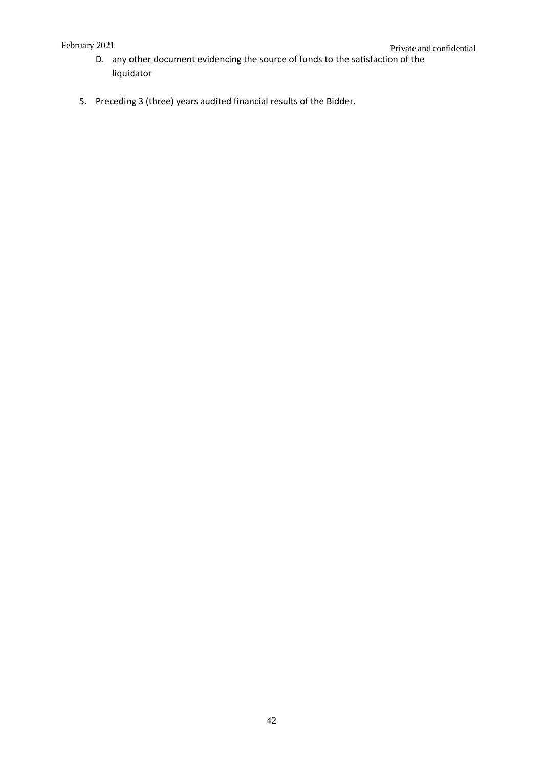D. any other document evidencing the source of funds to the satisfaction of the liquidator

5. Preceding 3 (three) years audited financial results of the Bidder.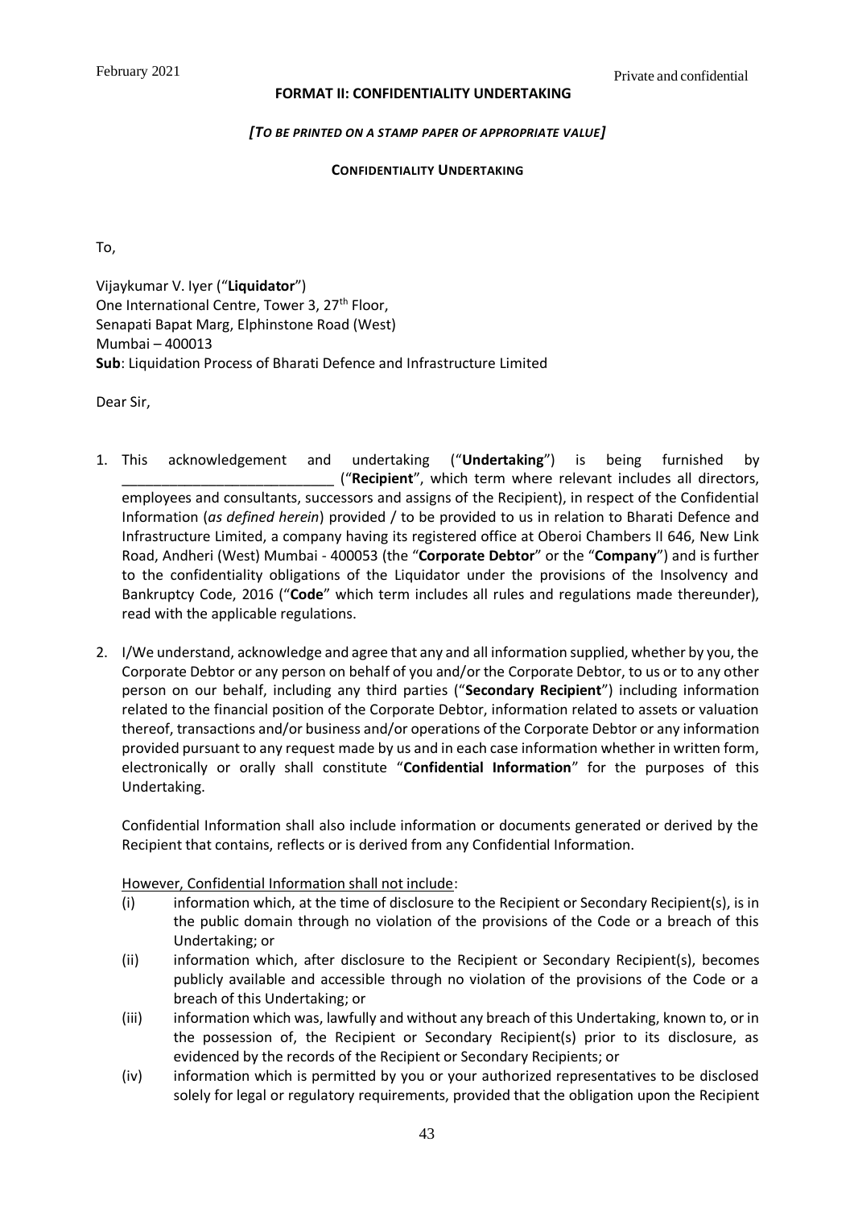**FORMAT II: CONFIDENTIALITY UNDERTAKING**

***[TO BE PRINTED ON A STAMP PAPER OF APPROPRIATE VALUE]***

**CONFIDENTIALITY UNDERTAKING**

To,

Vijaykumar V. Iyer ("**Liquidator**")
One International Centre, Tower 3, 27th Floor,
Senapati Bapat Marg, Elphinstone Road (West)
Mumbai – 400013
**Sub**: Liquidation Process of Bharati Defence and Infrastructure Limited

Dear Sir,

1. This acknowledgement and undertaking ("**Undertaking**") is being furnished by ___________________________ ("**Recipient**", which term where relevant includes all directors, employees and consultants, successors and assigns of the Recipient), in respect of the Confidential Information (*as defined herein*) provided / to be provided to us in relation to Bharati Defence and Infrastructure Limited, a company having its registered office at Oberoi Chambers II 646, New Link Road, Andheri (West) Mumbai - 400053 (the "**Corporate Debtor**" or the "**Company**") and is further to the confidentiality obligations of the Liquidator under the provisions of the Insolvency and Bankruptcy Code, 2016 ("**Code**" which term includes all rules and regulations made thereunder), read with the applicable regulations.

2. I/We understand, acknowledge and agree that any and all information supplied, whether by you, the Corporate Debtor or any person on behalf of you and/or the Corporate Debtor, to us or to any other person on our behalf, including any third parties ("**Secondary Recipient**") including information related to the financial position of the Corporate Debtor, information related to assets or valuation thereof, transactions and/or business and/or operations of the Corporate Debtor or any information provided pursuant to any request made by us and in each case information whether in written form, electronically or orally shall constitute "**Confidential Information**" for the purposes of this Undertaking.

   Confidential Information shall also include information or documents generated or derived by the Recipient that contains, reflects or is derived from any Confidential Information.

   However, Confidential Information shall not include:

   (i) information which, at the time of disclosure to the Recipient or Secondary Recipient(s), is in the public domain through no violation of the provisions of the Code or a breach of this Undertaking; or

   (ii) information which, after disclosure to the Recipient or Secondary Recipient(s), becomes publicly available and accessible through no violation of the provisions of the Code or a breach of this Undertaking; or

   (iii) information which was, lawfully and without any breach of this Undertaking, known to, or in the possession of, the Recipient or Secondary Recipient(s) prior to its disclosure, as evidenced by the records of the Recipient or Secondary Recipients; or

   (iv) information which is permitted by you or your authorized representatives to be disclosed solely for legal or regulatory requirements, provided that the obligation upon the Recipient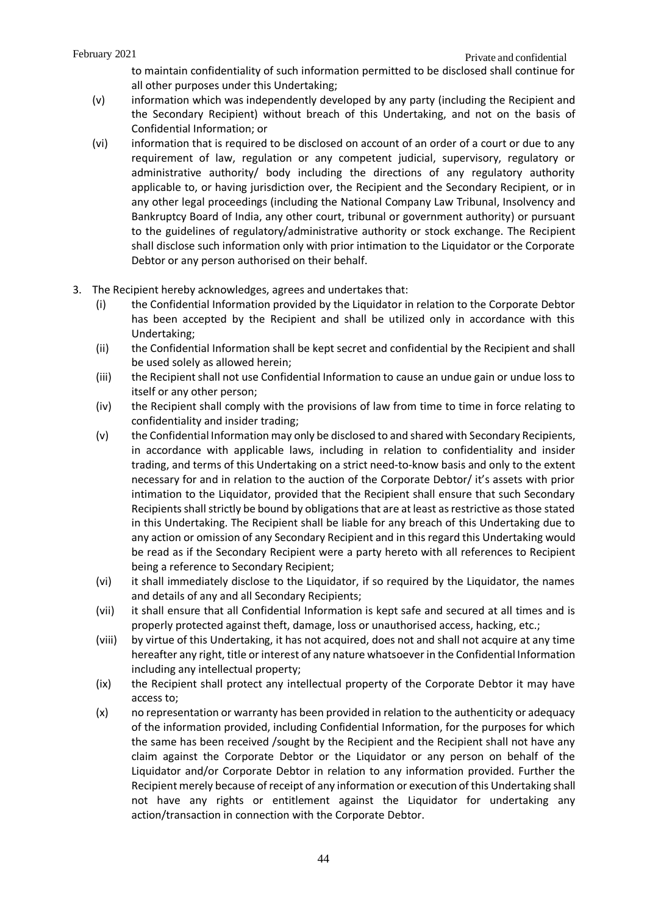to maintain confidentiality of such information permitted to be disclosed shall continue for all other purposes under this Undertaking;

(v) information which was independently developed by any party (including the Recipient and the Secondary Recipient) without breach of this Undertaking, and not on the basis of Confidential Information; or

(vi) information that is required to be disclosed on account of an order of a court or due to any requirement of law, regulation or any competent judicial, supervisory, regulatory or administrative authority/ body including the directions of any regulatory authority applicable to, or having jurisdiction over, the Recipient and the Secondary Recipient, or in any other legal proceedings (including the National Company Law Tribunal, Insolvency and Bankruptcy Board of India, any other court, tribunal or government authority) or pursuant to the guidelines of regulatory/administrative authority or stock exchange. The Recipient shall disclose such information only with prior intimation to the Liquidator or the Corporate Debtor or any person authorised on their behalf.

3. The Recipient hereby acknowledges, agrees and undertakes that:

(i) the Confidential Information provided by the Liquidator in relation to the Corporate Debtor has been accepted by the Recipient and shall be utilized only in accordance with this Undertaking;

(ii) the Confidential Information shall be kept secret and confidential by the Recipient and shall be used solely as allowed herein;

(iii) the Recipient shall not use Confidential Information to cause an undue gain or undue loss to itself or any other person;

(iv) the Recipient shall comply with the provisions of law from time to time in force relating to confidentiality and insider trading;

(v) the Confidential Information may only be disclosed to and shared with Secondary Recipients, in accordance with applicable laws, including in relation to confidentiality and insider trading, and terms of this Undertaking on a strict need-to-know basis and only to the extent necessary for and in relation to the auction of the Corporate Debtor/ it's assets with prior intimation to the Liquidator, provided that the Recipient shall ensure that such Secondary Recipients shall strictly be bound by obligations that are at least as restrictive as those stated in this Undertaking. The Recipient shall be liable for any breach of this Undertaking due to any action or omission of any Secondary Recipient and in this regard this Undertaking would be read as if the Secondary Recipient were a party hereto with all references to Recipient being a reference to Secondary Recipient;

(vi) it shall immediately disclose to the Liquidator, if so required by the Liquidator, the names and details of any and all Secondary Recipients;

(vii) it shall ensure that all Confidential Information is kept safe and secured at all times and is properly protected against theft, damage, loss or unauthorised access, hacking, etc.;

(viii) by virtue of this Undertaking, it has not acquired, does not and shall not acquire at any time hereafter any right, title or interest of any nature whatsoever in the Confidential Information including any intellectual property;

(ix) the Recipient shall protect any intellectual property of the Corporate Debtor it may have access to;

(x) no representation or warranty has been provided in relation to the authenticity or adequacy of the information provided, including Confidential Information, for the purposes for which the same has been received /sought by the Recipient and the Recipient shall not have any claim against the Corporate Debtor or the Liquidator or any person on behalf of the Liquidator and/or Corporate Debtor in relation to any information provided. Further the Recipient merely because of receipt of any information or execution of this Undertaking shall not have any rights or entitlement against the Liquidator for undertaking any action/transaction in connection with the Corporate Debtor.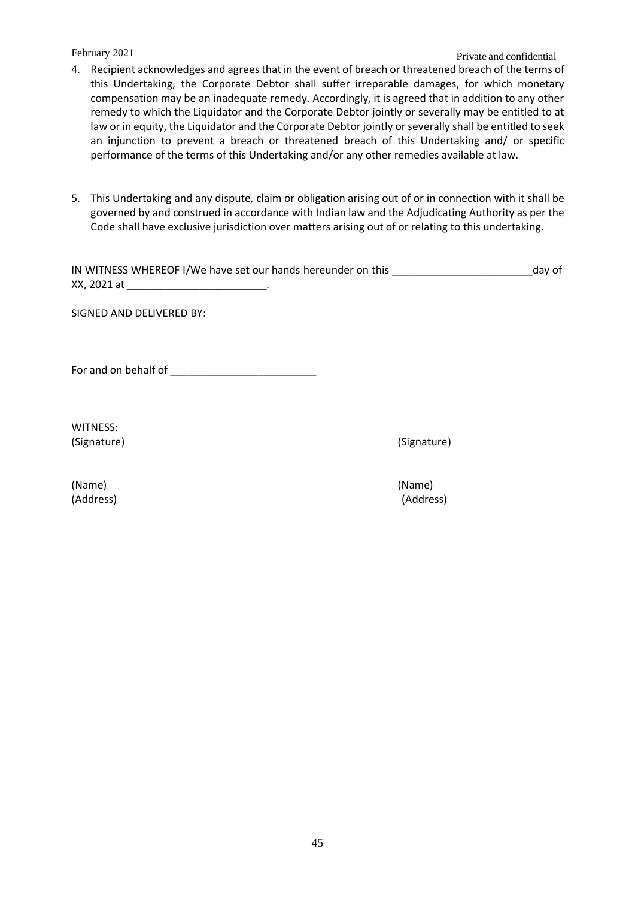4. Recipient acknowledges and agrees that in the event of breach or threatened breach of the terms of this Undertaking, the Corporate Debtor shall suffer irreparable damages, for which monetary compensation may be an inadequate remedy. Accordingly, it is agreed that in addition to any other remedy to which the Liquidator and the Corporate Debtor jointly or severally may be entitled to at law or in equity, the Liquidator and the Corporate Debtor jointly or severally shall be entitled to seek an injunction to prevent a breach or threatened breach of this Undertaking and/ or specific performance of the terms of this Undertaking and/or any other remedies available at law.

5. This Undertaking and any dispute, claim or obligation arising out of or in connection with it shall be governed by and construed in accordance with Indian law and the Adjudicating Authority as per the Code shall have exclusive jurisdiction over matters arising out of or relating to this undertaking.

IN WITNESS WHEREOF I/We have set our hands hereunder on this ________________________day of XX, 2021 at ________________________.

SIGNED AND DELIVERED BY:

For and on behalf of _________________________

WITNESS:

| | |
|---|---|
| (Signature) | (Signature) |
| (Name) | (Name) |
| (Address) | (Address) |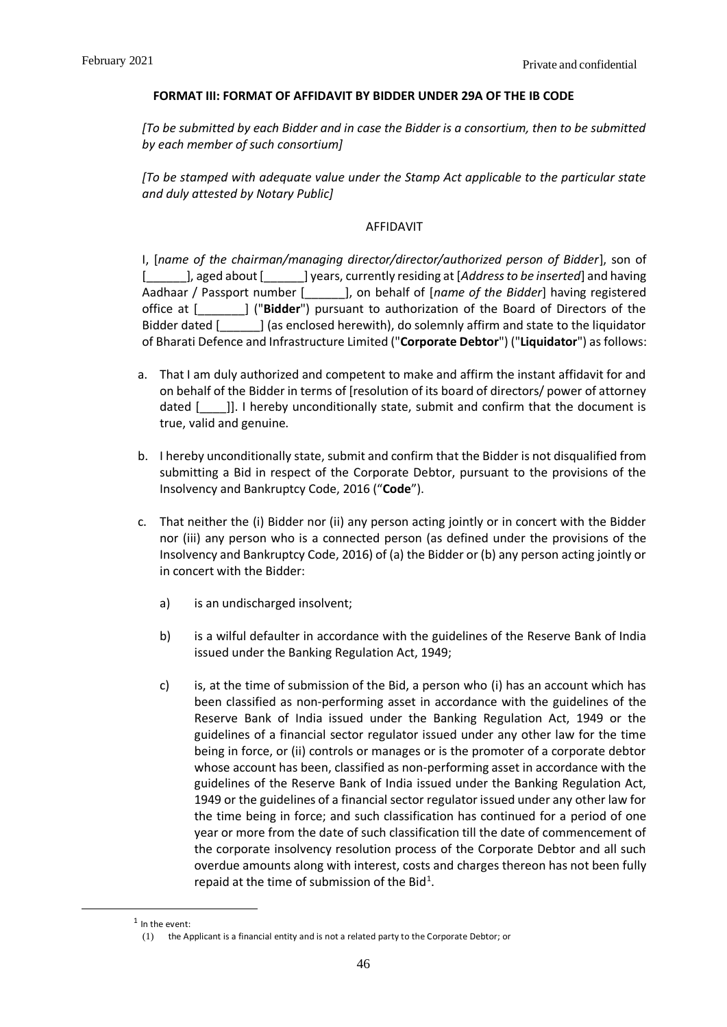**FORMAT III: FORMAT OF AFFIDAVIT BY BIDDER UNDER 29A OF THE IB CODE**

*[To be submitted by each Bidder and in case the Bidder is a consortium, then to be submitted by each member of such consortium]*

*[To be stamped with adequate value under the Stamp Act applicable to the particular state and duly attested by Notary Public]*

AFFIDAVIT

I, [*name of the chairman/managing director/director/authorized person of Bidder*], son of [______], aged about [______] years, currently residing at [*Address to be inserted*] and having Aadhaar / Passport number [______], on behalf of [*name of the Bidder*] having registered office at [_______] ("**Bidder**") pursuant to authorization of the Board of Directors of the Bidder dated [______] (as enclosed herewith), do solemnly affirm and state to the liquidator of Bharati Defence and Infrastructure Limited ("**Corporate Debtor**") ("**Liquidator**") as follows:

a. That I am duly authorized and competent to make and affirm the instant affidavit for and on behalf of the Bidder in terms of [resolution of its board of directors/ power of attorney dated [____]]. I hereby unconditionally state, submit and confirm that the document is true, valid and genuine.

b. I hereby unconditionally state, submit and confirm that the Bidder is not disqualified from submitting a Bid in respect of the Corporate Debtor, pursuant to the provisions of the Insolvency and Bankruptcy Code, 2016 ("**Code**").

c. That neither the (i) Bidder nor (ii) any person acting jointly or in concert with the Bidder nor (iii) any person who is a connected person (as defined under the provisions of the Insolvency and Bankruptcy Code, 2016) of (a) the Bidder or (b) any person acting jointly or in concert with the Bidder:

   a) is an undischarged insolvent;

   b) is a wilful defaulter in accordance with the guidelines of the Reserve Bank of India issued under the Banking Regulation Act, 1949;

   c) is, at the time of submission of the Bid, a person who (i) has an account which has been classified as non-performing asset in accordance with the guidelines of the Reserve Bank of India issued under the Banking Regulation Act, 1949 or the guidelines of a financial sector regulator issued under any other law for the time being in force, or (ii) controls or manages or is the promoter of a corporate debtor whose account has been, classified as non-performing asset in accordance with the guidelines of the Reserve Bank of India issued under the Banking Regulation Act, 1949 or the guidelines of a financial sector regulator issued under any other law for the time being in force; and such classification has continued for a period of one year or more from the date of such classification till the date of commencement of the corporate insolvency resolution process of the Corporate Debtor and all such overdue amounts along with interest, costs and charges thereon has not been fully repaid at the time of submission of the Bid[1].

---

[1] In the event:

(1) the Applicant is a financial entity and is not a related party to the Corporate Debtor; or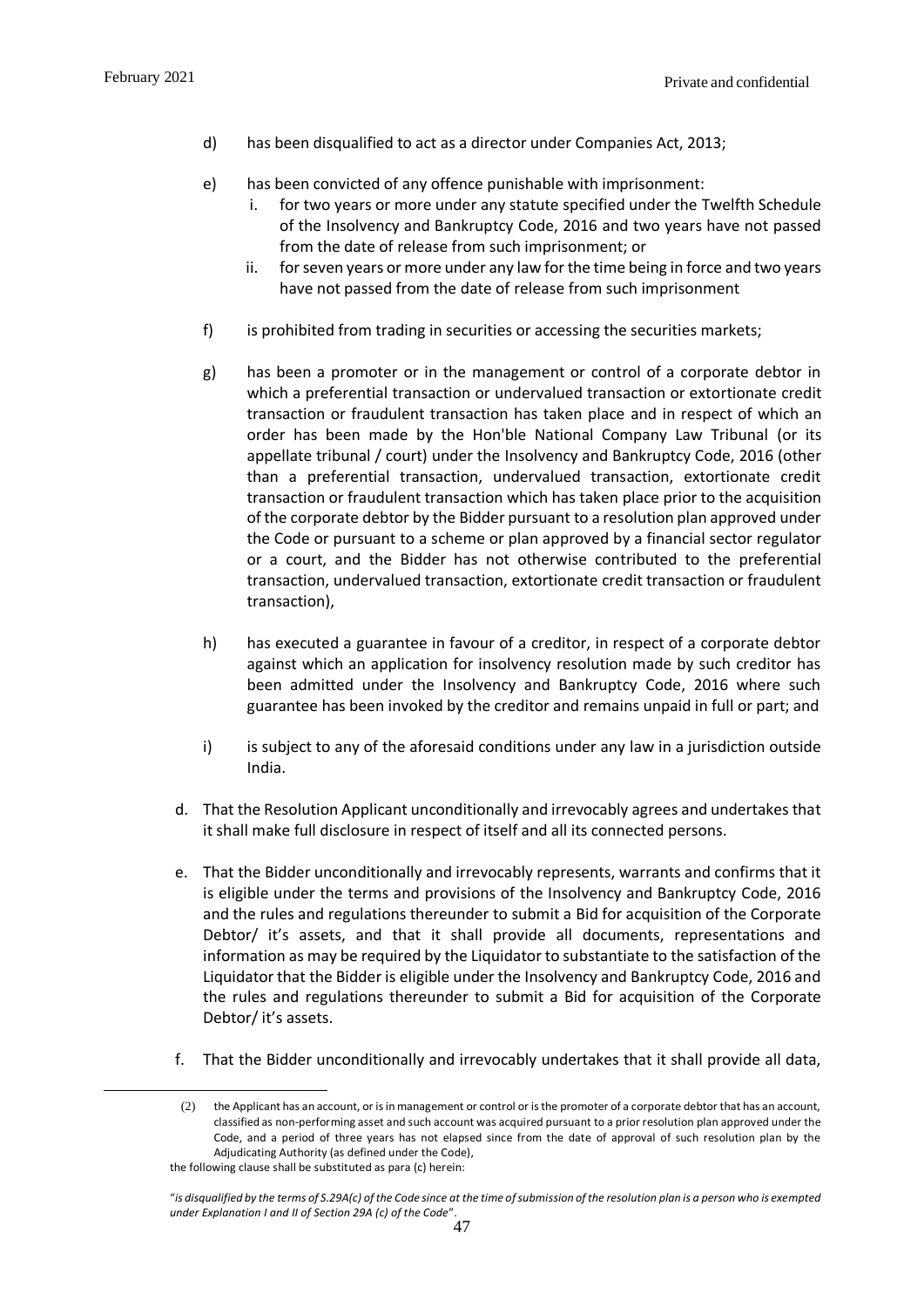d) has been disqualified to act as a director under Companies Act, 2013;

e) has been convicted of any offence punishable with imprisonment:
   i. for two years or more under any statute specified under the Twelfth Schedule of the Insolvency and Bankruptcy Code, 2016 and two years have not passed from the date of release from such imprisonment; or
   ii. for seven years or more under any law for the time being in force and two years have not passed from the date of release from such imprisonment

f) is prohibited from trading in securities or accessing the securities markets;

g) has been a promoter or in the management or control of a corporate debtor in which a preferential transaction or undervalued transaction or extortionate credit transaction or fraudulent transaction has taken place and in respect of which an order has been made by the Hon'ble National Company Law Tribunal (or its appellate tribunal / court) under the Insolvency and Bankruptcy Code, 2016 (other than a preferential transaction, undervalued transaction, extortionate credit transaction or fraudulent transaction which has taken place prior to the acquisition of the corporate debtor by the Bidder pursuant to a resolution plan approved under the Code or pursuant to a scheme or plan approved by a financial sector regulator or a court, and the Bidder has not otherwise contributed to the preferential transaction, undervalued transaction, extortionate credit transaction or fraudulent transaction),

h) has executed a guarantee in favour of a creditor, in respect of a corporate debtor against which an application for insolvency resolution made by such creditor has been admitted under the Insolvency and Bankruptcy Code, 2016 where such guarantee has been invoked by the creditor and remains unpaid in full or part; and

i) is subject to any of the aforesaid conditions under any law in a jurisdiction outside India.

d. That the Resolution Applicant unconditionally and irrevocably agrees and undertakes that it shall make full disclosure in respect of itself and all its connected persons.

e. That the Bidder unconditionally and irrevocably represents, warrants and confirms that it is eligible under the terms and provisions of the Insolvency and Bankruptcy Code, 2016 and the rules and regulations thereunder to submit a Bid for acquisition of the Corporate Debtor/ it's assets, and that it shall provide all documents, representations and information as may be required by the Liquidator to substantiate to the satisfaction of the Liquidator that the Bidder is eligible under the Insolvency and Bankruptcy Code, 2016 and the rules and regulations thereunder to submit a Bid for acquisition of the Corporate Debtor/ it's assets.

f. That the Bidder unconditionally and irrevocably undertakes that it shall provide all data,

---

(2) the Applicant has an account, or is in management or control or is the promoter of a corporate debtor that has an account, classified as non-performing asset and such account was acquired pursuant to a prior resolution plan approved under the Code, and a period of three years has not elapsed since from the date of approval of such resolution plan by the Adjudicating Authority (as defined under the Code),

the following clause shall be substituted as para (c) herein:

"*is disqualified by the terms of S.29A(c) of the Code since at the time of submission of the resolution plan is a person who is exempted under Explanation I and II of Section 29A (c) of the Code*".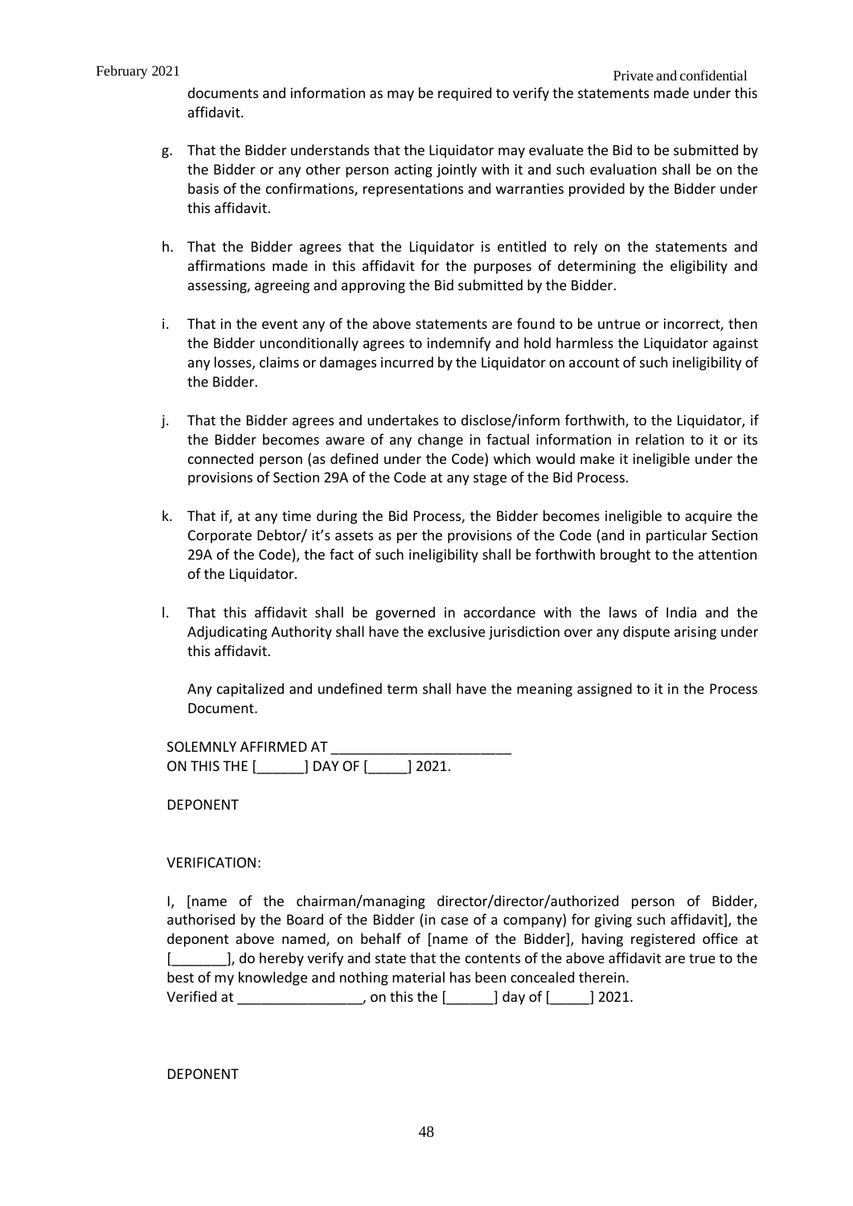documents and information as may be required to verify the statements made under this affidavit.

g. That the Bidder understands that the Liquidator may evaluate the Bid to be submitted by the Bidder or any other person acting jointly with it and such evaluation shall be on the basis of the confirmations, representations and warranties provided by the Bidder under this affidavit.

h. That the Bidder agrees that the Liquidator is entitled to rely on the statements and affirmations made in this affidavit for the purposes of determining the eligibility and assessing, agreeing and approving the Bid submitted by the Bidder.

i. That in the event any of the above statements are found to be untrue or incorrect, then the Bidder unconditionally agrees to indemnify and hold harmless the Liquidator against any losses, claims or damages incurred by the Liquidator on account of such ineligibility of the Bidder.

j. That the Bidder agrees and undertakes to disclose/inform forthwith, to the Liquidator, if the Bidder becomes aware of any change in factual information in relation to it or its connected person (as defined under the Code) which would make it ineligible under the provisions of Section 29A of the Code at any stage of the Bid Process.

k. That if, at any time during the Bid Process, the Bidder becomes ineligible to acquire the Corporate Debtor/ it's assets as per the provisions of the Code (and in particular Section 29A of the Code), the fact of such ineligibility shall be forthwith brought to the attention of the Liquidator.

l. That this affidavit shall be governed in accordance with the laws of India and the Adjudicating Authority shall have the exclusive jurisdiction over any dispute arising under this affidavit.

Any capitalized and undefined term shall have the meaning assigned to it in the Process Document.

SOLEMNLY AFFIRMED AT _______________________
ON THIS THE [______] DAY OF [_____] 2021.

DEPONENT

VERIFICATION:

I, [name of the chairman/managing director/director/authorized person of Bidder, authorised by the Board of the Bidder (in case of a company) for giving such affidavit], the deponent above named, on behalf of [name of the Bidder], having registered office at [_______], do hereby verify and state that the contents of the above affidavit are true to the best of my knowledge and nothing material has been concealed therein.
Verified at ________________, on this the [______] day of [_____] 2021.

DEPONENT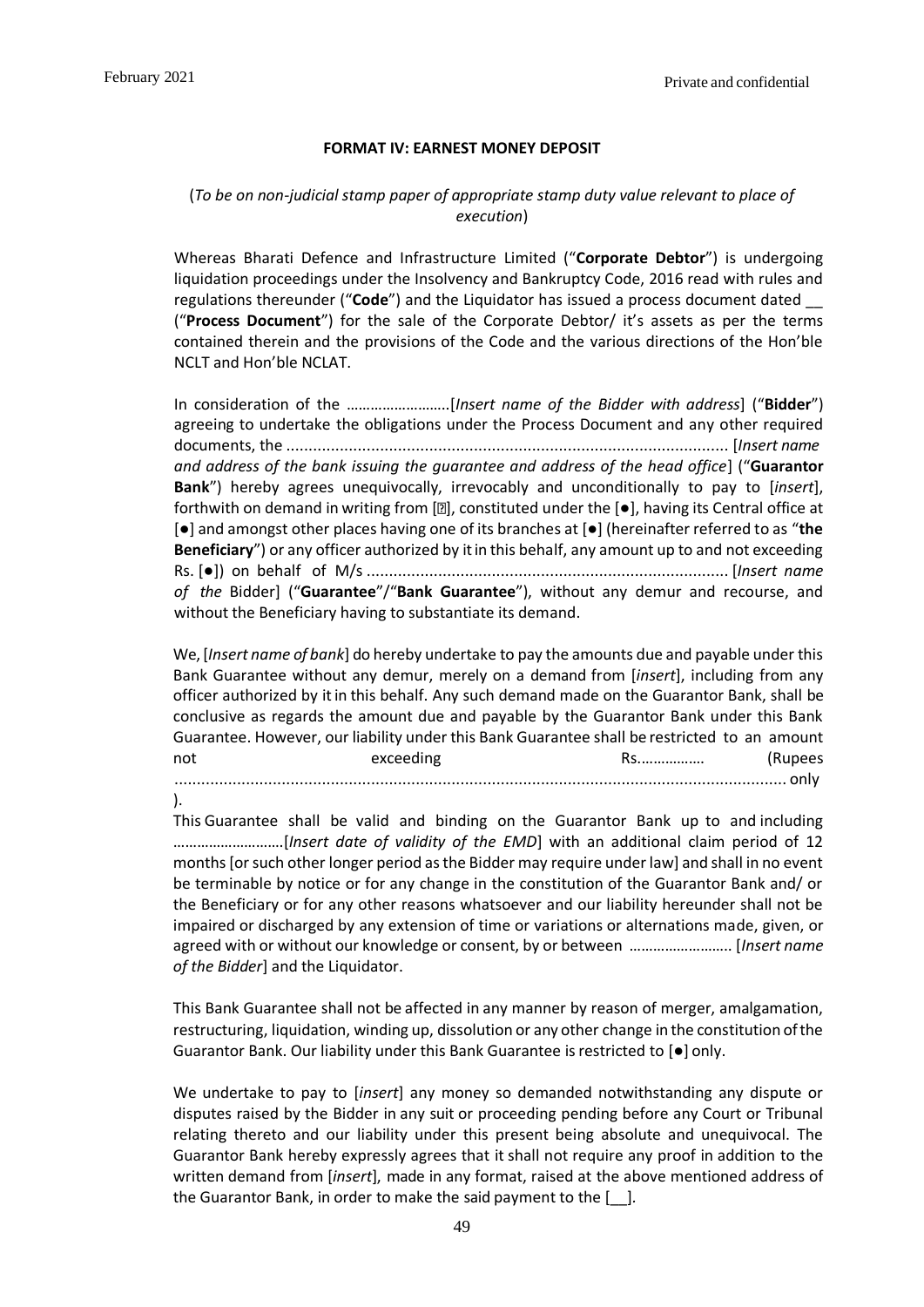**FORMAT IV: EARNEST MONEY DEPOSIT**

(*To be on non-judicial stamp paper of appropriate stamp duty value relevant to place of execution*)

Whereas Bharati Defence and Infrastructure Limited ("**Corporate Debtor**") is undergoing liquidation proceedings under the Insolvency and Bankruptcy Code, 2016 read with rules and regulations thereunder ("**Code**") and the Liquidator has issued a process document dated __ ("**Process Document**") for the sale of the Corporate Debtor/ it's assets as per the terms contained therein and the provisions of the Code and the various directions of the Hon'ble NCLT and Hon'ble NCLAT.

In consideration of the ……………………..[*Insert name of the Bidder with address*] ("**Bidder**") agreeing to undertake the obligations under the Process Document and any other required documents, the .................................................................................................. [*Insert name and address of the bank issuing the guarantee and address of the head office*] ("**Guarantor Bank**") hereby agrees unequivocally, irrevocably and unconditionally to pay to [*insert*], forthwith on demand in writing from [], constituted under the [●], having its Central office at [●] and amongst other places having one of its branches at [●] (hereinafter referred to as "**the Beneficiary**") or any officer authorized by it in this behalf, any amount up to and not exceeding Rs. [●]) on behalf of M/s ................................................................................ [*Insert name of the* Bidder] ("**Guarantee**"/"**Bank Guarantee**"), without any demur and recourse, and without the Beneficiary having to substantiate its demand.

We, [*Insert name of bank*] do hereby undertake to pay the amounts due and payable under this Bank Guarantee without any demur, merely on a demand from [*insert*], including from any officer authorized by it in this behalf. Any such demand made on the Guarantor Bank, shall be conclusive as regards the amount due and payable by the Guarantor Bank under this Bank Guarantee. However, our liability under this Bank Guarantee shall be restricted to an amount not exceeding Rs.……………. (Rupees ........................................................................................................................ only ).

This Guarantee shall be valid and binding on the Guarantor Bank up to and including ………………………[*Insert date of validity of the EMD*] with an additional claim period of 12 months [or such other longer period as the Bidder may require under law] and shall in no event be terminable by notice or for any change in the constitution of the Guarantor Bank and/ or the Beneficiary or for any other reasons whatsoever and our liability hereunder shall not be impaired or discharged by any extension of time or variations or alternations made, given, or agreed with or without our knowledge or consent, by or between …………………….. [*Insert name of the Bidder*] and the Liquidator.

This Bank Guarantee shall not be affected in any manner by reason of merger, amalgamation, restructuring, liquidation, winding up, dissolution or any other change in the constitution of the Guarantor Bank. Our liability under this Bank Guarantee is restricted to [●] only.

We undertake to pay to [*insert*] any money so demanded notwithstanding any dispute or disputes raised by the Bidder in any suit or proceeding pending before any Court or Tribunal relating thereto and our liability under this present being absolute and unequivocal. The Guarantor Bank hereby expressly agrees that it shall not require any proof in addition to the written demand from [*insert*], made in any format, raised at the above mentioned address of the Guarantor Bank, in order to make the said payment to the [__].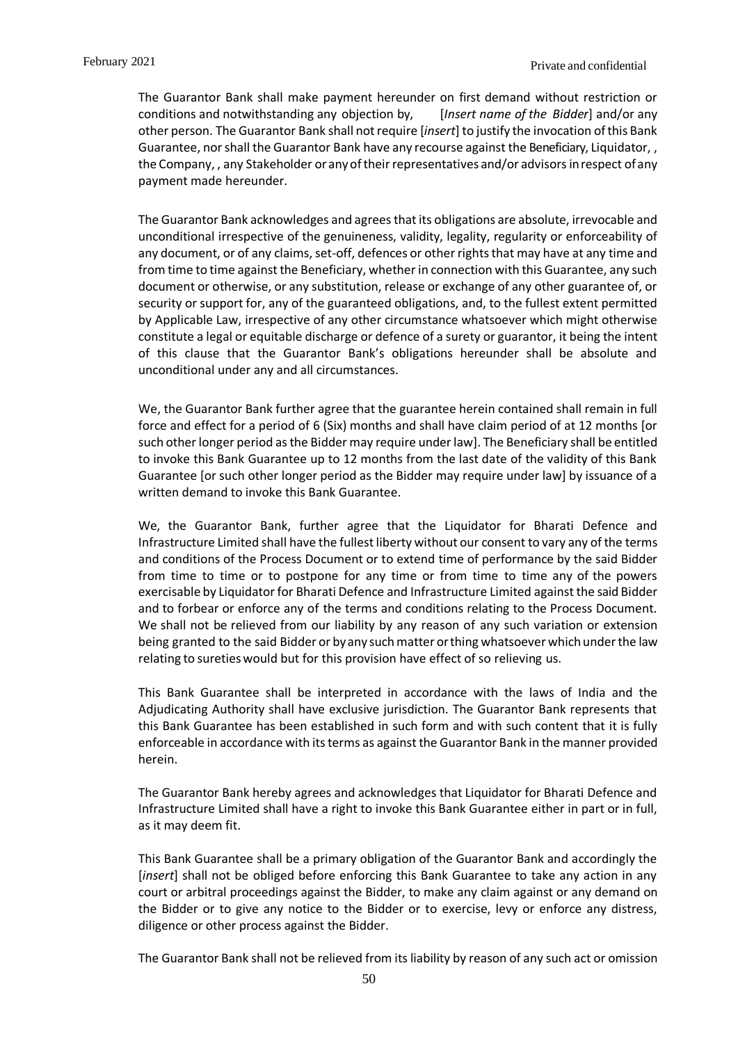The Guarantor Bank shall make payment hereunder on first demand without restriction or conditions and notwithstanding any objection by, [*Insert name of the Bidder*] and/or any other person. The Guarantor Bank shall not require [*insert*] to justify the invocation of this Bank Guarantee, nor shall the Guarantor Bank have any recourse against the Beneficiary, Liquidator, , the Company, , any Stakeholder or any of their representatives and/or advisors in respect of any payment made hereunder.

The Guarantor Bank acknowledges and agrees that its obligations are absolute, irrevocable and unconditional irrespective of the genuineness, validity, legality, regularity or enforceability of any document, or of any claims, set-off, defences or other rights that may have at any time and from time to time against the Beneficiary, whether in connection with this Guarantee, any such document or otherwise, or any substitution, release or exchange of any other guarantee of, or security or support for, any of the guaranteed obligations, and, to the fullest extent permitted by Applicable Law, irrespective of any other circumstance whatsoever which might otherwise constitute a legal or equitable discharge or defence of a surety or guarantor, it being the intent of this clause that the Guarantor Bank's obligations hereunder shall be absolute and unconditional under any and all circumstances.

We, the Guarantor Bank further agree that the guarantee herein contained shall remain in full force and effect for a period of 6 (Six) months and shall have claim period of at 12 months [or such other longer period as the Bidder may require under law]. The Beneficiary shall be entitled to invoke this Bank Guarantee up to 12 months from the last date of the validity of this Bank Guarantee [or such other longer period as the Bidder may require under law] by issuance of a written demand to invoke this Bank Guarantee.

We, the Guarantor Bank, further agree that the Liquidator for Bharati Defence and Infrastructure Limited shall have the fullest liberty without our consent to vary any of the terms and conditions of the Process Document or to extend time of performance by the said Bidder from time to time or to postpone for any time or from time to time any of the powers exercisable by Liquidator for Bharati Defence and Infrastructure Limited against the said Bidder and to forbear or enforce any of the terms and conditions relating to the Process Document. We shall not be relieved from our liability by any reason of any such variation or extension being granted to the said Bidder or by any such matter or thing whatsoever which under the law relating to sureties would but for this provision have effect of so relieving us.

This Bank Guarantee shall be interpreted in accordance with the laws of India and the Adjudicating Authority shall have exclusive jurisdiction. The Guarantor Bank represents that this Bank Guarantee has been established in such form and with such content that it is fully enforceable in accordance with its terms as against the Guarantor Bank in the manner provided herein.

The Guarantor Bank hereby agrees and acknowledges that Liquidator for Bharati Defence and Infrastructure Limited shall have a right to invoke this Bank Guarantee either in part or in full, as it may deem fit.

This Bank Guarantee shall be a primary obligation of the Guarantor Bank and accordingly the [*insert*] shall not be obliged before enforcing this Bank Guarantee to take any action in any court or arbitral proceedings against the Bidder, to make any claim against or any demand on the Bidder or to give any notice to the Bidder or to exercise, levy or enforce any distress, diligence or other process against the Bidder.

The Guarantor Bank shall not be relieved from its liability by reason of any such act or omission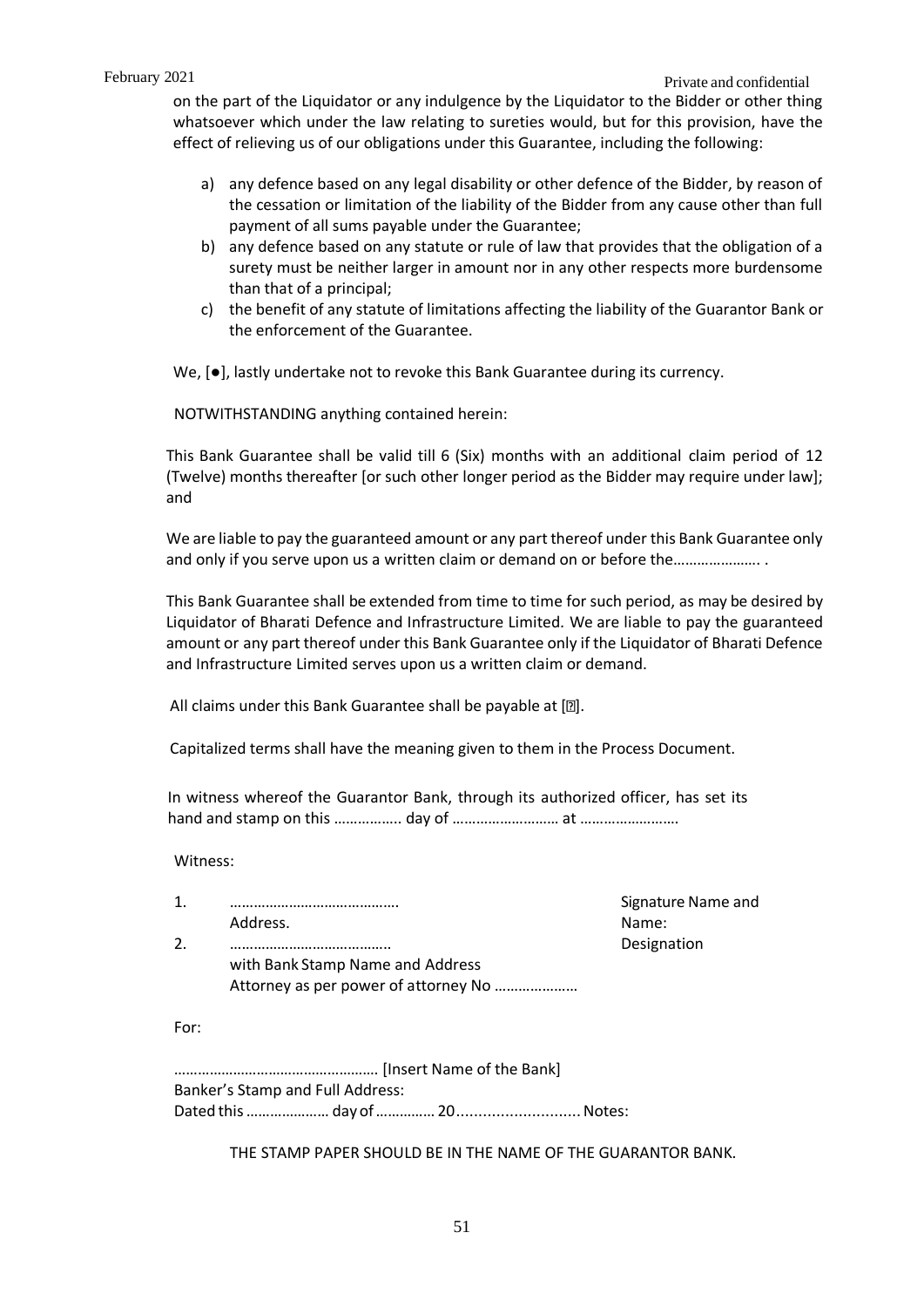on the part of the Liquidator or any indulgence by the Liquidator to the Bidder or other thing whatsoever which under the law relating to sureties would, but for this provision, have the effect of relieving us of our obligations under this Guarantee, including the following:

a) any defence based on any legal disability or other defence of the Bidder, by reason of the cessation or limitation of the liability of the Bidder from any cause other than full payment of all sums payable under the Guarantee;
b) any defence based on any statute or rule of law that provides that the obligation of a surety must be neither larger in amount nor in any other respects more burdensome than that of a principal;
c) the benefit of any statute of limitations affecting the liability of the Guarantor Bank or the enforcement of the Guarantee.

We, [●], lastly undertake not to revoke this Bank Guarantee during its currency.

NOTWITHSTANDING anything contained herein:

This Bank Guarantee shall be valid till 6 (Six) months with an additional claim period of 12 (Twelve) months thereafter [or such other longer period as the Bidder may require under law]; and

We are liable to pay the guaranteed amount or any part thereof under this Bank Guarantee only and only if you serve upon us a written claim or demand on or before the…………………. .

This Bank Guarantee shall be extended from time to time for such period, as may be desired by Liquidator of Bharati Defence and Infrastructure Limited. We are liable to pay the guaranteed amount or any part thereof under this Bank Guarantee only if the Liquidator of Bharati Defence and Infrastructure Limited serves upon us a written claim or demand.

All claims under this Bank Guarantee shall be payable at [?].

Capitalized terms shall have the meaning given to them in the Process Document.

In witness whereof the Guarantor Bank, through its authorized officer, has set its hand and stamp on this …………….. day of ……………………… at …………………….

Witness:

1. ……………………………………. Address.
2. ………………………………….. with Bank Stamp Name and Address Attorney as per power of attorney No …………………

Signature Name and Name: Designation

For:

…………………………………………… [Insert Name of the Bank]
Banker's Stamp and Full Address:
Dated this ………………… day of …………… 20........................... Notes:

THE STAMP PAPER SHOULD BE IN THE NAME OF THE GUARANTOR BANK.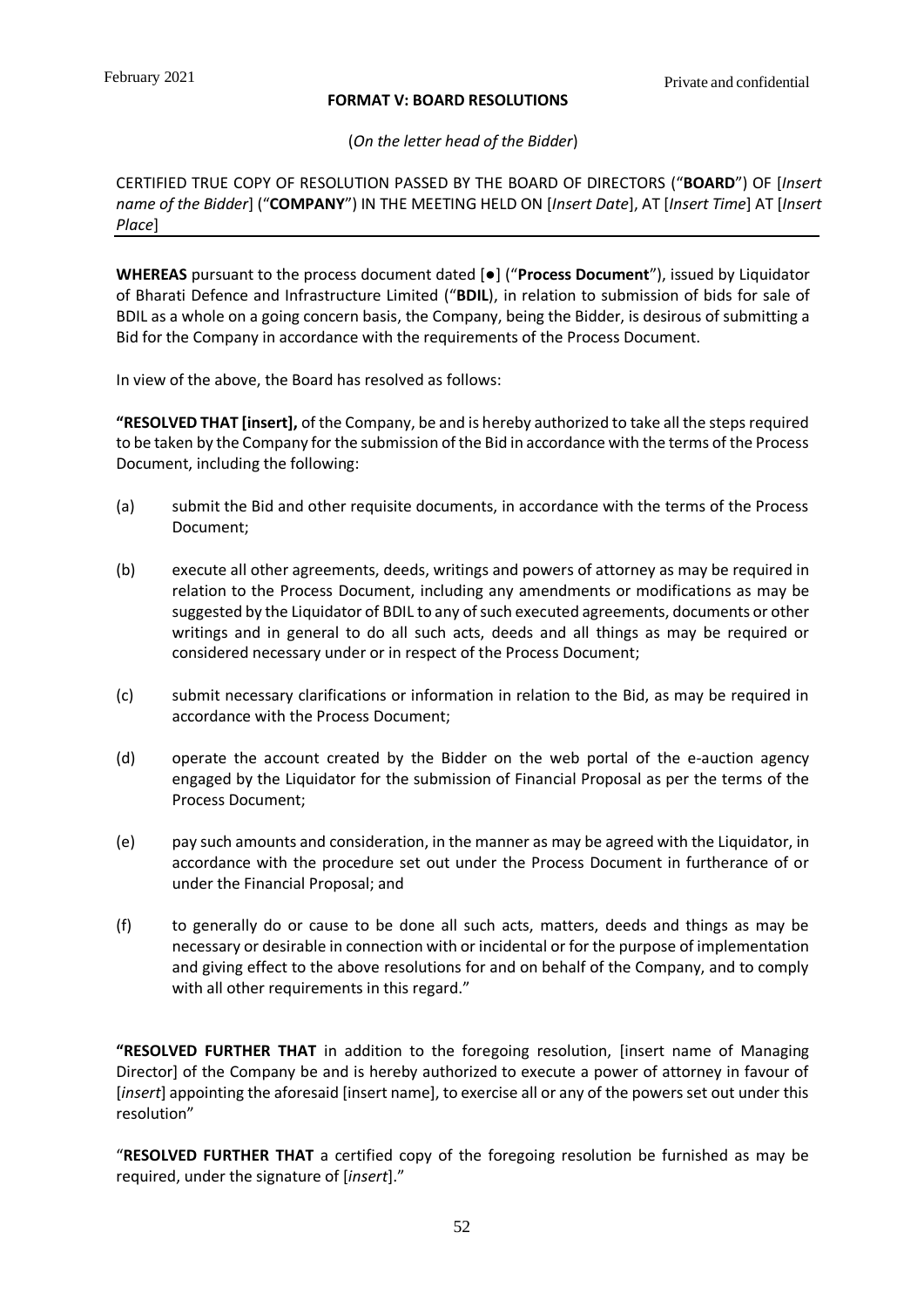**FORMAT V: BOARD RESOLUTIONS**

(*On the letter head of the Bidder*)

CERTIFIED TRUE COPY OF RESOLUTION PASSED BY THE BOARD OF DIRECTORS ("**BOARD**") OF [*Insert name of the Bidder*] ("**COMPANY**") IN THE MEETING HELD ON [*Insert Date*], AT [*Insert Time*] AT [*Insert Place*]

**WHEREAS** pursuant to the process document dated [●] ("**Process Document**"), issued by Liquidator of Bharati Defence and Infrastructure Limited ("**BDIL**), in relation to submission of bids for sale of BDIL as a whole on a going concern basis, the Company, being the Bidder, is desirous of submitting a Bid for the Company in accordance with the requirements of the Process Document.

In view of the above, the Board has resolved as follows:

**"RESOLVED THAT [insert],** of the Company, be and is hereby authorized to take all the steps required to be taken by the Company for the submission of the Bid in accordance with the terms of the Process Document, including the following:

(a) submit the Bid and other requisite documents, in accordance with the terms of the Process Document;

(b) execute all other agreements, deeds, writings and powers of attorney as may be required in relation to the Process Document, including any amendments or modifications as may be suggested by the Liquidator of BDIL to any of such executed agreements, documents or other writings and in general to do all such acts, deeds and all things as may be required or considered necessary under or in respect of the Process Document;

(c) submit necessary clarifications or information in relation to the Bid, as may be required in accordance with the Process Document;

(d) operate the account created by the Bidder on the web portal of the e-auction agency engaged by the Liquidator for the submission of Financial Proposal as per the terms of the Process Document;

(e) pay such amounts and consideration, in the manner as may be agreed with the Liquidator, in accordance with the procedure set out under the Process Document in furtherance of or under the Financial Proposal; and

(f) to generally do or cause to be done all such acts, matters, deeds and things as may be necessary or desirable in connection with or incidental or for the purpose of implementation and giving effect to the above resolutions for and on behalf of the Company, and to comply with all other requirements in this regard."

**"RESOLVED FURTHER THAT** in addition to the foregoing resolution, [insert name of Managing Director] of the Company be and is hereby authorized to execute a power of attorney in favour of [*insert*] appointing the aforesaid [insert name], to exercise all or any of the powers set out under this resolution"

"**RESOLVED FURTHER THAT** a certified copy of the foregoing resolution be furnished as may be required, under the signature of [*insert*]."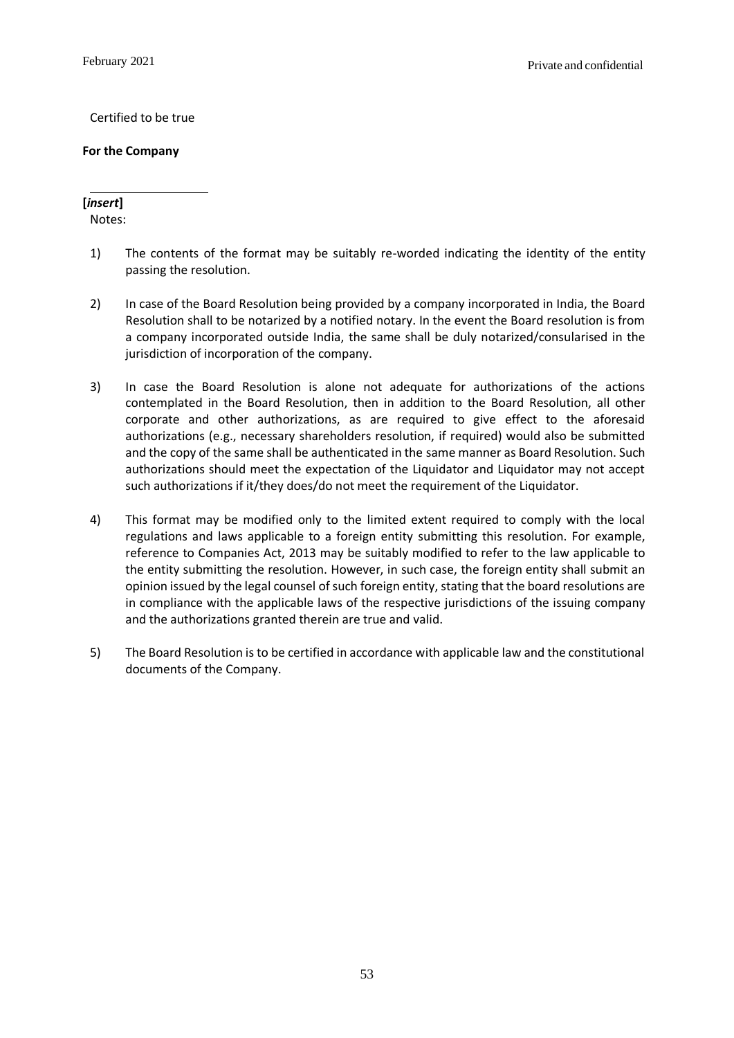Certified to be true

**For the Company**

______________________

**[*insert*]**

Notes:

1) The contents of the format may be suitably re-worded indicating the identity of the entity passing the resolution.

2) In case of the Board Resolution being provided by a company incorporated in India, the Board Resolution shall to be notarized by a notified notary. In the event the Board resolution is from a company incorporated outside India, the same shall be duly notarized/consularised in the jurisdiction of incorporation of the company.

3) In case the Board Resolution is alone not adequate for authorizations of the actions contemplated in the Board Resolution, then in addition to the Board Resolution, all other corporate and other authorizations, as are required to give effect to the aforesaid authorizations (e.g., necessary shareholders resolution, if required) would also be submitted and the copy of the same shall be authenticated in the same manner as Board Resolution. Such authorizations should meet the expectation of the Liquidator and Liquidator may not accept such authorizations if it/they does/do not meet the requirement of the Liquidator.

4) This format may be modified only to the limited extent required to comply with the local regulations and laws applicable to a foreign entity submitting this resolution. For example, reference to Companies Act, 2013 may be suitably modified to refer to the law applicable to the entity submitting the resolution. However, in such case, the foreign entity shall submit an opinion issued by the legal counsel of such foreign entity, stating that the board resolutions are in compliance with the applicable laws of the respective jurisdictions of the issuing company and the authorizations granted therein are true and valid.

5) The Board Resolution is to be certified in accordance with applicable law and the constitutional documents of the Company.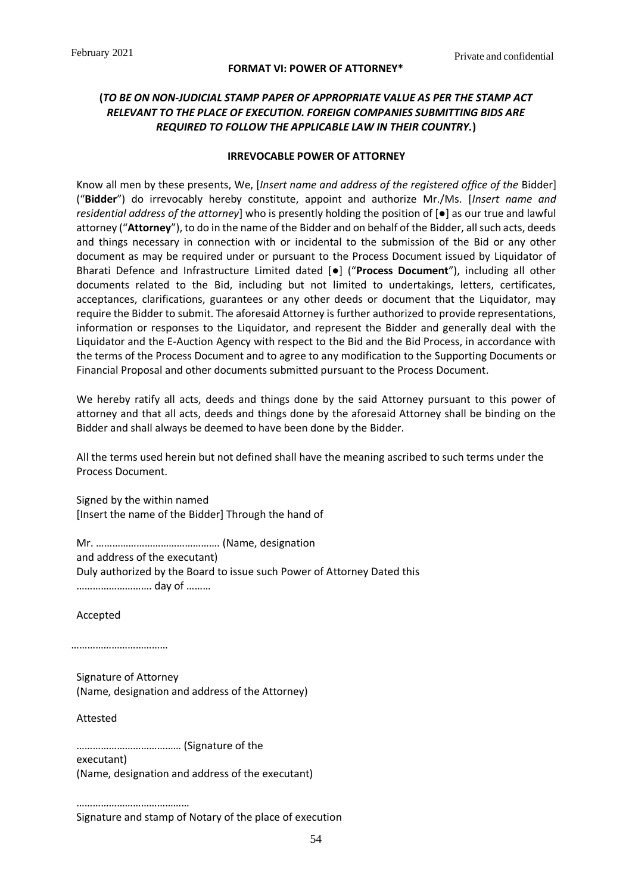**FORMAT VI: POWER OF ATTORNEY***

**(*TO BE ON NON-JUDICIAL STAMP PAPER OF APPROPRIATE VALUE AS PER THE STAMP ACT RELEVANT TO THE PLACE OF EXECUTION. FOREIGN COMPANIES SUBMITTING BIDS ARE REQUIRED TO FOLLOW THE APPLICABLE LAW IN THEIR COUNTRY.*)**

**IRREVOCABLE POWER OF ATTORNEY**

Know all men by these presents, We, [*Insert name and address of the registered office of the* Bidder] ("**Bidder**") do irrevocably hereby constitute, appoint and authorize Mr./Ms. [*Insert name and residential address of the attorney*] who is presently holding the position of [●] as our true and lawful attorney ("**Attorney**"), to do in the name of the Bidder and on behalf of the Bidder, all such acts, deeds and things necessary in connection with or incidental to the submission of the Bid or any other document as may be required under or pursuant to the Process Document issued by Liquidator of Bharati Defence and Infrastructure Limited dated [●] ("**Process Document**"), including all other documents related to the Bid, including but not limited to undertakings, letters, certificates, acceptances, clarifications, guarantees or any other deeds or document that the Liquidator, may require the Bidder to submit. The aforesaid Attorney is further authorized to provide representations, information or responses to the Liquidator, and represent the Bidder and generally deal with the Liquidator and the E-Auction Agency with respect to the Bid and the Bid Process, in accordance with the terms of the Process Document and to agree to any modification to the Supporting Documents or Financial Proposal and other documents submitted pursuant to the Process Document.

We hereby ratify all acts, deeds and things done by the said Attorney pursuant to this power of attorney and that all acts, deeds and things done by the aforesaid Attorney shall be binding on the Bidder and shall always be deemed to have been done by the Bidder.

All the terms used herein but not defined shall have the meaning ascribed to such terms under the Process Document.

Signed by the within named
[Insert the name of the Bidder] Through the hand of

Mr. ……………………………………… (Name, designation
and address of the executant)
Duly authorized by the Board to issue such Power of Attorney Dated this
……………………… day of ………

Accepted

………………………………

Signature of Attorney
(Name, designation and address of the Attorney)

Attested

………………………………… (Signature of the
executant)
(Name, designation and address of the executant)

……………………………………
Signature and stamp of Notary of the place of execution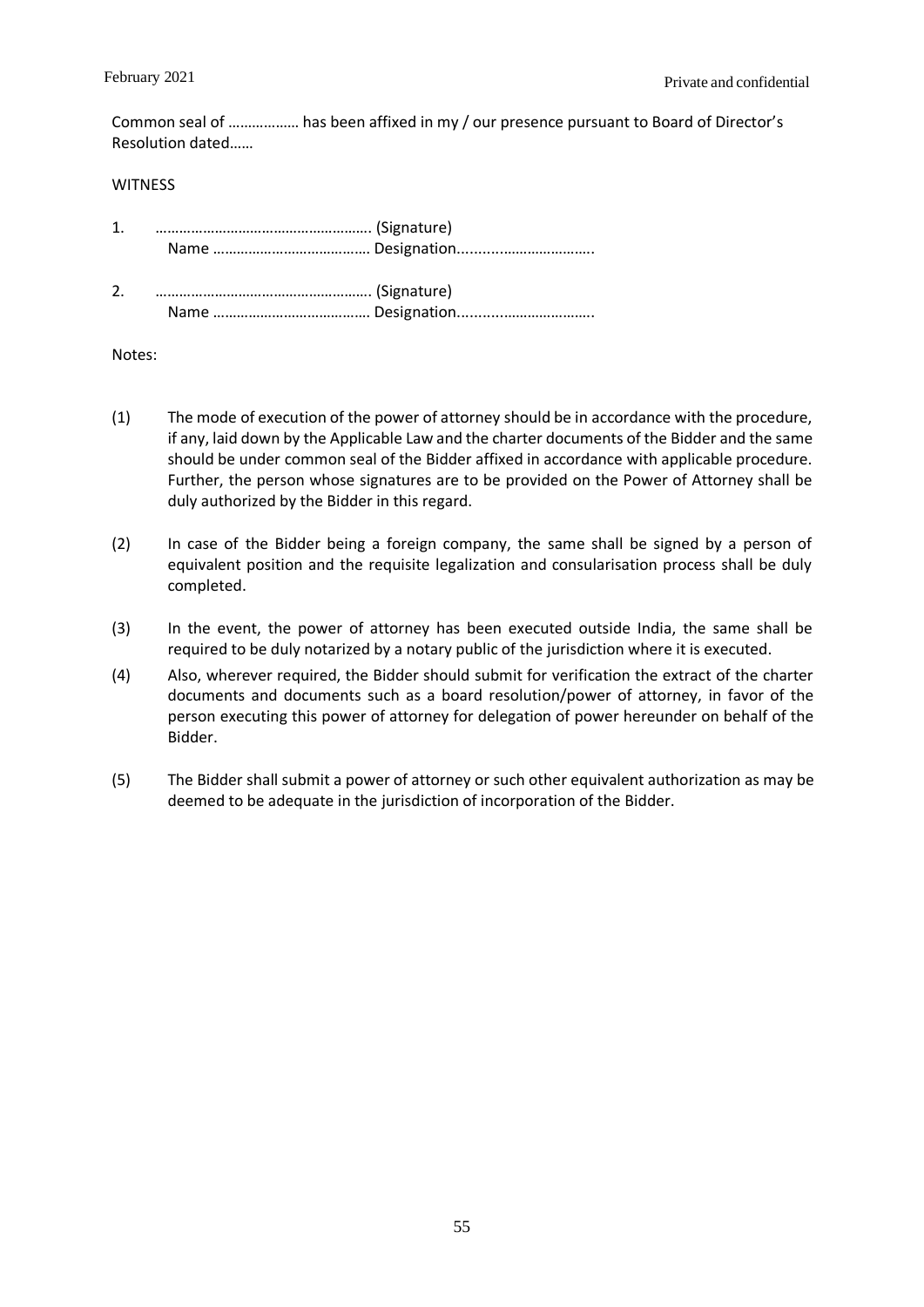Common seal of ……………… has been affixed in my / our presence pursuant to Board of Director's Resolution dated……

WITNESS

1. ……………………………………………… (Signature)
   Name ………………………………… Designation..................………………

2. ……………………………………………… (Signature)
   Name ………………………………… Designation..................………………

Notes:

(1) The mode of execution of the power of attorney should be in accordance with the procedure, if any, laid down by the Applicable Law and the charter documents of the Bidder and the same should be under common seal of the Bidder affixed in accordance with applicable procedure. Further, the person whose signatures are to be provided on the Power of Attorney shall be duly authorized by the Bidder in this regard.

(2) In case of the Bidder being a foreign company, the same shall be signed by a person of equivalent position and the requisite legalization and consularisation process shall be duly completed.

(3) In the event, the power of attorney has been executed outside India, the same shall be required to be duly notarized by a notary public of the jurisdiction where it is executed.

(4) Also, wherever required, the Bidder should submit for verification the extract of the charter documents and documents such as a board resolution/power of attorney, in favor of the person executing this power of attorney for delegation of power hereunder on behalf of the Bidder.

(5) The Bidder shall submit a power of attorney or such other equivalent authorization as may be deemed to be adequate in the jurisdiction of incorporation of the Bidder.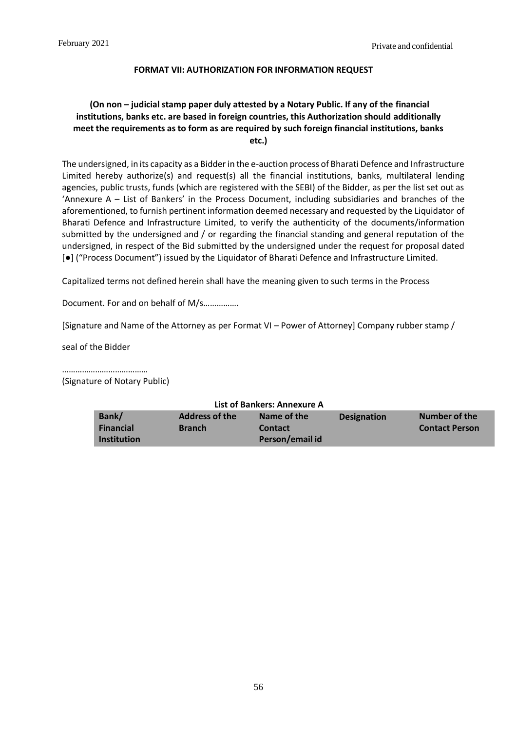**FORMAT VII: AUTHORIZATION FOR INFORMATION REQUEST**

**(On non – judicial stamp paper duly attested by a Notary Public. If any of the financial institutions, banks etc. are based in foreign countries, this Authorization should additionally meet the requirements as to form as are required by such foreign financial institutions, banks etc.)**

The undersigned, in its capacity as a Bidder in the e-auction process of Bharati Defence and Infrastructure Limited hereby authorize(s) and request(s) all the financial institutions, banks, multilateral lending agencies, public trusts, funds (which are registered with the SEBI) of the Bidder, as per the list set out as 'Annexure A – List of Bankers' in the Process Document, including subsidiaries and branches of the aforementioned, to furnish pertinent information deemed necessary and requested by the Liquidator of Bharati Defence and Infrastructure Limited, to verify the authenticity of the documents/information submitted by the undersigned and / or regarding the financial standing and general reputation of the undersigned, in respect of the Bid submitted by the undersigned under the request for proposal dated [●] ("Process Document") issued by the Liquidator of Bharati Defence and Infrastructure Limited.

Capitalized terms not defined herein shall have the meaning given to such terms in the Process

Document. For and on behalf of M/s…………….

[Signature and Name of the Attorney as per Format VI – Power of Attorney] Company rubber stamp /

seal of the Bidder

…………………………………
(Signature of Notary Public)

**List of Bankers: Annexure A**

| Bank/ Financial Institution | Address of the Branch | Name of the Contact Person/email id | Designation | Number of the Contact Person |
|---|---|---|---|---|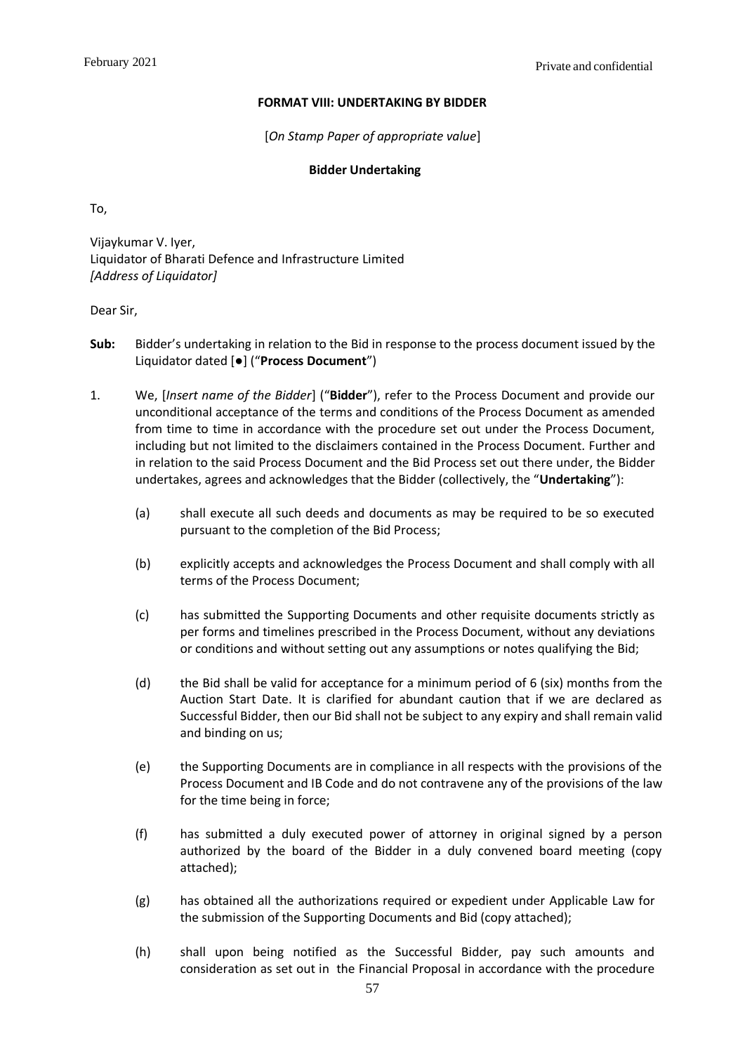**FORMAT VIII: UNDERTAKING BY BIDDER**

[*On Stamp Paper of appropriate value*]

**Bidder Undertaking**

To,

Vijaykumar V. Iyer,
Liquidator of Bharati Defence and Infrastructure Limited
*[Address of Liquidator]*

Dear Sir,

**Sub:** Bidder's undertaking in relation to the Bid in response to the process document issued by the Liquidator dated [●] ("**Process Document**")

1. We, [*Insert name of the Bidder*] ("**Bidder**"), refer to the Process Document and provide our unconditional acceptance of the terms and conditions of the Process Document as amended from time to time in accordance with the procedure set out under the Process Document, including but not limited to the disclaimers contained in the Process Document. Further and in relation to the said Process Document and the Bid Process set out there under, the Bidder undertakes, agrees and acknowledges that the Bidder (collectively, the "**Undertaking**"):

   (a) shall execute all such deeds and documents as may be required to be so executed pursuant to the completion of the Bid Process;

   (b) explicitly accepts and acknowledges the Process Document and shall comply with all terms of the Process Document;

   (c) has submitted the Supporting Documents and other requisite documents strictly as per forms and timelines prescribed in the Process Document, without any deviations or conditions and without setting out any assumptions or notes qualifying the Bid;

   (d) the Bid shall be valid for acceptance for a minimum period of 6 (six) months from the Auction Start Date. It is clarified for abundant caution that if we are declared as Successful Bidder, then our Bid shall not be subject to any expiry and shall remain valid and binding on us;

   (e) the Supporting Documents are in compliance in all respects with the provisions of the Process Document and IB Code and do not contravene any of the provisions of the law for the time being in force;

   (f) has submitted a duly executed power of attorney in original signed by a person authorized by the board of the Bidder in a duly convened board meeting (copy attached);

   (g) has obtained all the authorizations required or expedient under Applicable Law for the submission of the Supporting Documents and Bid (copy attached);

   (h) shall upon being notified as the Successful Bidder, pay such amounts and consideration as set out in the Financial Proposal in accordance with the procedure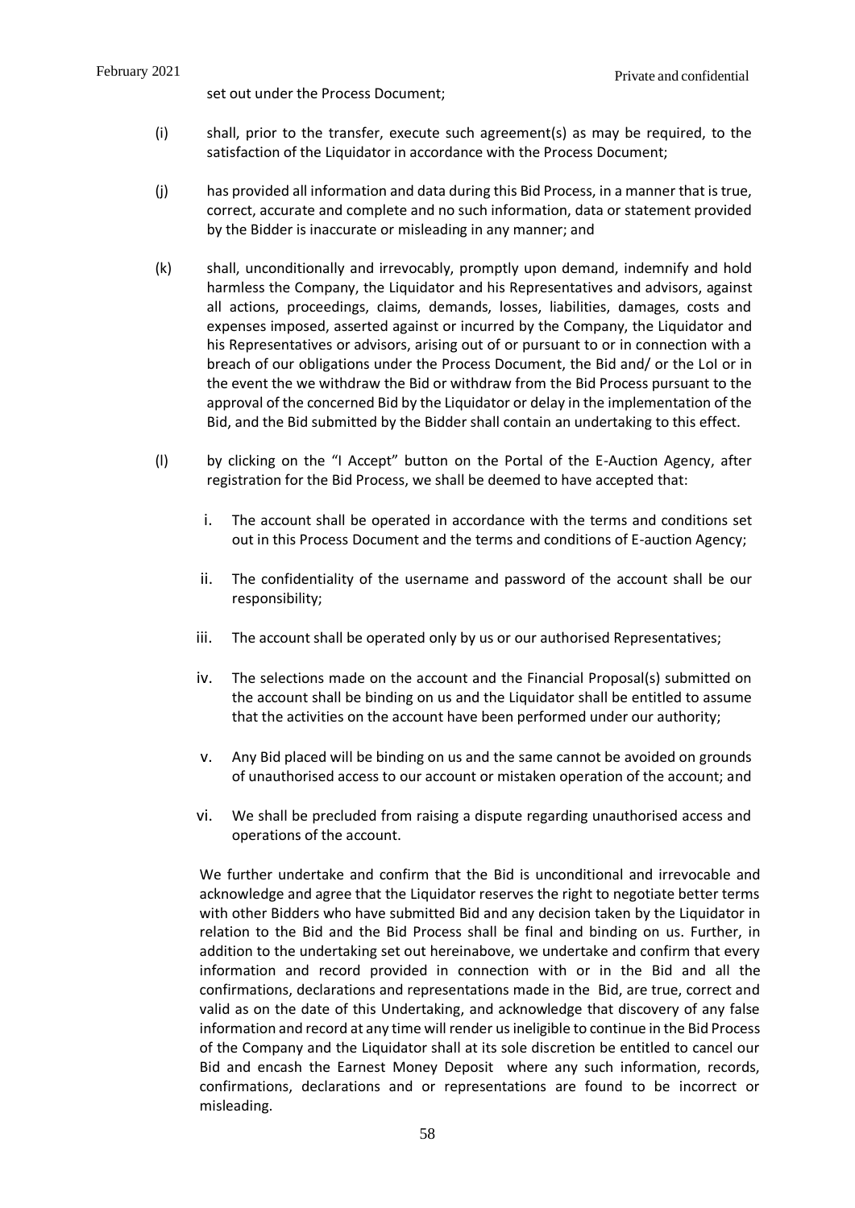set out under the Process Document;

(i) shall, prior to the transfer, execute such agreement(s) as may be required, to the satisfaction of the Liquidator in accordance with the Process Document;

(j) has provided all information and data during this Bid Process, in a manner that is true, correct, accurate and complete and no such information, data or statement provided by the Bidder is inaccurate or misleading in any manner; and

(k) shall, unconditionally and irrevocably, promptly upon demand, indemnify and hold harmless the Company, the Liquidator and his Representatives and advisors, against all actions, proceedings, claims, demands, losses, liabilities, damages, costs and expenses imposed, asserted against or incurred by the Company, the Liquidator and his Representatives or advisors, arising out of or pursuant to or in connection with a breach of our obligations under the Process Document, the Bid and/ or the LoI or in the event the we withdraw the Bid or withdraw from the Bid Process pursuant to the approval of the concerned Bid by the Liquidator or delay in the implementation of the Bid, and the Bid submitted by the Bidder shall contain an undertaking to this effect.

(l) by clicking on the "I Accept" button on the Portal of the E-Auction Agency, after registration for the Bid Process, we shall be deemed to have accepted that:

   i. The account shall be operated in accordance with the terms and conditions set out in this Process Document and the terms and conditions of E-auction Agency;

   ii. The confidentiality of the username and password of the account shall be our responsibility;

   iii. The account shall be operated only by us or our authorised Representatives;

   iv. The selections made on the account and the Financial Proposal(s) submitted on the account shall be binding on us and the Liquidator shall be entitled to assume that the activities on the account have been performed under our authority;

   v. Any Bid placed will be binding on us and the same cannot be avoided on grounds of unauthorised access to our account or mistaken operation of the account; and

   vi. We shall be precluded from raising a dispute regarding unauthorised access and operations of the account.

We further undertake and confirm that the Bid is unconditional and irrevocable and acknowledge and agree that the Liquidator reserves the right to negotiate better terms with other Bidders who have submitted Bid and any decision taken by the Liquidator in relation to the Bid and the Bid Process shall be final and binding on us. Further, in addition to the undertaking set out hereinabove, we undertake and confirm that every information and record provided in connection with or in the Bid and all the confirmations, declarations and representations made in the Bid, are true, correct and valid as on the date of this Undertaking, and acknowledge that discovery of any false information and record at any time will render us ineligible to continue in the Bid Process of the Company and the Liquidator shall at its sole discretion be entitled to cancel our Bid and encash the Earnest Money Deposit where any such information, records, confirmations, declarations and or representations are found to be incorrect or misleading.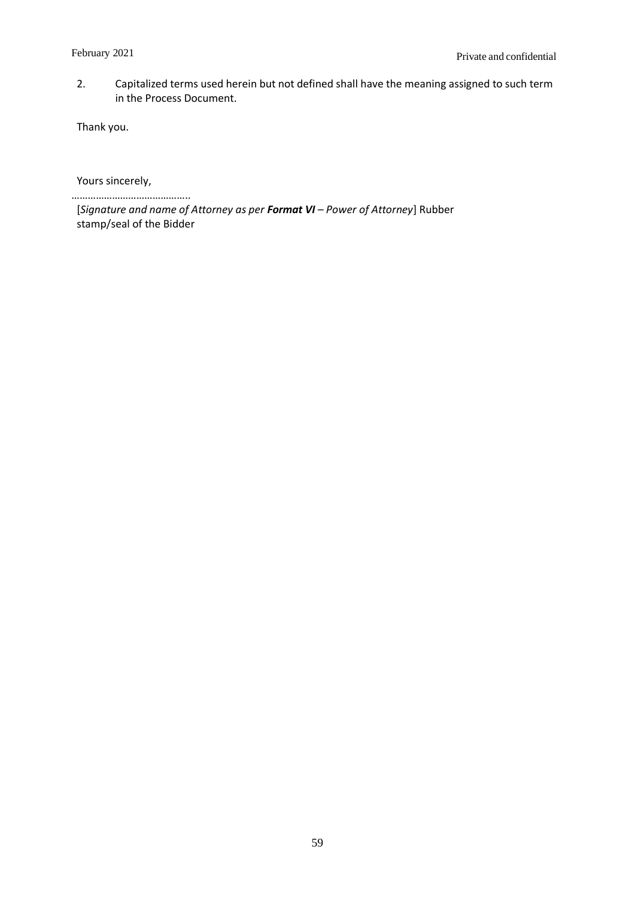2. Capitalized terms used herein but not defined shall have the meaning assigned to such term in the Process Document.

Thank you.

Yours sincerely,

……………………………………..

[*Signature and name of Attorney as per **Format VI** – Power of Attorney*] Rubber stamp/seal of the Bidder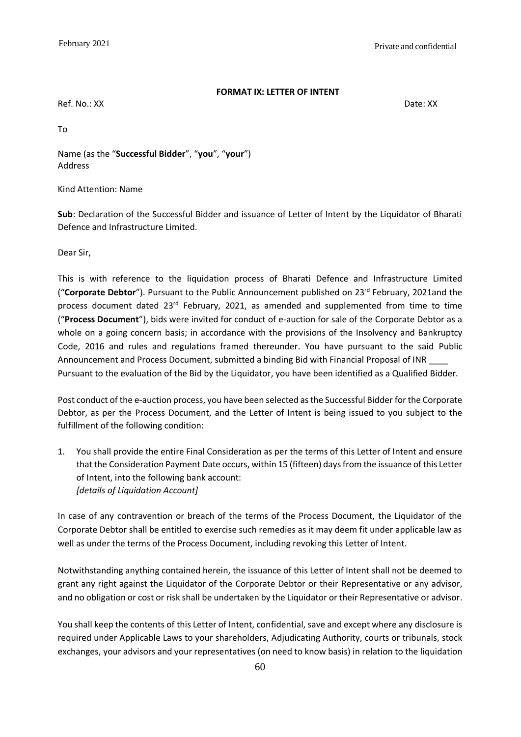## FORMAT IX: LETTER OF INTENT

Ref. No.: XX Date: XX

To

Name (as the "**Successful Bidder**", "**you**", "**your**")
Address

Kind Attention: Name

**Sub**: Declaration of the Successful Bidder and issuance of Letter of Intent by the Liquidator of Bharati Defence and Infrastructure Limited.

Dear Sir,

This is with reference to the liquidation process of Bharati Defence and Infrastructure Limited ("**Corporate Debtor**"). Pursuant to the Public Announcement published on 23rd February, 2021and the process document dated 23rd February, 2021, as amended and supplemented from time to time ("**Process Document**"), bids were invited for conduct of e-auction for sale of the Corporate Debtor as a whole on a going concern basis; in accordance with the provisions of the Insolvency and Bankruptcy Code, 2016 and rules and regulations framed thereunder. You have pursuant to the said Public Announcement and Process Document, submitted a binding Bid with Financial Proposal of INR ____ Pursuant to the evaluation of the Bid by the Liquidator, you have been identified as a Qualified Bidder.

Post conduct of the e-auction process, you have been selected as the Successful Bidder for the Corporate Debtor, as per the Process Document, and the Letter of Intent is being issued to you subject to the fulfillment of the following condition:

1. You shall provide the entire Final Consideration as per the terms of this Letter of Intent and ensure that the Consideration Payment Date occurs, within 15 (fifteen) days from the issuance of this Letter of Intent, into the following bank account:
   *[details of Liquidation Account]*

In case of any contravention or breach of the terms of the Process Document, the Liquidator of the Corporate Debtor shall be entitled to exercise such remedies as it may deem fit under applicable law as well as under the terms of the Process Document, including revoking this Letter of Intent.

Notwithstanding anything contained herein, the issuance of this Letter of Intent shall not be deemed to grant any right against the Liquidator of the Corporate Debtor or their Representative or any advisor, and no obligation or cost or risk shall be undertaken by the Liquidator or their Representative or advisor.

You shall keep the contents of this Letter of Intent, confidential, save and except where any disclosure is required under Applicable Laws to your shareholders, Adjudicating Authority, courts or tribunals, stock exchanges, your advisors and your representatives (on need to know basis) in relation to the liquidation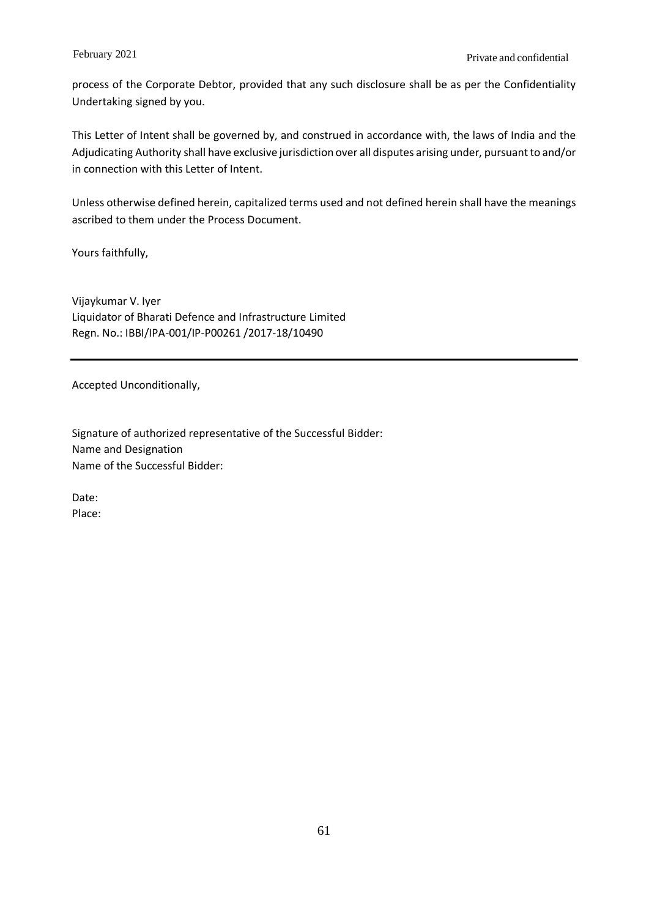process of the Corporate Debtor, provided that any such disclosure shall be as per the Confidentiality Undertaking signed by you.

This Letter of Intent shall be governed by, and construed in accordance with, the laws of India and the Adjudicating Authority shall have exclusive jurisdiction over all disputes arising under, pursuant to and/or in connection with this Letter of Intent.

Unless otherwise defined herein, capitalized terms used and not defined herein shall have the meanings ascribed to them under the Process Document.

Yours faithfully,

Vijaykumar V. Iyer
Liquidator of Bharati Defence and Infrastructure Limited
Regn. No.: IBBI/IPA-001/IP-P00261 /2017-18/10490

---

Accepted Unconditionally,

Signature of authorized representative of the Successful Bidder:
Name and Designation
Name of the Successful Bidder:

Date:
Place: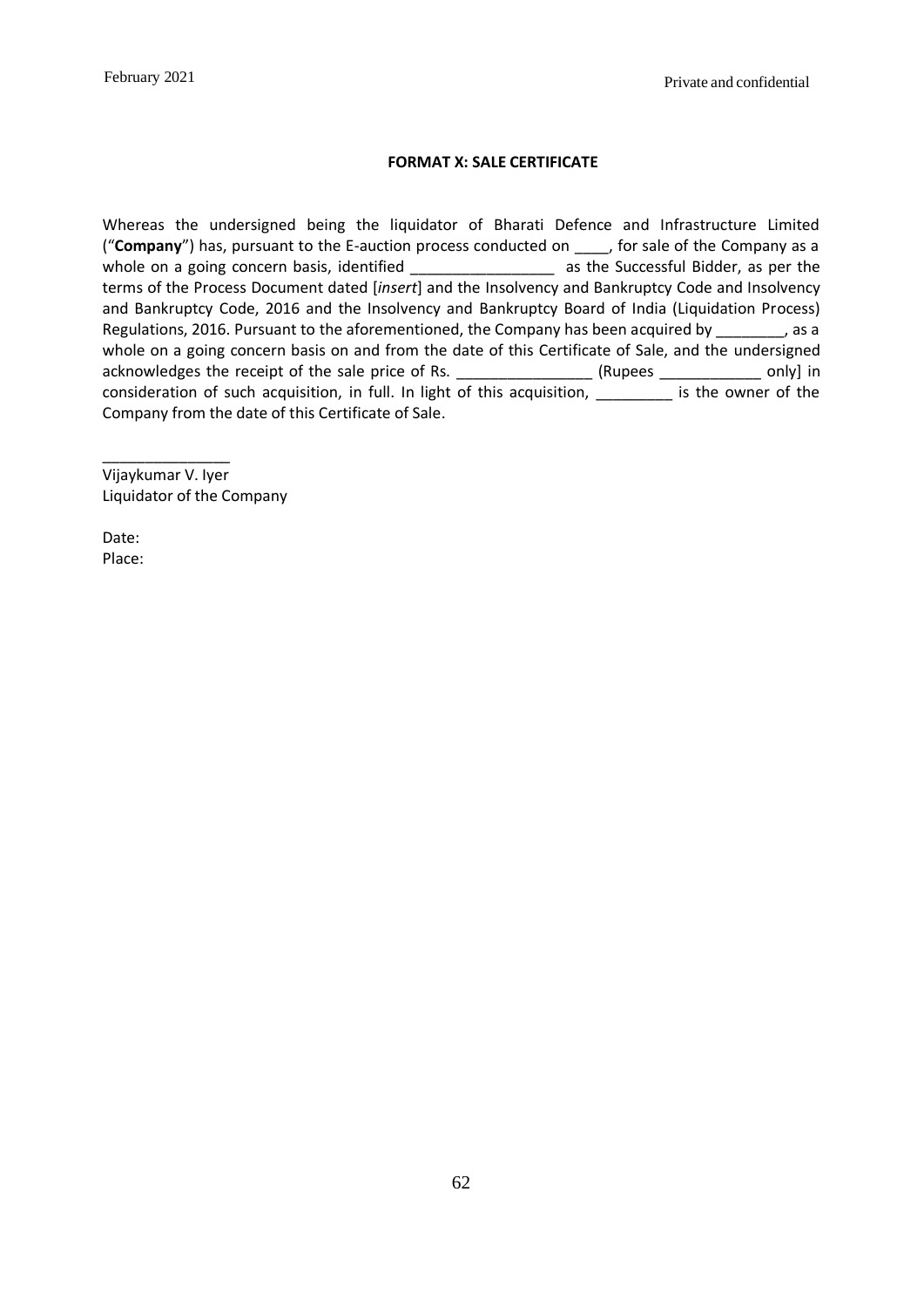**FORMAT X: SALE CERTIFICATE**

Whereas the undersigned being the liquidator of Bharati Defence and Infrastructure Limited ("**Company**") has, pursuant to the E-auction process conducted on ____, for sale of the Company as a whole on a going concern basis, identified ________________ as the Successful Bidder, as per the terms of the Process Document dated [*insert*] and the Insolvency and Bankruptcy Code and Insolvency and Bankruptcy Code, 2016 and the Insolvency and Bankruptcy Board of India (Liquidation Process) Regulations, 2016. Pursuant to the aforementioned, the Company has been acquired by ________, as a whole on a going concern basis on and from the date of this Certificate of Sale, and the undersigned acknowledges the receipt of the sale price of Rs. _______________ (Rupees ____________ only] in consideration of such acquisition, in full. In light of this acquisition, _________ is the owner of the Company from the date of this Certificate of Sale.

_______________
Vijaykumar V. Iyer
Liquidator of the Company

Date:
Place: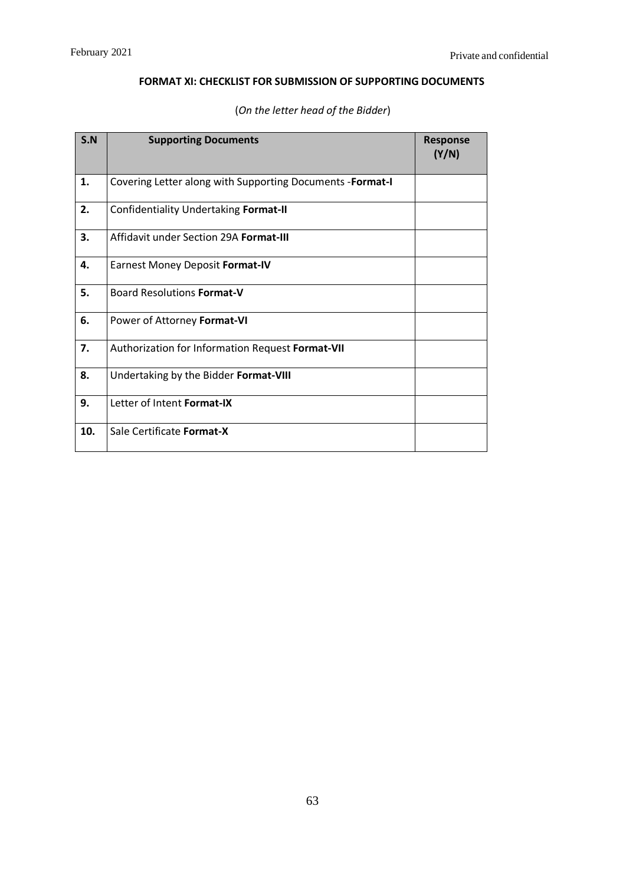**FORMAT XI: CHECKLIST FOR SUBMISSION OF SUPPORTING DOCUMENTS**

(*On the letter head of the Bidder*)

| S.N | Supporting Documents | Response (Y/N) |
|---|---|---|
| 1. | Covering Letter along with Supporting Documents -**Format-I** | |
| 2. | Confidentiality Undertaking **Format-II** | |
| 3. | Affidavit under Section 29A **Format-III** | |
| 4. | Earnest Money Deposit **Format-IV** | |
| 5. | Board Resolutions **Format-V** | |
| 6. | Power of Attorney **Format-VI** | |
| 7. | Authorization for Information Request **Format-VII** | |
| 8. | Undertaking by the Bidder **Format-VIII** | |
| 9. | Letter of Intent **Format-IX** | |
| 10. | Sale Certificate **Format-X** | |